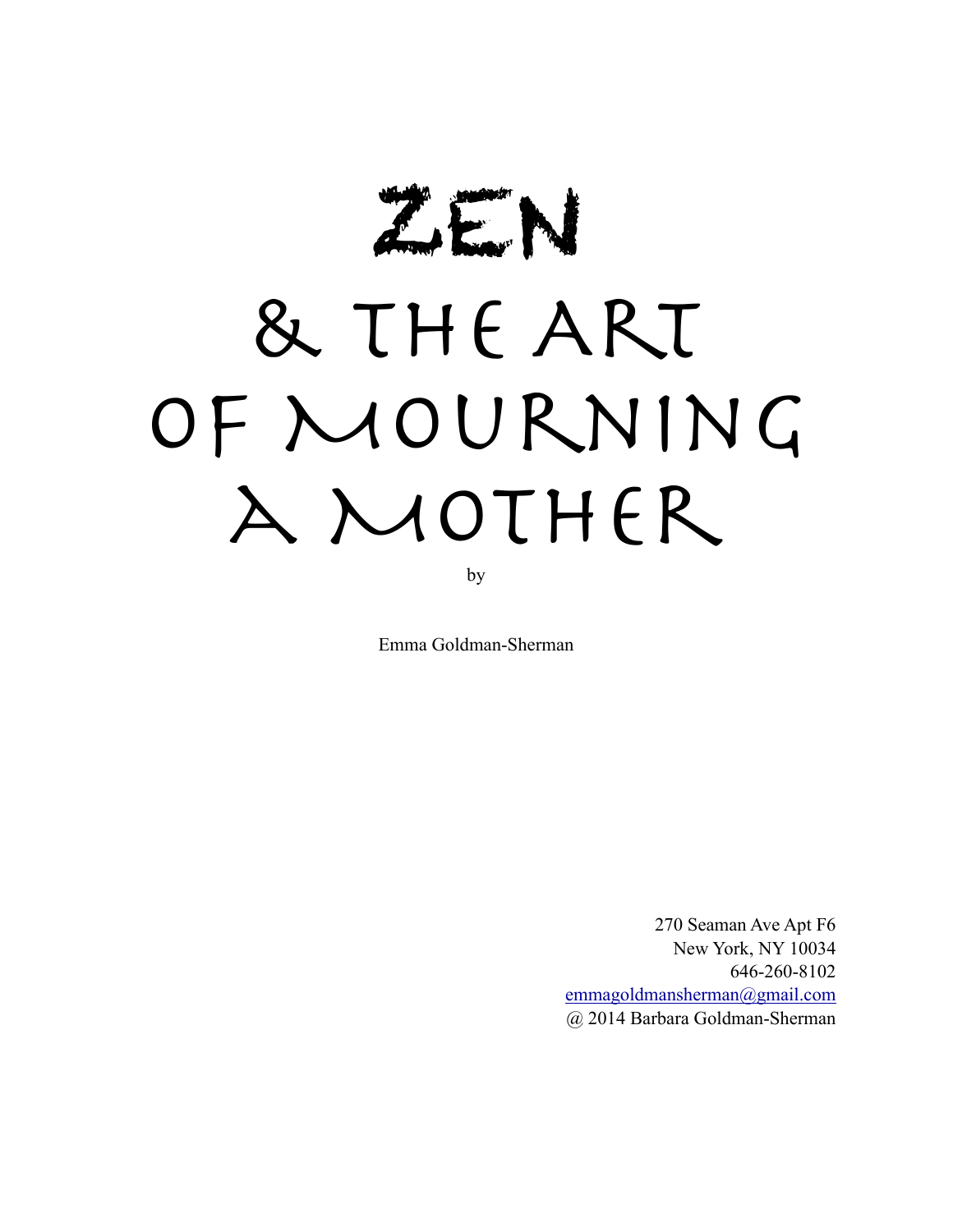# ZEN & THE ART OF MOURNING A MOTHER

by

Emma Goldman-Sherman

270 Seaman Ave Apt F6
New York, NY 10034
646-260-8102
emmagoldmansherman@gmail.com
@ 2014 Barbara Goldman-Sherman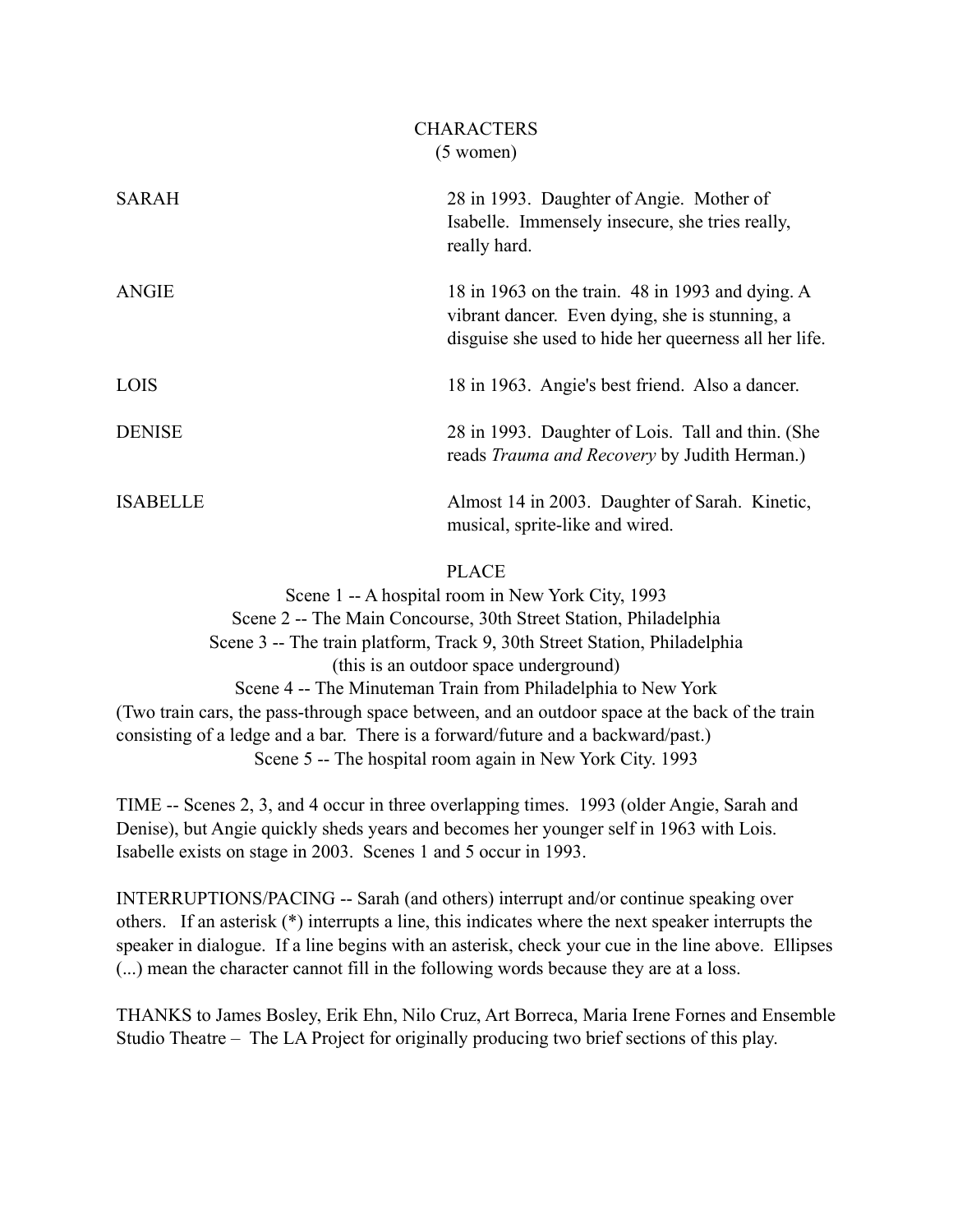## CHARACTERS
(5 women)

**SARAH** — 28 in 1993. Daughter of Angie. Mother of Isabelle. Immensely insecure, she tries really, really hard.

**ANGIE** — 18 in 1963 on the train. 48 in 1993 and dying. A vibrant dancer. Even dying, she is stunning, a disguise she used to hide her queerness all her life.

**LOIS** — 18 in 1963. Angie's best friend. Also a dancer.

**DENISE** — 28 in 1993. Daughter of Lois. Tall and thin. (She reads *Trauma and Recovery* by Judith Herman.)

**ISABELLE** — Almost 14 in 2003. Daughter of Sarah. Kinetic, musical, sprite-like and wired.

## PLACE

Scene 1 -- A hospital room in New York City, 1993
Scene 2 -- The Main Concourse, 30th Street Station, Philadelphia
Scene 3 -- The train platform, Track 9, 30th Street Station, Philadelphia
(this is an outdoor space underground)
Scene 4 -- The Minuteman Train from Philadelphia to New York
(Two train cars, the pass-through space between, and an outdoor space at the back of the train consisting of a ledge and a bar. There is a forward/future and a backward/past.)
Scene 5 -- The hospital room again in New York City. 1993

TIME -- Scenes 2, 3, and 4 occur in three overlapping times. 1993 (older Angie, Sarah and Denise), but Angie quickly sheds years and becomes her younger self in 1963 with Lois. Isabelle exists on stage in 2003. Scenes 1 and 5 occur in 1993.

INTERRUPTIONS/PACING -- Sarah (and others) interrupt and/or continue speaking over others. If an asterisk (*) interrupts a line, this indicates where the next speaker interrupts the speaker in dialogue. If a line begins with an asterisk, check your cue in the line above. Ellipses (...) mean the character cannot fill in the following words because they are at a loss.

THANKS to James Bosley, Erik Ehn, Nilo Cruz, Art Borreca, Maria Irene Fornes and Ensemble Studio Theatre – The LA Project for originally producing two brief sections of this play.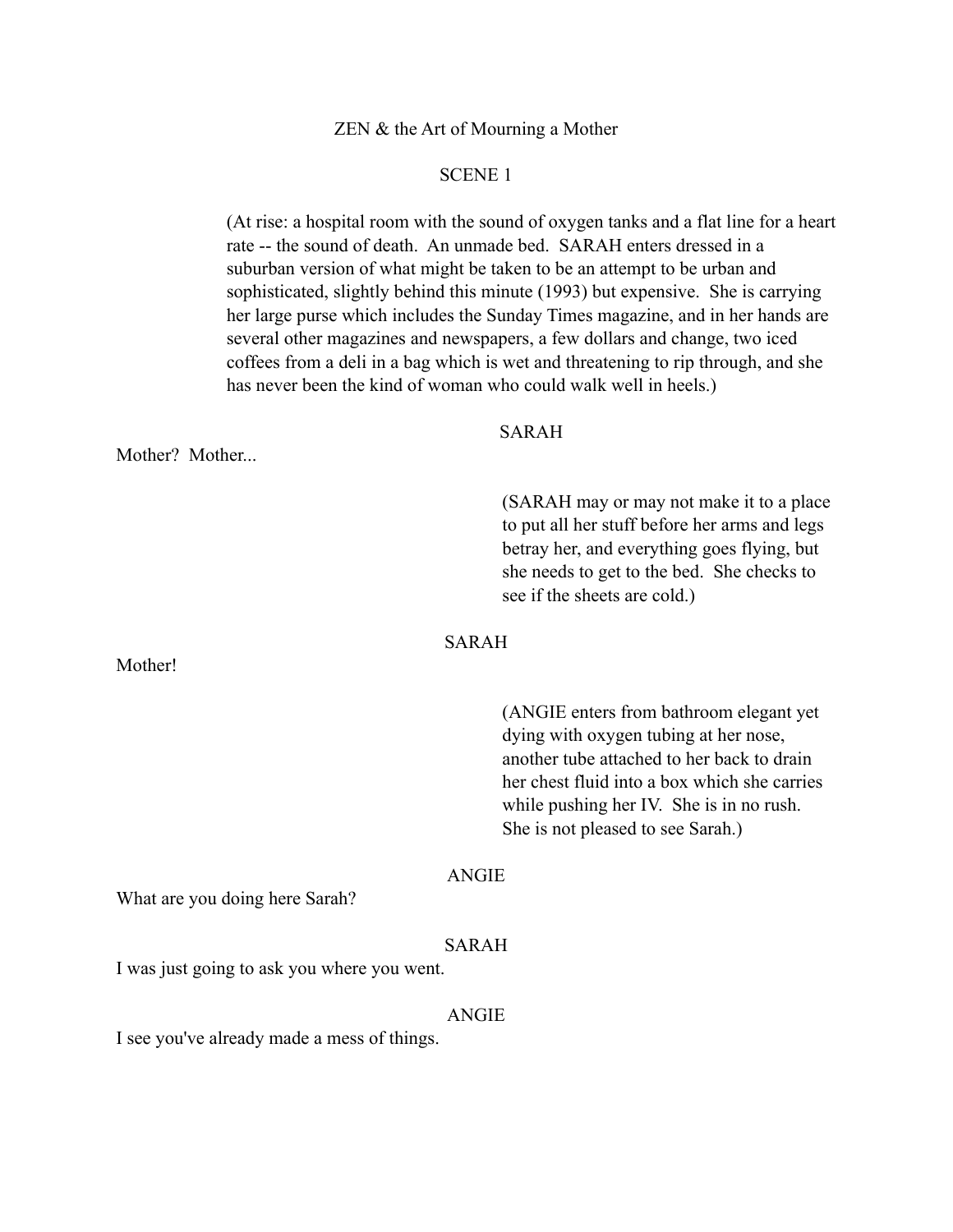ZEN & the Art of Mourning a Mother

SCENE 1

(At rise: a hospital room with the sound of oxygen tanks and a flat line for a heart rate -- the sound of death. An unmade bed. SARAH enters dressed in a suburban version of what might be taken to be an attempt to be urban and sophisticated, slightly behind this minute (1993) but expensive. She is carrying her large purse which includes the Sunday Times magazine, and in her hands are several other magazines and newspapers, a few dollars and change, two iced coffees from a deli in a bag which is wet and threatening to rip through, and she has never been the kind of woman who could walk well in heels.)

SARAH

Mother? Mother...

(SARAH may or may not make it to a place to put all her stuff before her arms and legs betray her, and everything goes flying, but she needs to get to the bed. She checks to see if the sheets are cold.)

SARAH

Mother!

(ANGIE enters from bathroom elegant yet dying with oxygen tubing at her nose, another tube attached to her back to drain her chest fluid into a box which she carries while pushing her IV. She is in no rush. She is not pleased to see Sarah.)

ANGIE

What are you doing here Sarah?

SARAH

I was just going to ask you where you went.

ANGIE

I see you've already made a mess of things.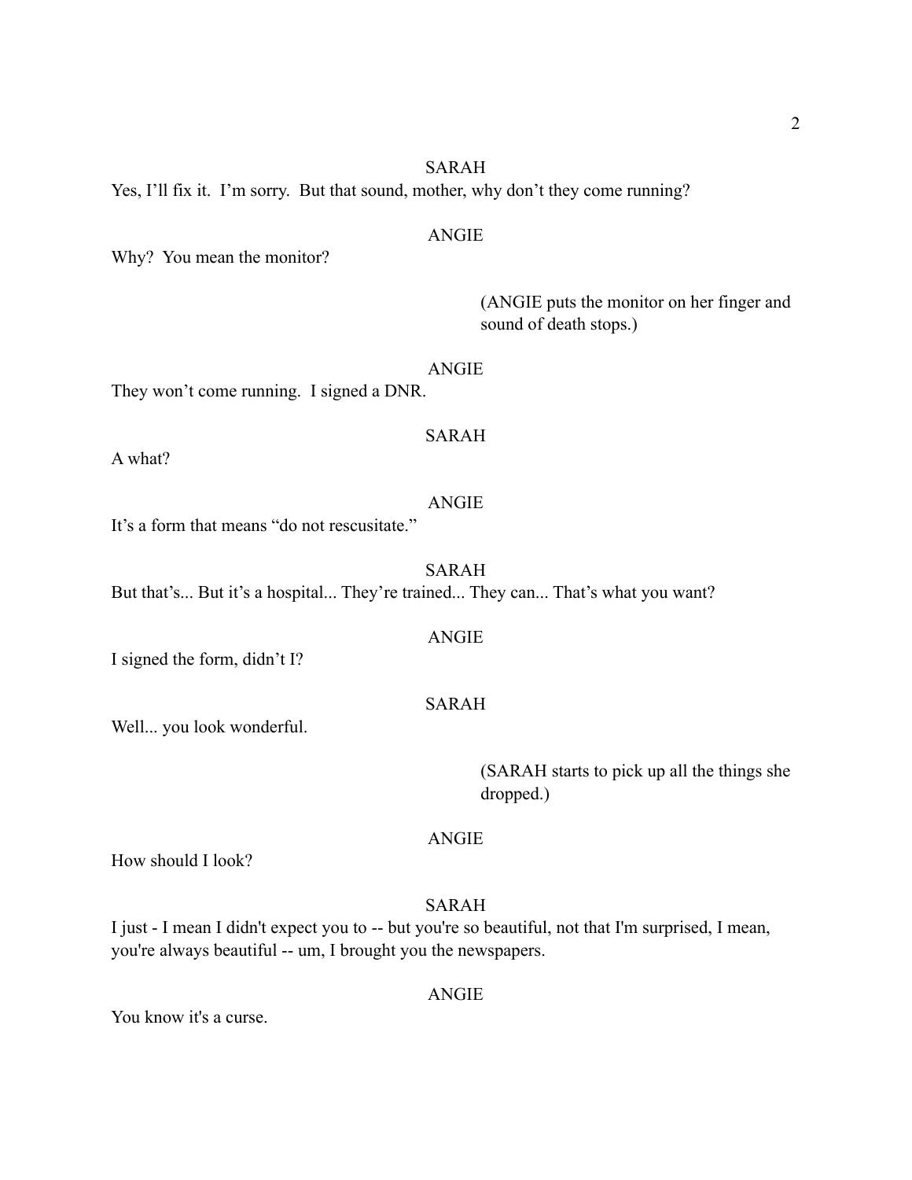SARAH

Yes, I'll fix it. I'm sorry. But that sound, mother, why don't they come running?

ANGIE

Why? You mean the monitor?

(ANGIE puts the monitor on her finger and sound of death stops.)

ANGIE

They won't come running. I signed a DNR.

SARAH

A what?

ANGIE

It's a form that means "do not rescusitate."

SARAH

But that's... But it's a hospital... They're trained... They can... That's what you want?

ANGIE

I signed the form, didn't I?

SARAH

Well... you look wonderful.

(SARAH starts to pick up all the things she dropped.)

ANGIE

How should I look?

SARAH

I just - I mean I didn't expect you to -- but you're so beautiful, not that I'm surprised, I mean, you're always beautiful -- um, I brought you the newspapers.

ANGIE

You know it's a curse.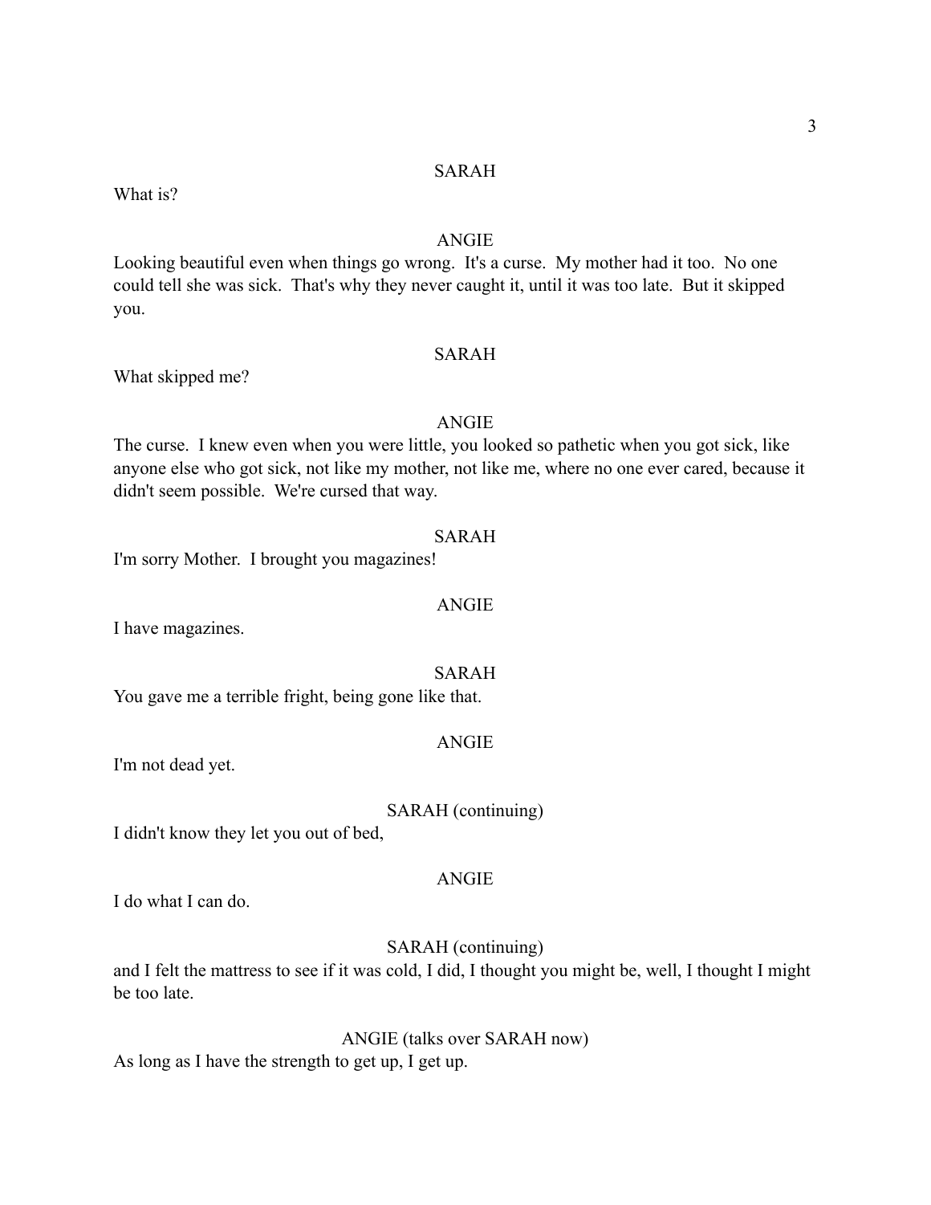SARAH

What is?

ANGIE

Looking beautiful even when things go wrong. It's a curse. My mother had it too. No one could tell she was sick. That's why they never caught it, until it was too late. But it skipped you.

SARAH

What skipped me?

ANGIE

The curse. I knew even when you were little, you looked so pathetic when you got sick, like anyone else who got sick, not like my mother, not like me, where no one ever cared, because it didn't seem possible. We're cursed that way.

SARAH

I'm sorry Mother. I brought you magazines!

ANGIE

I have magazines.

SARAH

You gave me a terrible fright, being gone like that.

ANGIE

I'm not dead yet.

SARAH (continuing)

I didn't know they let you out of bed,

ANGIE

I do what I can do.

SARAH (continuing)

and I felt the mattress to see if it was cold, I did, I thought you might be, well, I thought I might be too late.

ANGIE (talks over SARAH now)

As long as I have the strength to get up, I get up.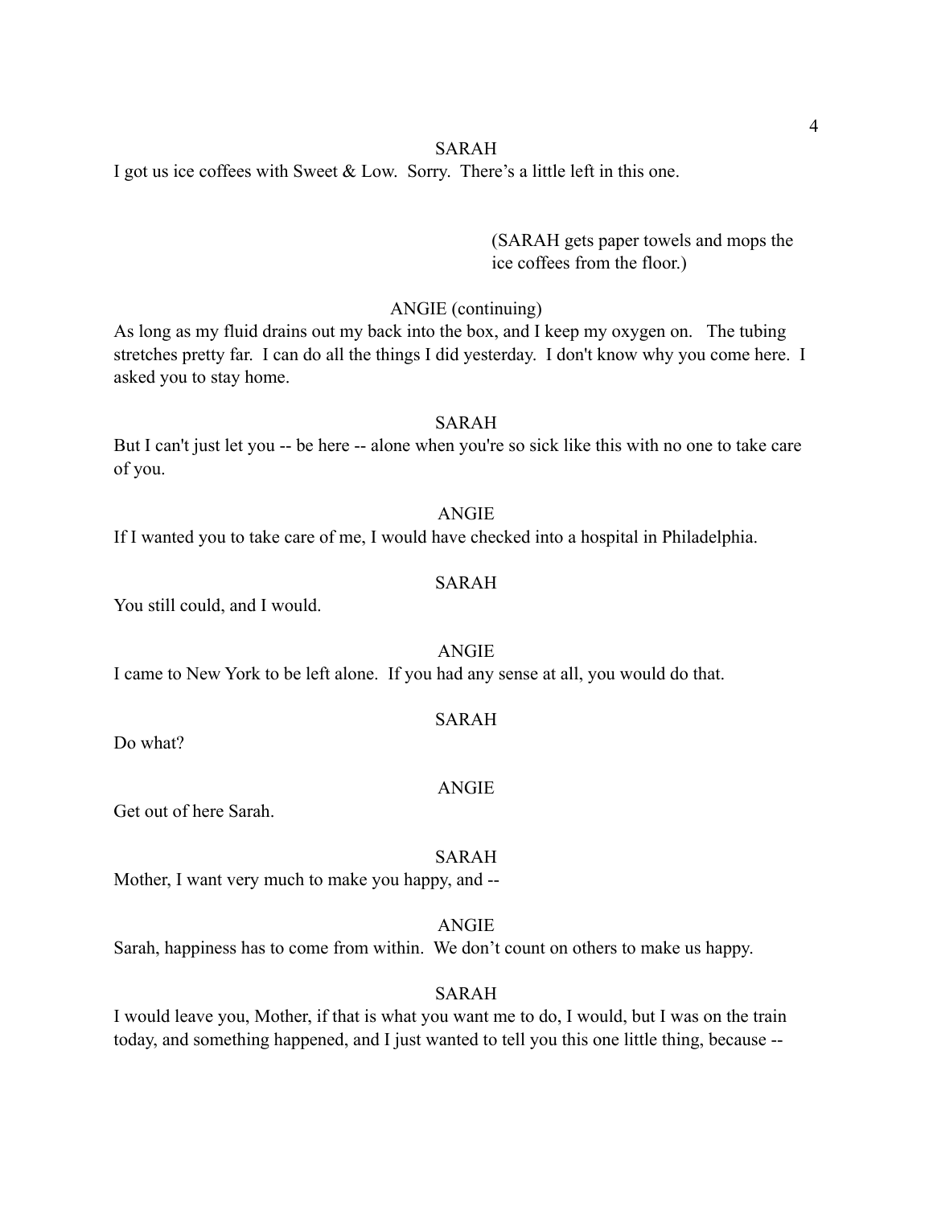SARAH

I got us ice coffees with Sweet & Low.  Sorry.  There's a little left in this one.

(SARAH gets paper towels and mops the ice coffees from the floor.)

ANGIE (continuing)

As long as my fluid drains out my back into the box, and I keep my oxygen on.   The tubing stretches pretty far.  I can do all the things I did yesterday.  I don't know why you come here.  I asked you to stay home.

SARAH

But I can't just let you -- be here -- alone when you're so sick like this with no one to take care of you.

ANGIE

If I wanted you to take care of me, I would have checked into a hospital in Philadelphia.

SARAH

You still could, and I would.

ANGIE

I came to New York to be left alone.  If you had any sense at all, you would do that.

SARAH

Do what?

ANGIE

Get out of here Sarah.

SARAH

Mother, I want very much to make you happy, and --

ANGIE

Sarah, happiness has to come from within.  We don't count on others to make us happy.

SARAH

I would leave you, Mother, if that is what you want me to do, I would, but I was on the train today, and something happened, and I just wanted to tell you this one little thing, because --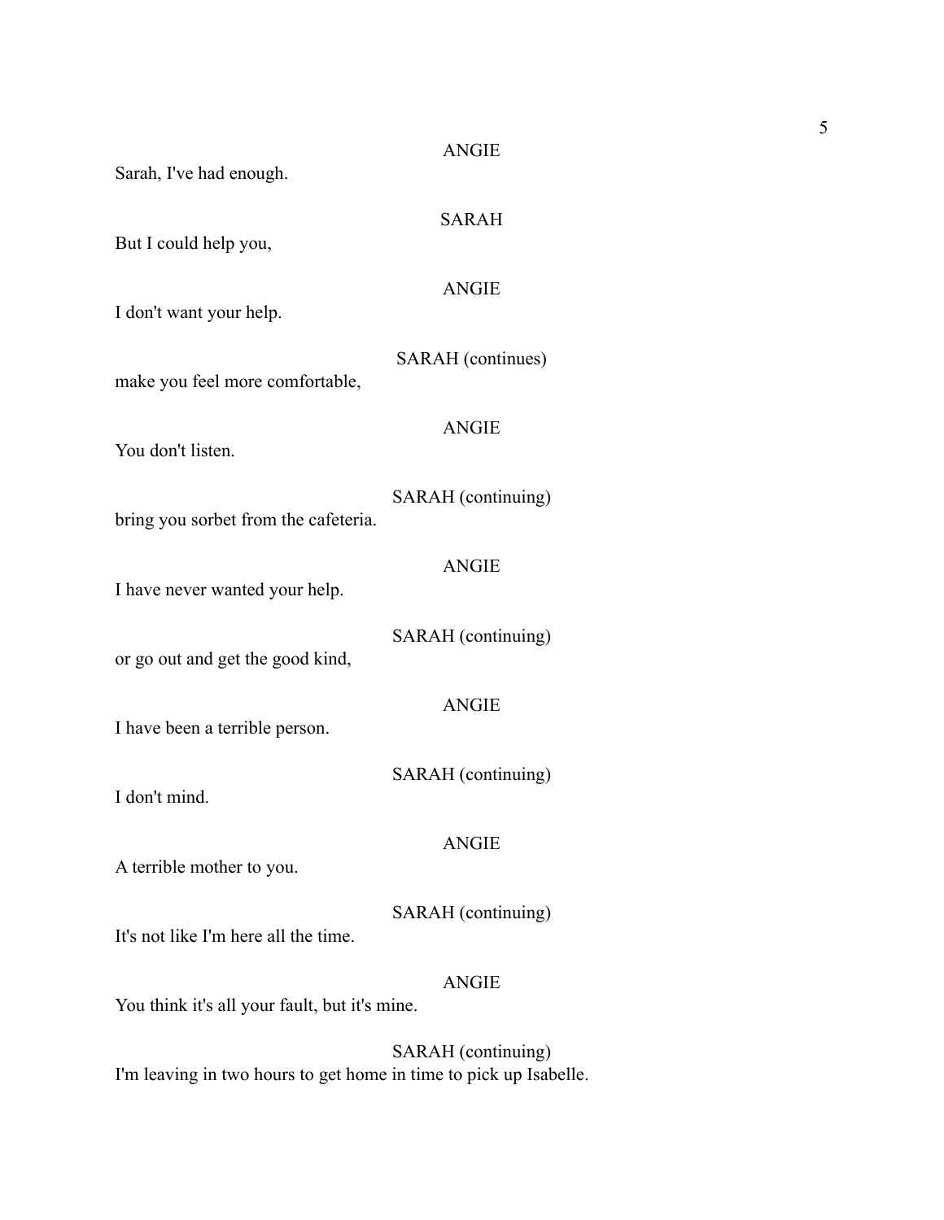ANGIE

Sarah, I've had enough.

SARAH

But I could help you,

ANGIE

I don't want your help.

SARAH (continues)

make you feel more comfortable,

ANGIE

You don't listen.

SARAH (continuing)

bring you sorbet from the cafeteria.

ANGIE

I have never wanted your help.

SARAH (continuing)

or go out and get the good kind,

ANGIE

I have been a terrible person.

SARAH (continuing)

I don't mind.

ANGIE

A terrible mother to you.

SARAH (continuing)

It's not like I'm here all the time.

ANGIE

You think it's all your fault, but it's mine.

SARAH (continuing)

I'm leaving in two hours to get home in time to pick up Isabelle.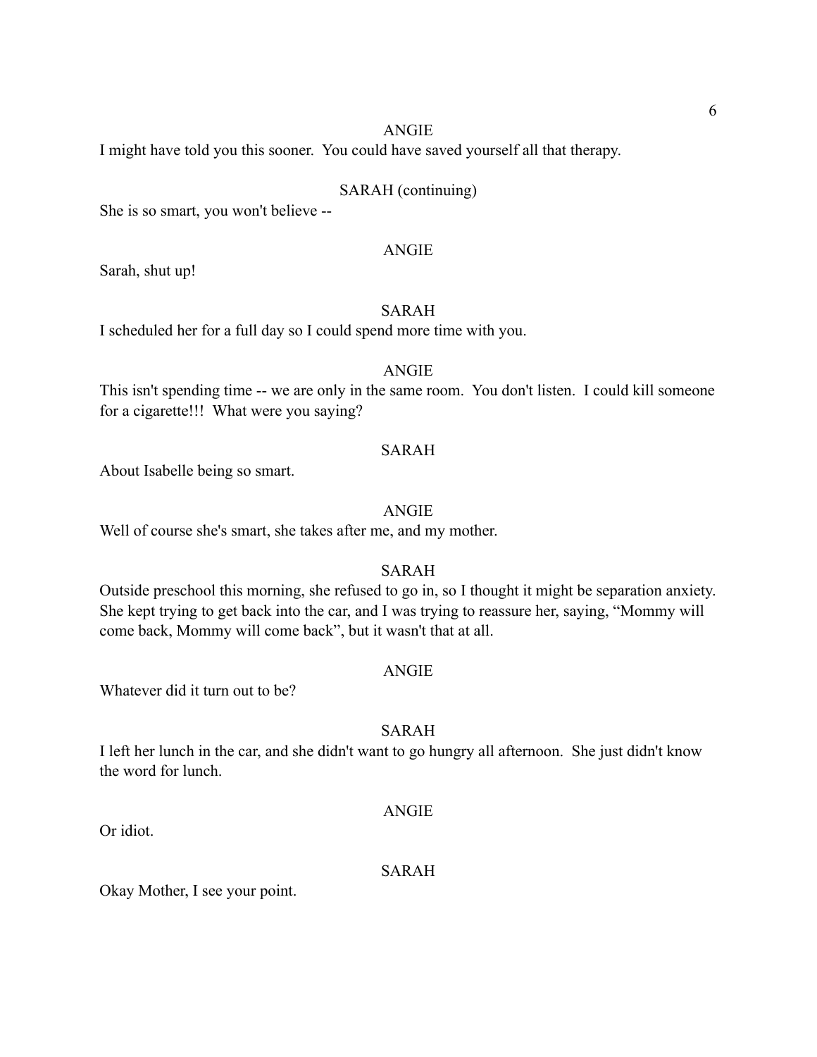ANGIE

I might have told you this sooner. You could have saved yourself all that therapy.

SARAH (continuing)

She is so smart, you won't believe --

ANGIE

Sarah, shut up!

SARAH

I scheduled her for a full day so I could spend more time with you.

ANGIE

This isn't spending time -- we are only in the same room. You don't listen. I could kill someone for a cigarette!!! What were you saying?

SARAH

About Isabelle being so smart.

ANGIE

Well of course she's smart, she takes after me, and my mother.

SARAH

Outside preschool this morning, she refused to go in, so I thought it might be separation anxiety. She kept trying to get back into the car, and I was trying to reassure her, saying, "Mommy will come back, Mommy will come back", but it wasn't that at all.

ANGIE

Whatever did it turn out to be?

SARAH

I left her lunch in the car, and she didn't want to go hungry all afternoon. She just didn't know the word for lunch.

ANGIE

Or idiot.

SARAH

Okay Mother, I see your point.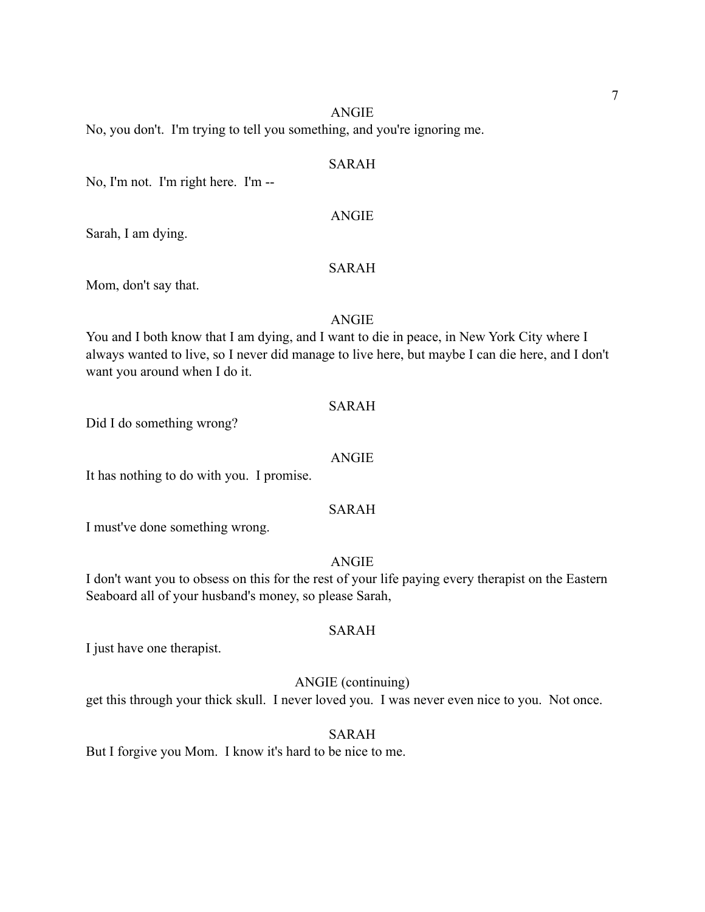ANGIE

No, you don't.  I'm trying to tell you something, and you're ignoring me.

SARAH

No, I'm not.  I'm right here.  I'm --

ANGIE

Sarah, I am dying.

SARAH

Mom, don't say that.

ANGIE

You and I both know that I am dying, and I want to die in peace, in New York City where I always wanted to live, so I never did manage to live here, but maybe I can die here, and I don't want you around when I do it.

SARAH

Did I do something wrong?

ANGIE

It has nothing to do with you.  I promise.

SARAH

I must've done something wrong.

ANGIE

I don't want you to obsess on this for the rest of your life paying every therapist on the Eastern Seaboard all of your husband's money, so please Sarah,

SARAH

I just have one therapist.

ANGIE (continuing)

get this through your thick skull.  I never loved you.  I was never even nice to you.  Not once.

SARAH

But I forgive you Mom.  I know it's hard to be nice to me.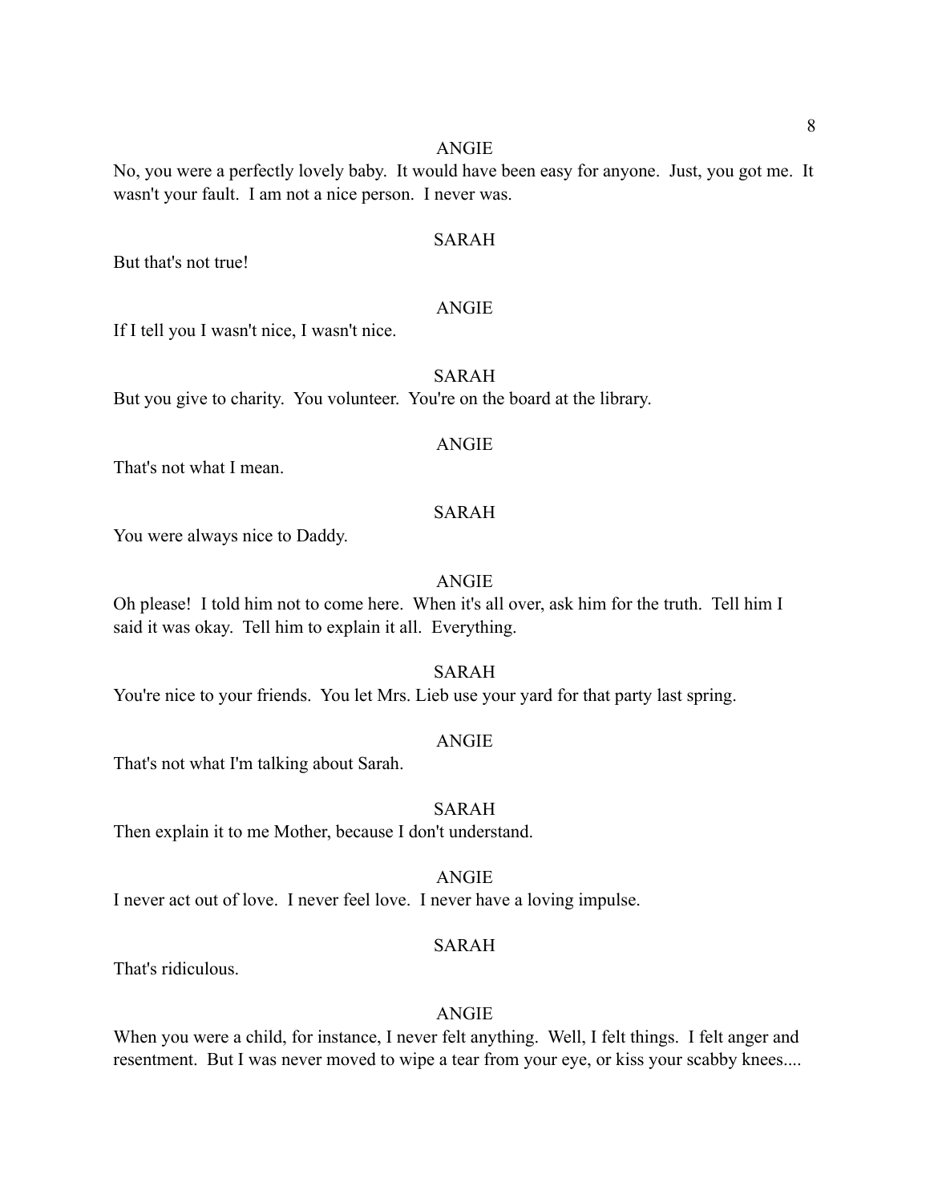ANGIE

No, you were a perfectly lovely baby. It would have been easy for anyone. Just, you got me. It wasn't your fault. I am not a nice person. I never was.

SARAH

But that's not true!

ANGIE

If I tell you I wasn't nice, I wasn't nice.

SARAH

But you give to charity. You volunteer. You're on the board at the library.

ANGIE

That's not what I mean.

SARAH

You were always nice to Daddy.

ANGIE

Oh please! I told him not to come here. When it's all over, ask him for the truth. Tell him I said it was okay. Tell him to explain it all. Everything.

SARAH

You're nice to your friends. You let Mrs. Lieb use your yard for that party last spring.

ANGIE

That's not what I'm talking about Sarah.

SARAH

Then explain it to me Mother, because I don't understand.

ANGIE

I never act out of love. I never feel love. I never have a loving impulse.

SARAH

That's ridiculous.

ANGIE

When you were a child, for instance, I never felt anything. Well, I felt things. I felt anger and resentment. But I was never moved to wipe a tear from your eye, or kiss your scabby knees....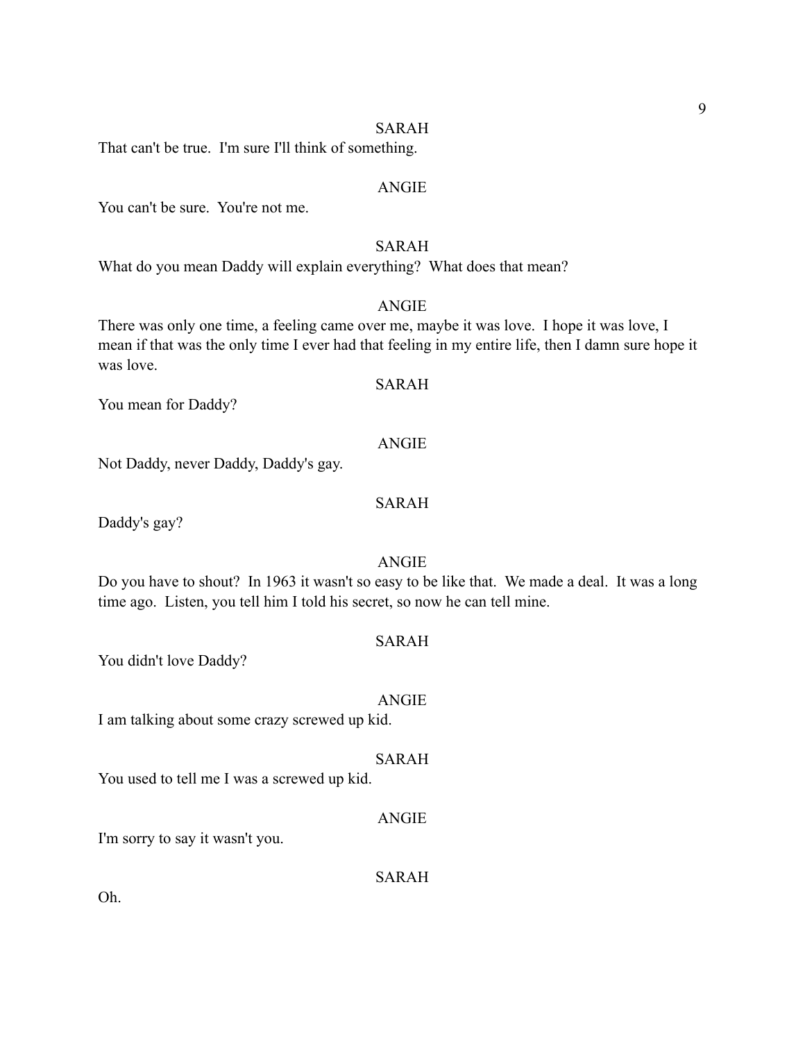SARAH

That can't be true. I'm sure I'll think of something.

ANGIE

You can't be sure. You're not me.

SARAH

What do you mean Daddy will explain everything? What does that mean?

ANGIE

There was only one time, a feeling came over me, maybe it was love. I hope it was love, I mean if that was the only time I ever had that feeling in my entire life, then I damn sure hope it was love.

SARAH

You mean for Daddy?

ANGIE

Not Daddy, never Daddy, Daddy's gay.

SARAH

Daddy's gay?

ANGIE

Do you have to shout? In 1963 it wasn't so easy to be like that. We made a deal. It was a long time ago. Listen, you tell him I told his secret, so now he can tell mine.

SARAH

You didn't love Daddy?

ANGIE

I am talking about some crazy screwed up kid.

SARAH

You used to tell me I was a screwed up kid.

ANGIE

I'm sorry to say it wasn't you.

SARAH

Oh.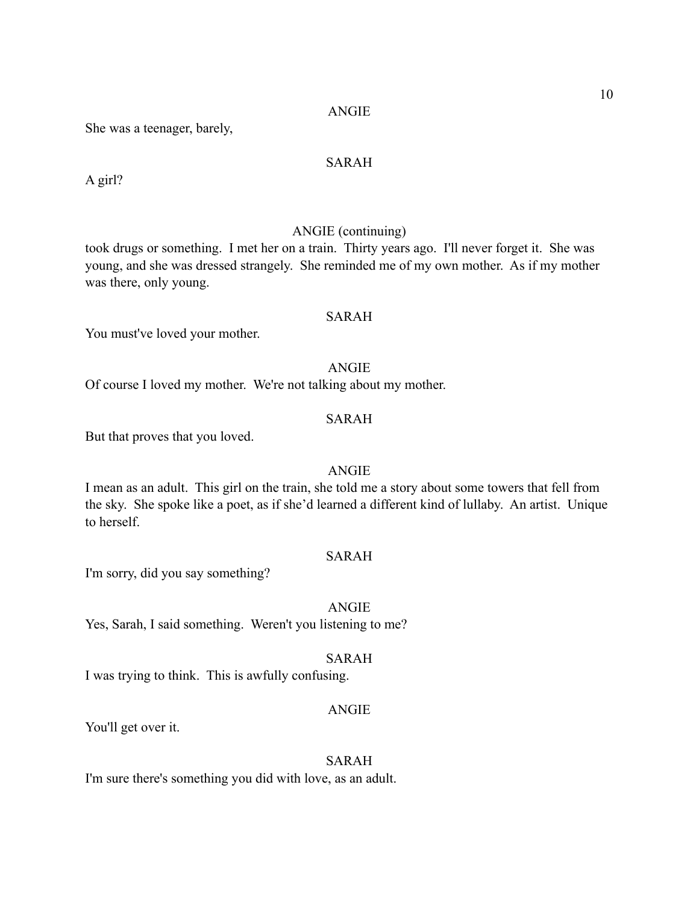ANGIE

She was a teenager, barely,

SARAH

A girl?

ANGIE (continuing)

took drugs or something. I met her on a train. Thirty years ago. I'll never forget it. She was young, and she was dressed strangely. She reminded me of my own mother. As if my mother was there, only young.

SARAH

You must've loved your mother.

ANGIE

Of course I loved my mother. We're not talking about my mother.

SARAH

But that proves that you loved.

ANGIE

I mean as an adult. This girl on the train, she told me a story about some towers that fell from the sky. She spoke like a poet, as if she'd learned a different kind of lullaby. An artist. Unique to herself.

SARAH

I'm sorry, did you say something?

ANGIE

Yes, Sarah, I said something. Weren't you listening to me?

SARAH

I was trying to think. This is awfully confusing.

ANGIE

You'll get over it.

SARAH

I'm sure there's something you did with love, as an adult.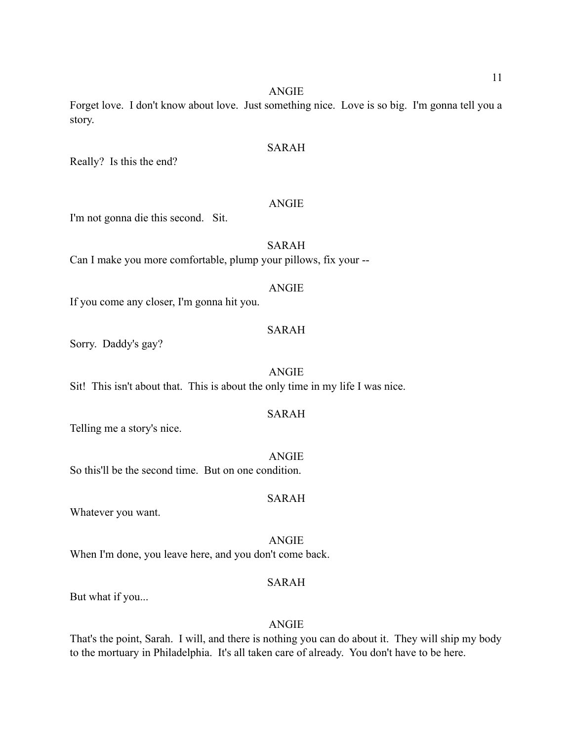ANGIE

Forget love. I don't know about love. Just something nice. Love is so big. I'm gonna tell you a story.

SARAH

Really? Is this the end?

ANGIE

I'm not gonna die this second. Sit.

SARAH

Can I make you more comfortable, plump your pillows, fix your --

ANGIE

If you come any closer, I'm gonna hit you.

SARAH

Sorry. Daddy's gay?

ANGIE

Sit! This isn't about that. This is about the only time in my life I was nice.

SARAH

Telling me a story's nice.

ANGIE

So this'll be the second time. But on one condition.

SARAH

Whatever you want.

ANGIE

When I'm done, you leave here, and you don't come back.

SARAH

But what if you...

ANGIE

That's the point, Sarah. I will, and there is nothing you can do about it. They will ship my body to the mortuary in Philadelphia. It's all taken care of already. You don't have to be here.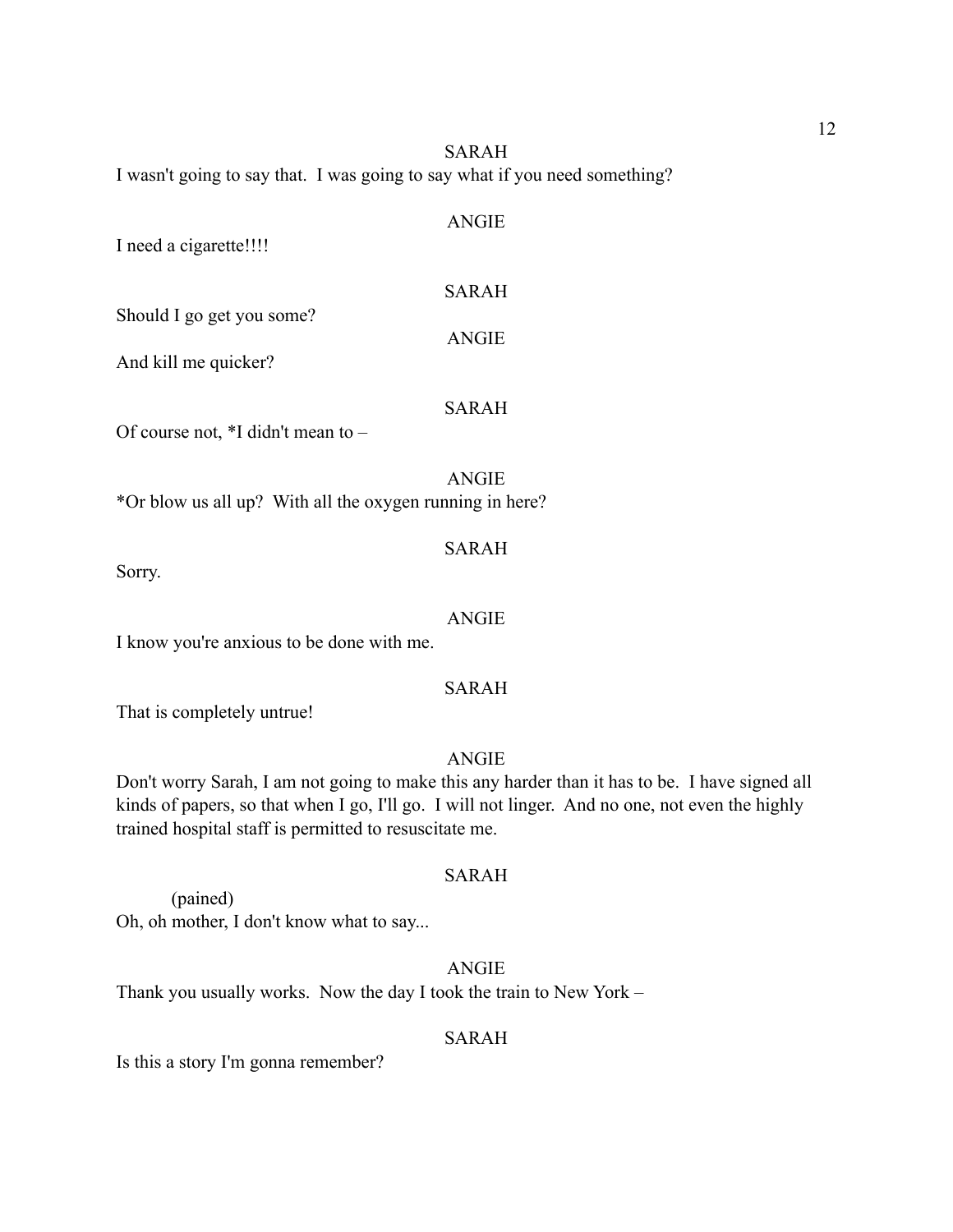SARAH

I wasn't going to say that. I was going to say what if you need something?

ANGIE

I need a cigarette!!!!

SARAH

Should I go get you some?

ANGIE

And kill me quicker?

SARAH

Of course not, *I didn't mean to –

ANGIE

*Or blow us all up? With all the oxygen running in here?

SARAH

Sorry.

ANGIE

I know you're anxious to be done with me.

SARAH

That is completely untrue!

ANGIE

Don't worry Sarah, I am not going to make this any harder than it has to be. I have signed all kinds of papers, so that when I go, I'll go. I will not linger. And no one, not even the highly trained hospital staff is permitted to resuscitate me.

SARAH

(pained)

Oh, oh mother, I don't know what to say...

ANGIE

Thank you usually works. Now the day I took the train to New York –

SARAH

Is this a story I'm gonna remember?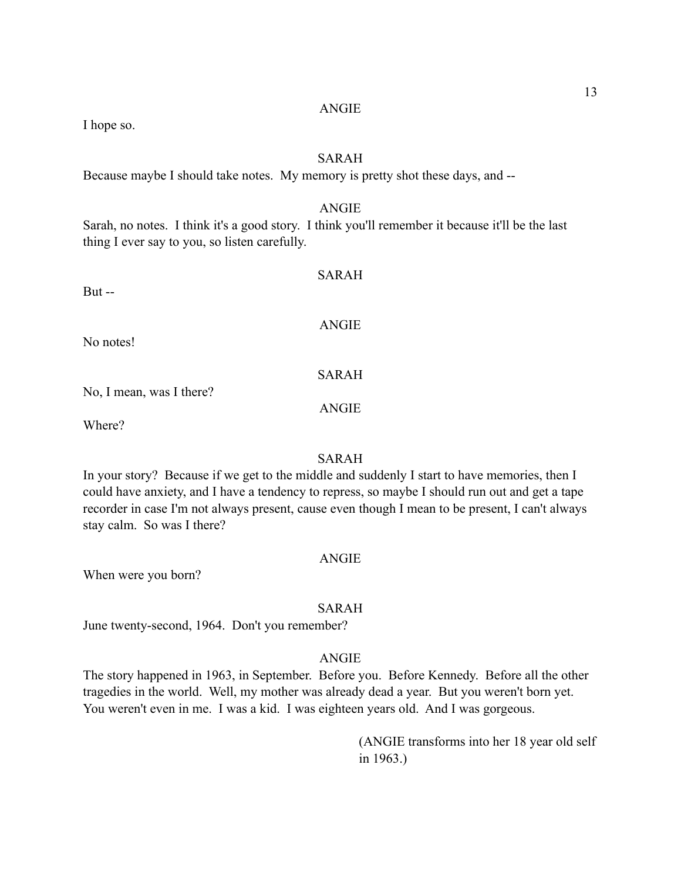ANGIE

I hope so.

SARAH

Because maybe I should take notes. My memory is pretty shot these days, and --

ANGIE

Sarah, no notes. I think it's a good story. I think you'll remember it because it'll be the last thing I ever say to you, so listen carefully.

SARAH

But --

ANGIE

No notes!

SARAH

No, I mean, was I there?

ANGIE

Where?

SARAH

In your story? Because if we get to the middle and suddenly I start to have memories, then I could have anxiety, and I have a tendency to repress, so maybe I should run out and get a tape recorder in case I'm not always present, cause even though I mean to be present, I can't always stay calm. So was I there?

ANGIE

When were you born?

SARAH

June twenty-second, 1964. Don't you remember?

ANGIE

The story happened in 1963, in September. Before you. Before Kennedy. Before all the other tragedies in the world. Well, my mother was already dead a year. But you weren't born yet. You weren't even in me. I was a kid. I was eighteen years old. And I was gorgeous.

(ANGIE transforms into her 18 year old self in 1963.)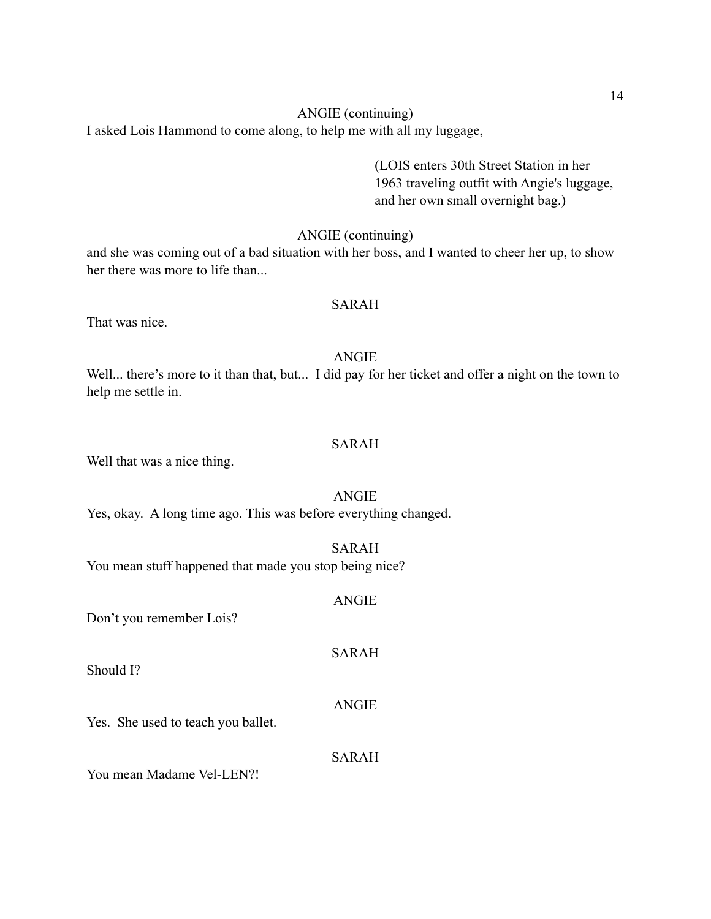ANGIE (continuing)

I asked Lois Hammond to come along, to help me with all my luggage,

(LOIS enters 30th Street Station in her 1963 traveling outfit with Angie's luggage, and her own small overnight bag.)

ANGIE (continuing)

and she was coming out of a bad situation with her boss, and I wanted to cheer her up, to show her there was more to life than...

SARAH

That was nice.

ANGIE

Well... there's more to it than that, but... I did pay for her ticket and offer a night on the town to help me settle in.

SARAH

Well that was a nice thing.

ANGIE

Yes, okay. A long time ago. This was before everything changed.

SARAH

You mean stuff happened that made you stop being nice?

ANGIE

Don't you remember Lois?

SARAH

Should I?

ANGIE

Yes. She used to teach you ballet.

SARAH

You mean Madame Vel-LEN?!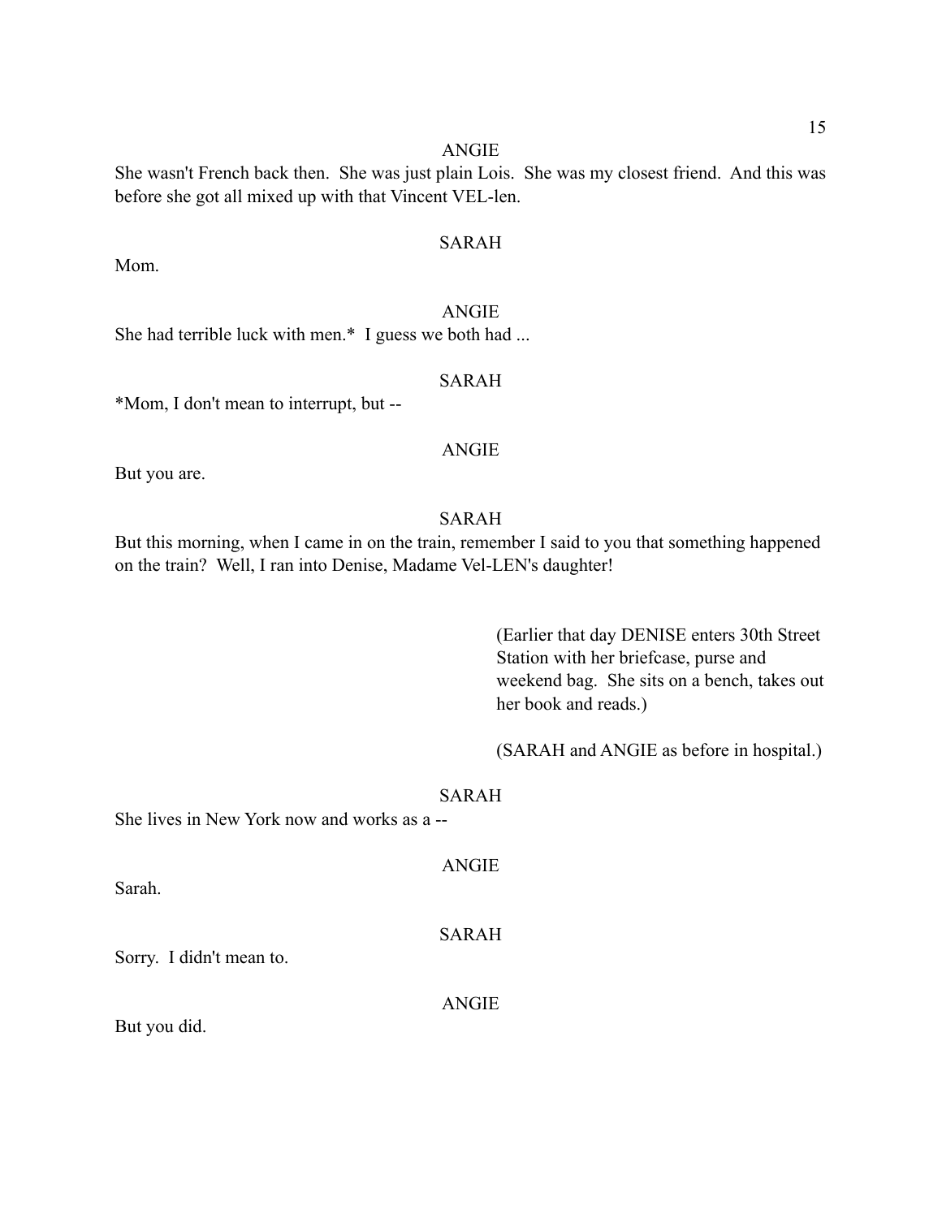ANGIE

She wasn't French back then.  She was just plain Lois.  She was my closest friend.  And this was before she got all mixed up with that Vincent VEL-len.

SARAH

Mom.

ANGIE

She had terrible luck with men.*  I guess we both had ...

SARAH

*Mom, I don't mean to interrupt, but --

ANGIE

But you are.

SARAH

But this morning, when I came in on the train, remember I said to you that something happened on the train?  Well, I ran into Denise, Madame Vel-LEN's daughter!

(Earlier that day DENISE enters 30th Street Station with her briefcase, purse and weekend bag.  She sits on a bench, takes out her book and reads.)

(SARAH and ANGIE as before in hospital.)

SARAH

She lives in New York now and works as a --

ANGIE

Sarah.

SARAH

Sorry.  I didn't mean to.

ANGIE

But you did.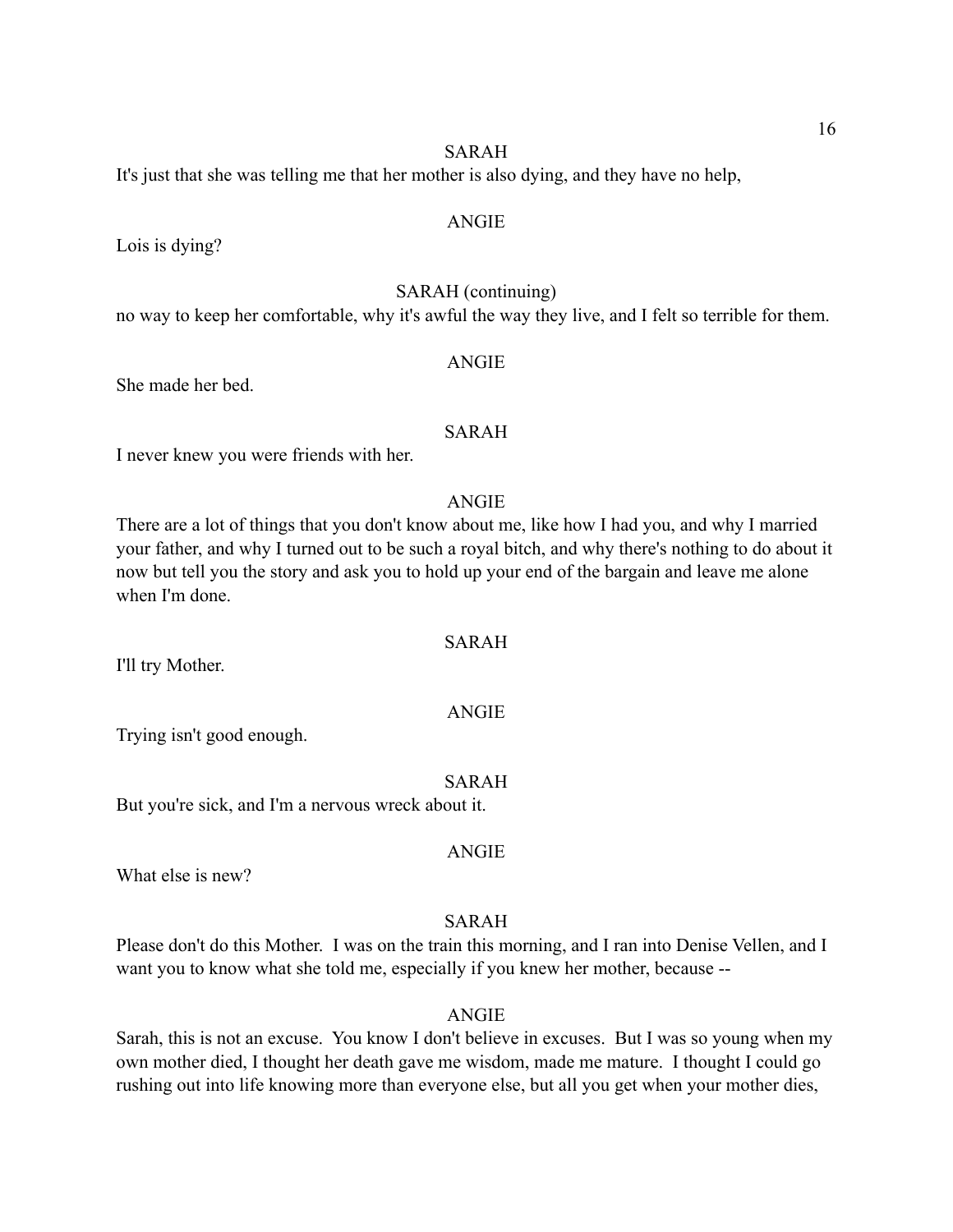SARAH

It's just that she was telling me that her mother is also dying, and they have no help,

ANGIE

Lois is dying?

SARAH (continuing)

no way to keep her comfortable, why it's awful the way they live, and I felt so terrible for them.

ANGIE

She made her bed.

SARAH

I never knew you were friends with her.

ANGIE

There are a lot of things that you don't know about me, like how I had you, and why I married your father, and why I turned out to be such a royal bitch, and why there's nothing to do about it now but tell you the story and ask you to hold up your end of the bargain and leave me alone when I'm done.

SARAH

I'll try Mother.

ANGIE

Trying isn't good enough.

SARAH

But you're sick, and I'm a nervous wreck about it.

ANGIE

What else is new?

SARAH

Please don't do this Mother. I was on the train this morning, and I ran into Denise Vellen, and I want you to know what she told me, especially if you knew her mother, because --

ANGIE

Sarah, this is not an excuse. You know I don't believe in excuses. But I was so young when my own mother died, I thought her death gave me wisdom, made me mature. I thought I could go rushing out into life knowing more than everyone else, but all you get when your mother dies,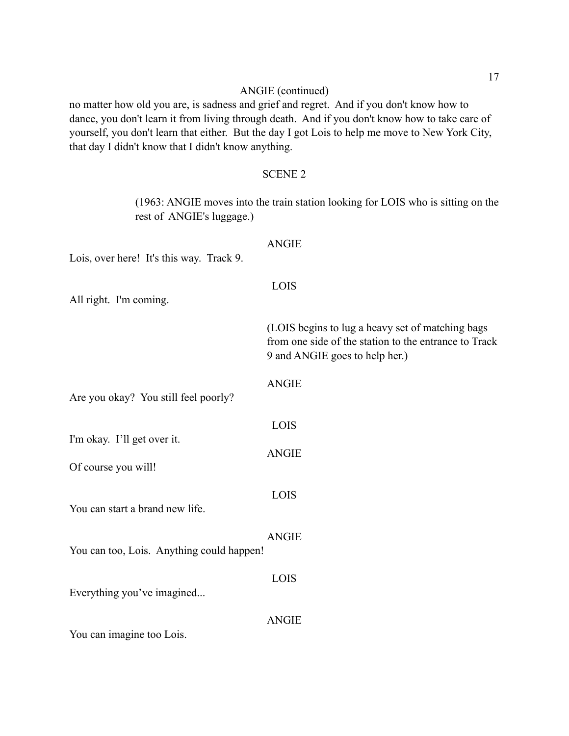ANGIE (continued)

no matter how old you are, is sadness and grief and regret. And if you don't know how to dance, you don't learn it from living through death. And if you don't know how to take care of yourself, you don't learn that either. But the day I got Lois to help me move to New York City, that day I didn't know that I didn't know anything.

SCENE 2

(1963: ANGIE moves into the train station looking for LOIS who is sitting on the rest of ANGIE's luggage.)

ANGIE

Lois, over here! It's this way. Track 9.

LOIS

All right. I'm coming.

(LOIS begins to lug a heavy set of matching bags from one side of the station to the entrance to Track 9 and ANGIE goes to help her.)

ANGIE

Are you okay? You still feel poorly?

LOIS

I'm okay. I'll get over it.

ANGIE

Of course you will!

LOIS

You can start a brand new life.

ANGIE

You can too, Lois. Anything could happen!

LOIS

Everything you've imagined...

ANGIE

You can imagine too Lois.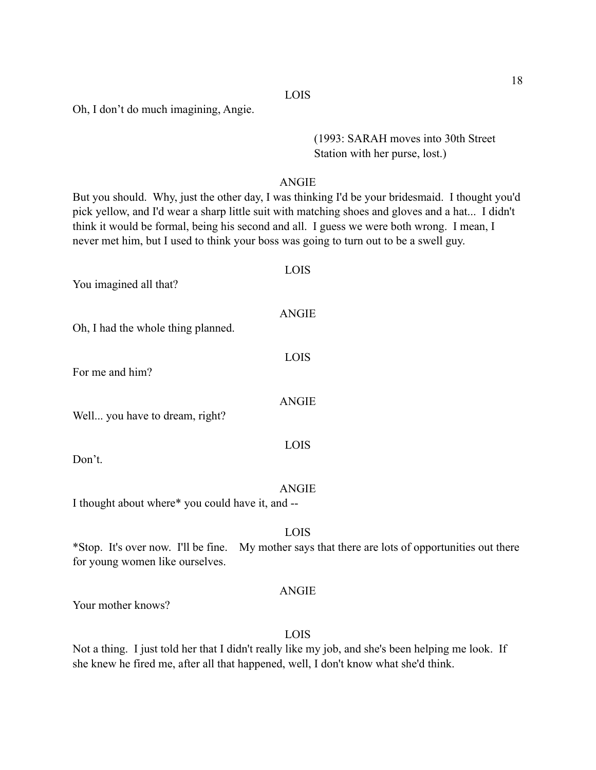LOIS

Oh, I don't do much imagining, Angie.

(1993: SARAH moves into 30th Street Station with her purse, lost.)

ANGIE

But you should. Why, just the other day, I was thinking I'd be your bridesmaid. I thought you'd pick yellow, and I'd wear a sharp little suit with matching shoes and gloves and a hat... I didn't think it would be formal, being his second and all. I guess we were both wrong. I mean, I never met him, but I used to think your boss was going to turn out to be a swell guy.

LOIS

You imagined all that?

ANGIE

Oh, I had the whole thing planned.

LOIS

For me and him?

ANGIE

Well... you have to dream, right?

LOIS

Don't.

ANGIE

I thought about where* you could have it, and --

LOIS

*Stop. It's over now. I'll be fine. My mother says that there are lots of opportunities out there for young women like ourselves.

ANGIE

Your mother knows?

LOIS

Not a thing. I just told her that I didn't really like my job, and she's been helping me look. If she knew he fired me, after all that happened, well, I don't know what she'd think.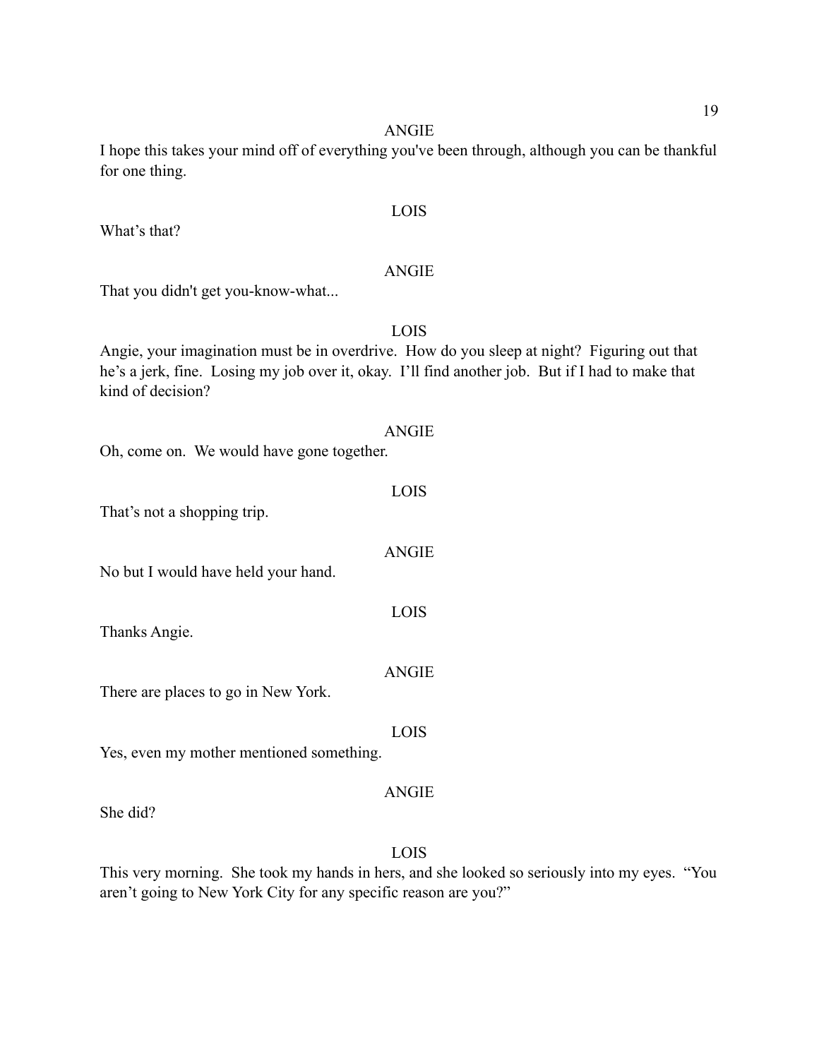ANGIE

I hope this takes your mind off of everything you've been through, although you can be thankful for one thing.

LOIS

What's that?

ANGIE

That you didn't get you-know-what...

LOIS

Angie, your imagination must be in overdrive. How do you sleep at night? Figuring out that he's a jerk, fine. Losing my job over it, okay. I'll find another job. But if I had to make that kind of decision?

ANGIE

Oh, come on. We would have gone together.

LOIS

That's not a shopping trip.

ANGIE

No but I would have held your hand.

LOIS

Thanks Angie.

ANGIE

There are places to go in New York.

LOIS

Yes, even my mother mentioned something.

ANGIE

She did?

LOIS

This very morning. She took my hands in hers, and she looked so seriously into my eyes. "You aren't going to New York City for any specific reason are you?"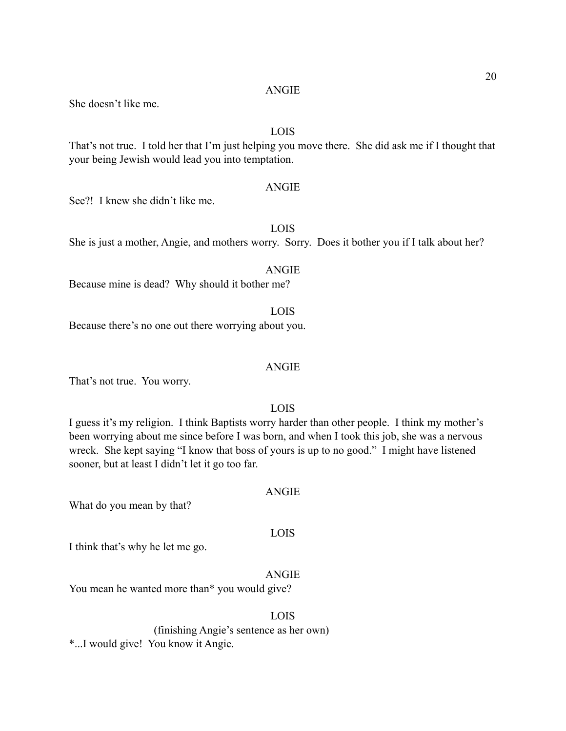ANGIE

She doesn't like me.

LOIS

That's not true. I told her that I'm just helping you move there. She did ask me if I thought that your being Jewish would lead you into temptation.

ANGIE

See?! I knew she didn't like me.

LOIS

She is just a mother, Angie, and mothers worry. Sorry. Does it bother you if I talk about her?

ANGIE

Because mine is dead? Why should it bother me?

LOIS

Because there's no one out there worrying about you.

ANGIE

That's not true. You worry.

LOIS

I guess it's my religion. I think Baptists worry harder than other people. I think my mother's been worrying about me since before I was born, and when I took this job, she was a nervous wreck. She kept saying "I know that boss of yours is up to no good." I might have listened sooner, but at least I didn't let it go too far.

ANGIE

What do you mean by that?

LOIS

I think that's why he let me go.

ANGIE

You mean he wanted more than* you would give?

LOIS

(finishing Angie's sentence as her own)

*...I would give! You know it Angie.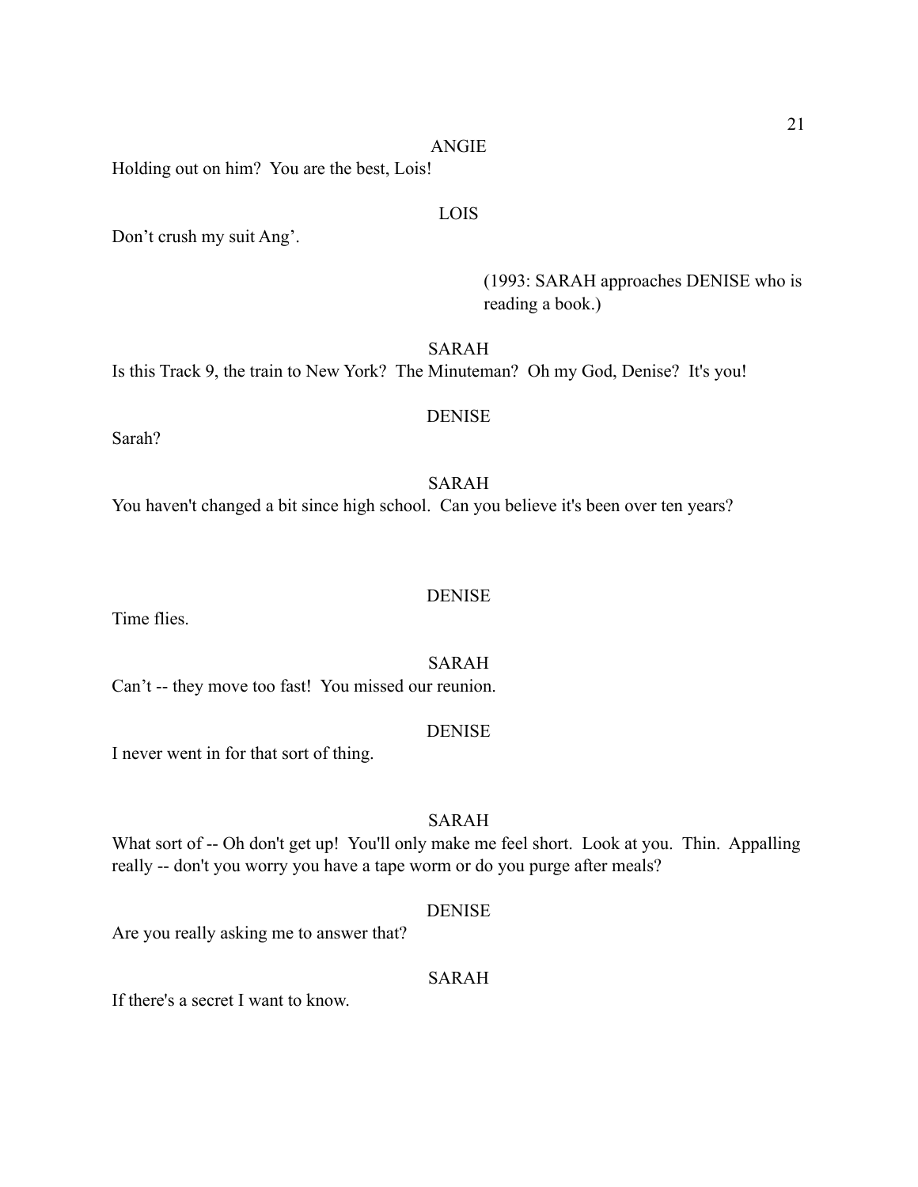ANGIE

Holding out on him?  You are the best, Lois!

LOIS

Don’t crush my suit Ang’.

(1993: SARAH approaches DENISE who is reading a book.)

SARAH

Is this Track 9, the train to New York?  The Minuteman?  Oh my God, Denise?  It's you!

DENISE

Sarah?

SARAH

You haven't changed a bit since high school.  Can you believe it's been over ten years?

DENISE

Time flies.

SARAH

Can’t -- they move too fast!  You missed our reunion.

DENISE

I never went in for that sort of thing.

SARAH

What sort of -- Oh don't get up!  You'll only make me feel short.  Look at you.  Thin.  Appalling really -- don't you worry you have a tape worm or do you purge after meals?

DENISE

Are you really asking me to answer that?

SARAH

If there's a secret I want to know.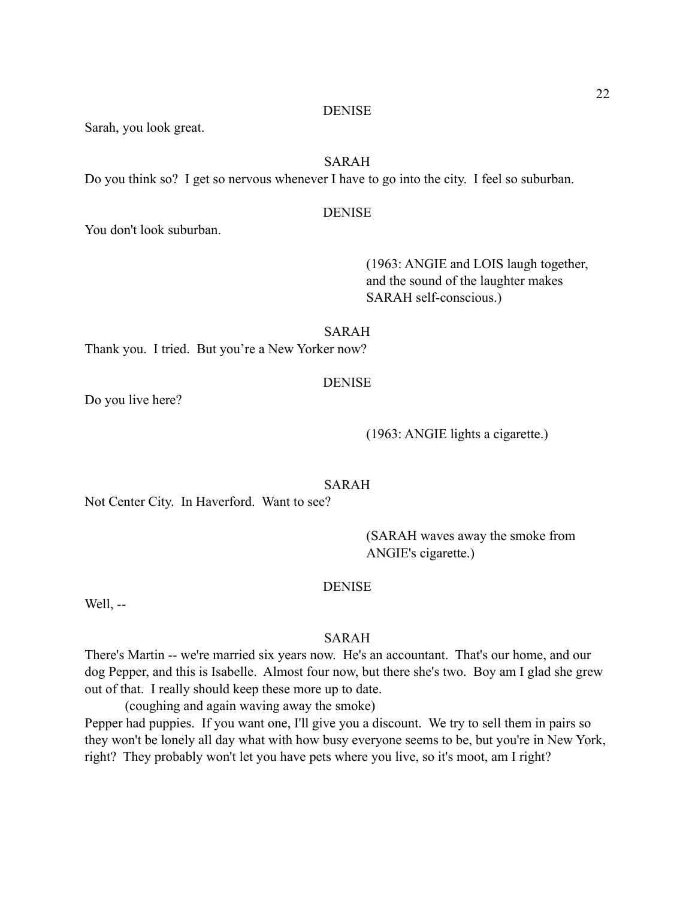DENISE

Sarah, you look great.

SARAH

Do you think so? I get so nervous whenever I have to go into the city. I feel so suburban.

DENISE

You don't look suburban.

(1963: ANGIE and LOIS laugh together, and the sound of the laughter makes SARAH self-conscious.)

SARAH

Thank you. I tried. But you're a New Yorker now?

DENISE

Do you live here?

(1963: ANGIE lights a cigarette.)

SARAH

Not Center City. In Haverford. Want to see?

(SARAH waves away the smoke from ANGIE's cigarette.)

DENISE

Well, --

SARAH

There's Martin -- we're married six years now. He's an accountant. That's our home, and our dog Pepper, and this is Isabelle. Almost four now, but there she's two. Boy am I glad she grew out of that. I really should keep these more up to date.

(coughing and again waving away the smoke)

Pepper had puppies. If you want one, I'll give you a discount. We try to sell them in pairs so they won't be lonely all day what with how busy everyone seems to be, but you're in New York, right? They probably won't let you have pets where you live, so it's moot, am I right?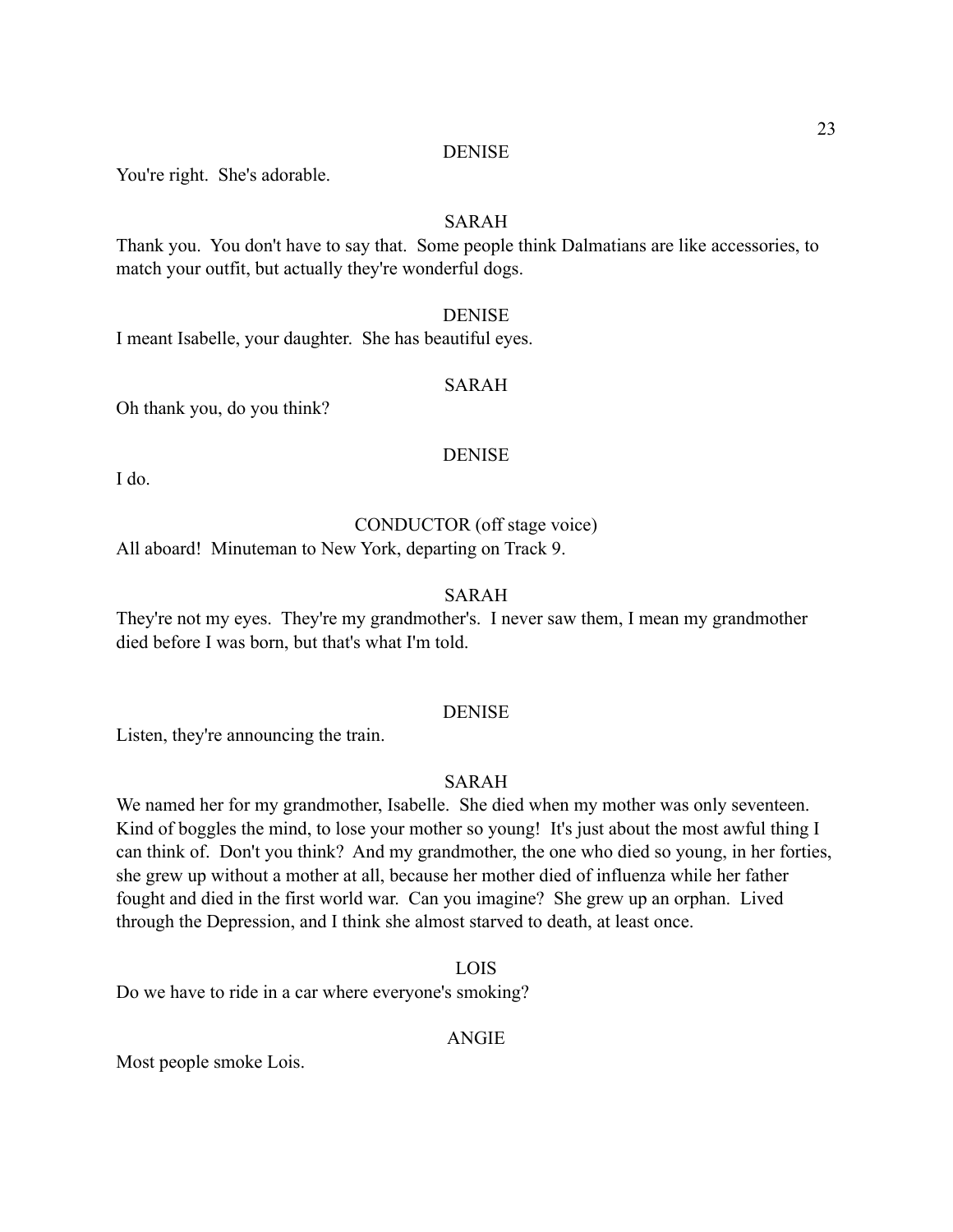DENISE

You're right. She's adorable.

SARAH

Thank you. You don't have to say that. Some people think Dalmatians are like accessories, to match your outfit, but actually they're wonderful dogs.

DENISE

I meant Isabelle, your daughter. She has beautiful eyes.

SARAH

Oh thank you, do you think?

DENISE

I do.

CONDUCTOR (off stage voice)

All aboard! Minuteman to New York, departing on Track 9.

SARAH

They're not my eyes. They're my grandmother's. I never saw them, I mean my grandmother died before I was born, but that's what I'm told.

DENISE

Listen, they're announcing the train.

SARAH

We named her for my grandmother, Isabelle. She died when my mother was only seventeen. Kind of boggles the mind, to lose your mother so young! It's just about the most awful thing I can think of. Don't you think? And my grandmother, the one who died so young, in her forties, she grew up without a mother at all, because her mother died of influenza while her father fought and died in the first world war. Can you imagine? She grew up an orphan. Lived through the Depression, and I think she almost starved to death, at least once.

LOIS

Do we have to ride in a car where everyone's smoking?

ANGIE

Most people smoke Lois.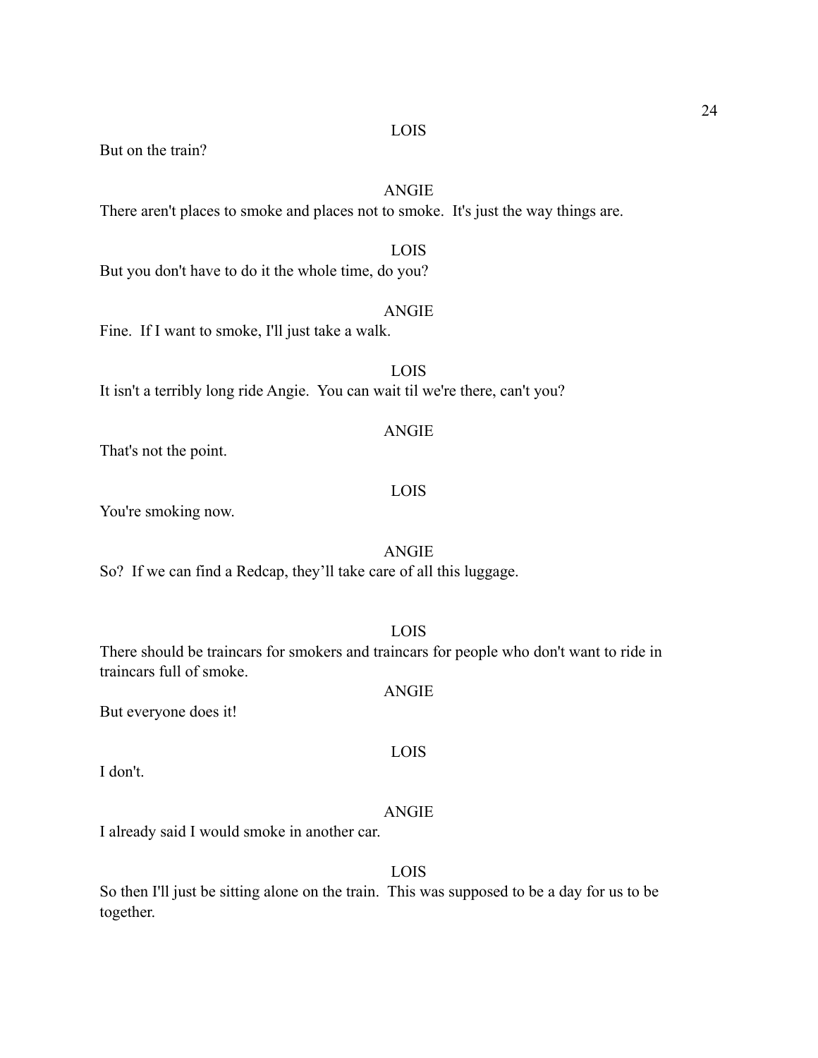LOIS

But on the train?

ANGIE

There aren't places to smoke and places not to smoke.  It's just the way things are.

LOIS

But you don't have to do it the whole time, do you?

ANGIE

Fine.  If I want to smoke, I'll just take a walk.

LOIS

It isn't a terribly long ride Angie.  You can wait til we're there, can't you?

ANGIE

That's not the point.

LOIS

You're smoking now.

ANGIE

So?  If we can find a Redcap, they'll take care of all this luggage.

LOIS

There should be traincars for smokers and traincars for people who don't want to ride in traincars full of smoke.

ANGIE

But everyone does it!

LOIS

I don't.

ANGIE

I already said I would smoke in another car.

LOIS

So then I'll just be sitting alone on the train.  This was supposed to be a day for us to be together.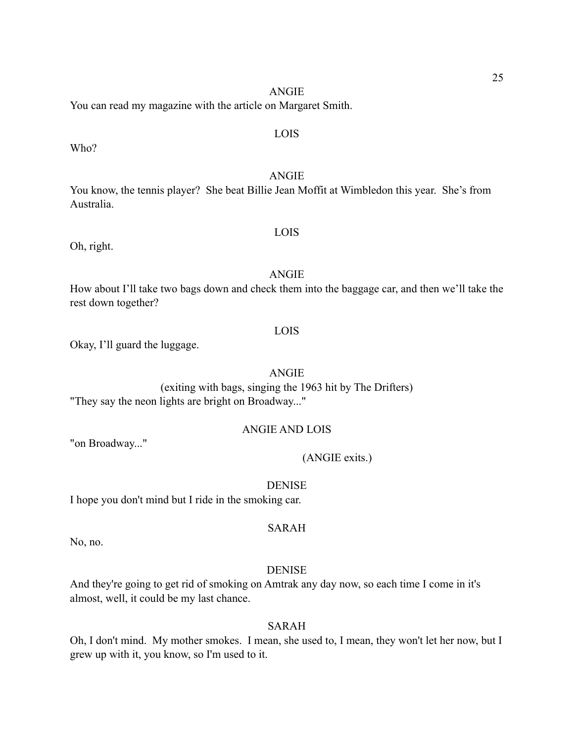ANGIE

You can read my magazine with the article on Margaret Smith.

LOIS

Who?

ANGIE

You know, the tennis player? She beat Billie Jean Moffit at Wimbledon this year. She's from Australia.

LOIS

Oh, right.

ANGIE

How about I'll take two bags down and check them into the baggage car, and then we'll take the rest down together?

LOIS

Okay, I'll guard the luggage.

ANGIE

(exiting with bags, singing the 1963 hit by The Drifters)

"They say the neon lights are bright on Broadway..."

ANGIE AND LOIS

"on Broadway..."

(ANGIE exits.)

DENISE

I hope you don't mind but I ride in the smoking car.

SARAH

No, no.

DENISE

And they're going to get rid of smoking on Amtrak any day now, so each time I come in it's almost, well, it could be my last chance.

SARAH

Oh, I don't mind. My mother smokes. I mean, she used to, I mean, they won't let her now, but I grew up with it, you know, so I'm used to it.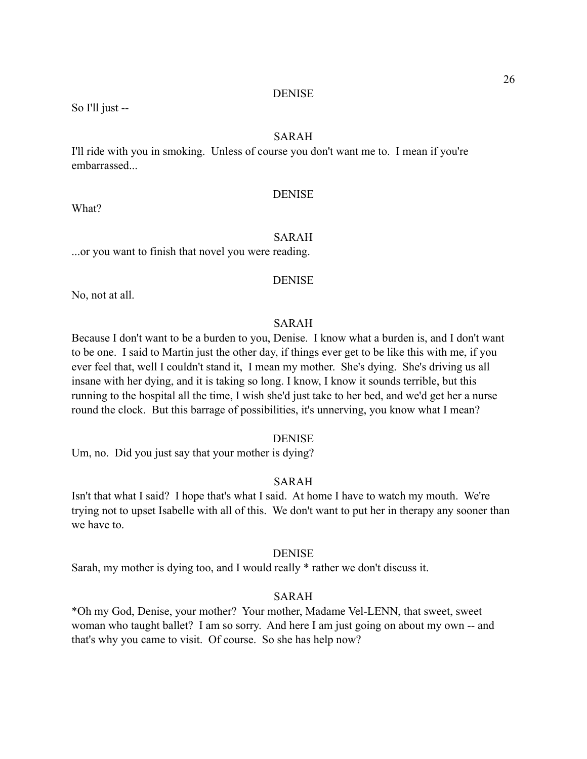DENISE

So I'll just --

SARAH

I'll ride with you in smoking. Unless of course you don't want me to. I mean if you're embarrassed...

DENISE

What?

SARAH

...or you want to finish that novel you were reading.

DENISE

No, not at all.

SARAH

Because I don't want to be a burden to you, Denise. I know what a burden is, and I don't want to be one. I said to Martin just the other day, if things ever get to be like this with me, if you ever feel that, well I couldn't stand it, I mean my mother. She's dying. She's driving us all insane with her dying, and it is taking so long. I know, I know it sounds terrible, but this running to the hospital all the time, I wish she'd just take to her bed, and we'd get her a nurse round the clock. But this barrage of possibilities, it's unnerving, you know what I mean?

DENISE

Um, no. Did you just say that your mother is dying?

SARAH

Isn't that what I said? I hope that's what I said. At home I have to watch my mouth. We're trying not to upset Isabelle with all of this. We don't want to put her in therapy any sooner than we have to.

DENISE

Sarah, my mother is dying too, and I would really * rather we don't discuss it.

SARAH

*Oh my God, Denise, your mother? Your mother, Madame Vel-LENN, that sweet, sweet woman who taught ballet? I am so sorry. And here I am just going on about my own -- and that's why you came to visit. Of course. So she has help now?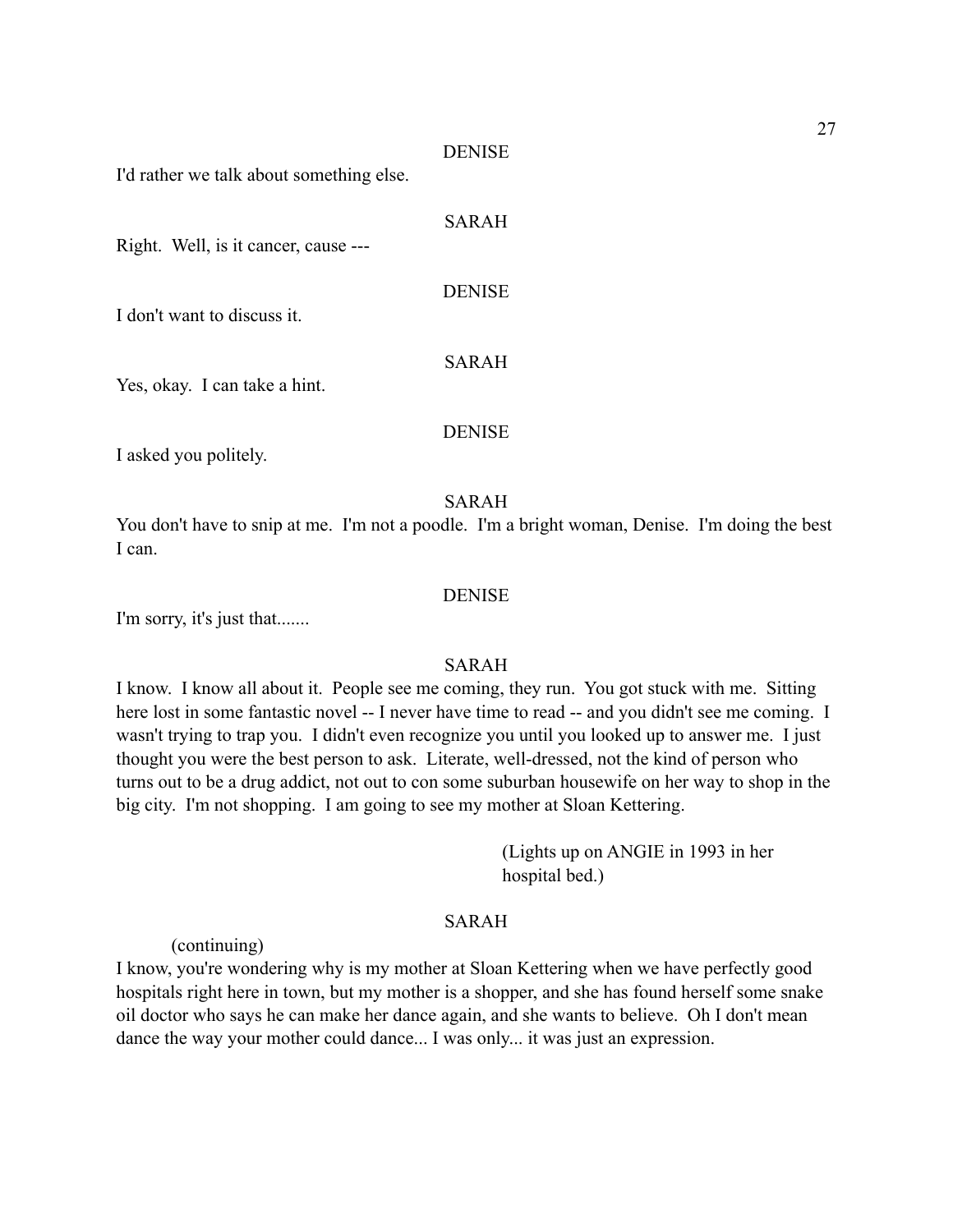DENISE

I'd rather we talk about something else.

SARAH

Right. Well, is it cancer, cause ---

DENISE

I don't want to discuss it.

SARAH

Yes, okay. I can take a hint.

DENISE

I asked you politely.

SARAH

You don't have to snip at me. I'm not a poodle. I'm a bright woman, Denise. I'm doing the best I can.

DENISE

I'm sorry, it's just that.......

SARAH

I know. I know all about it. People see me coming, they run. You got stuck with me. Sitting here lost in some fantastic novel -- I never have time to read -- and you didn't see me coming. I wasn't trying to trap you. I didn't even recognize you until you looked up to answer me. I just thought you were the best person to ask. Literate, well-dressed, not the kind of person who turns out to be a drug addict, not out to con some suburban housewife on her way to shop in the big city. I'm not shopping. I am going to see my mother at Sloan Kettering.

(Lights up on ANGIE in 1993 in her hospital bed.)

SARAH

(continuing)

I know, you're wondering why is my mother at Sloan Kettering when we have perfectly good hospitals right here in town, but my mother is a shopper, and she has found herself some snake oil doctor who says he can make her dance again, and she wants to believe. Oh I don't mean dance the way your mother could dance... I was only... it was just an expression.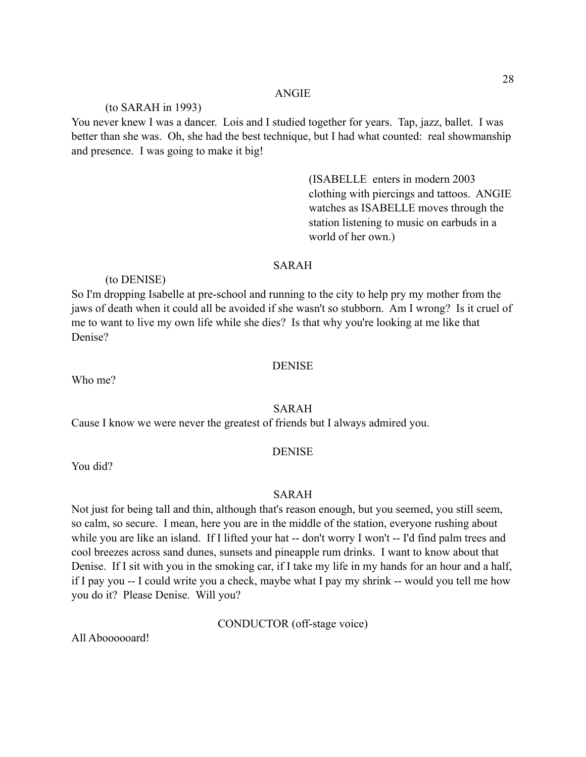ANGIE

(to SARAH in 1993)

You never knew I was a dancer. Lois and I studied together for years. Tap, jazz, ballet. I was better than she was. Oh, she had the best technique, but I had what counted: real showmanship and presence. I was going to make it big!

(ISABELLE enters in modern 2003 clothing with piercings and tattoos. ANGIE watches as ISABELLE moves through the station listening to music on earbuds in a world of her own.)

SARAH

(to DENISE)

So I'm dropping Isabelle at pre-school and running to the city to help pry my mother from the jaws of death when it could all be avoided if she wasn't so stubborn. Am I wrong? Is it cruel of me to want to live my own life while she dies? Is that why you're looking at me like that Denise?

DENISE

Who me?

SARAH

Cause I know we were never the greatest of friends but I always admired you.

DENISE

You did?

SARAH

Not just for being tall and thin, although that's reason enough, but you seemed, you still seem, so calm, so secure. I mean, here you are in the middle of the station, everyone rushing about while you are like an island. If I lifted your hat -- don't worry I won't -- I'd find palm trees and cool breezes across sand dunes, sunsets and pineapple rum drinks. I want to know about that Denise. If I sit with you in the smoking car, if I take my life in my hands for an hour and a half, if I pay you -- I could write you a check, maybe what I pay my shrink -- would you tell me how you do it? Please Denise. Will you?

CONDUCTOR (off-stage voice)

All Abooooard!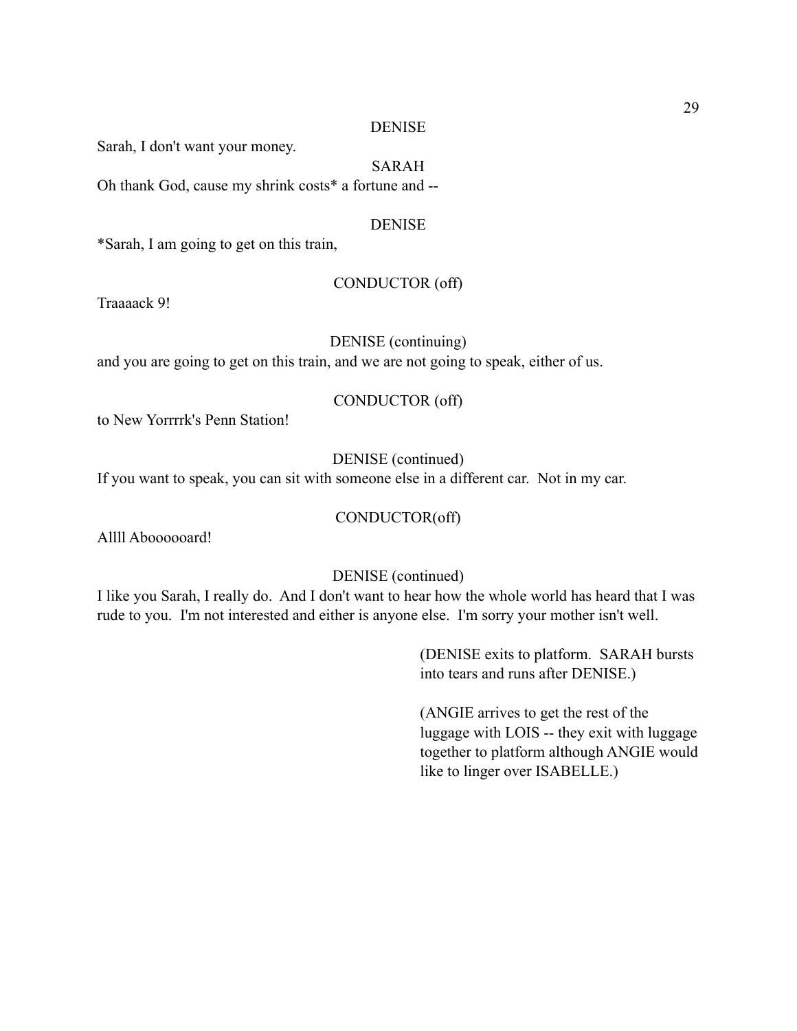DENISE

Sarah, I don't want your money.

SARAH

Oh thank God, cause my shrink costs* a fortune and --

DENISE

*Sarah, I am going to get on this train,

CONDUCTOR (off)

Traaaack 9!

DENISE (continuing)

and you are going to get on this train, and we are not going to speak, either of us.

CONDUCTOR (off)

to New Yorrrrk's Penn Station!

DENISE (continued)

If you want to speak, you can sit with someone else in a different car. Not in my car.

CONDUCTOR(off)

Allll Abooooard!

DENISE (continued)

I like you Sarah, I really do. And I don't want to hear how the whole world has heard that I was rude to you. I'm not interested and either is anyone else. I'm sorry your mother isn't well.

(DENISE exits to platform. SARAH bursts into tears and runs after DENISE.)

(ANGIE arrives to get the rest of the luggage with LOIS -- they exit with luggage together to platform although ANGIE would like to linger over ISABELLE.)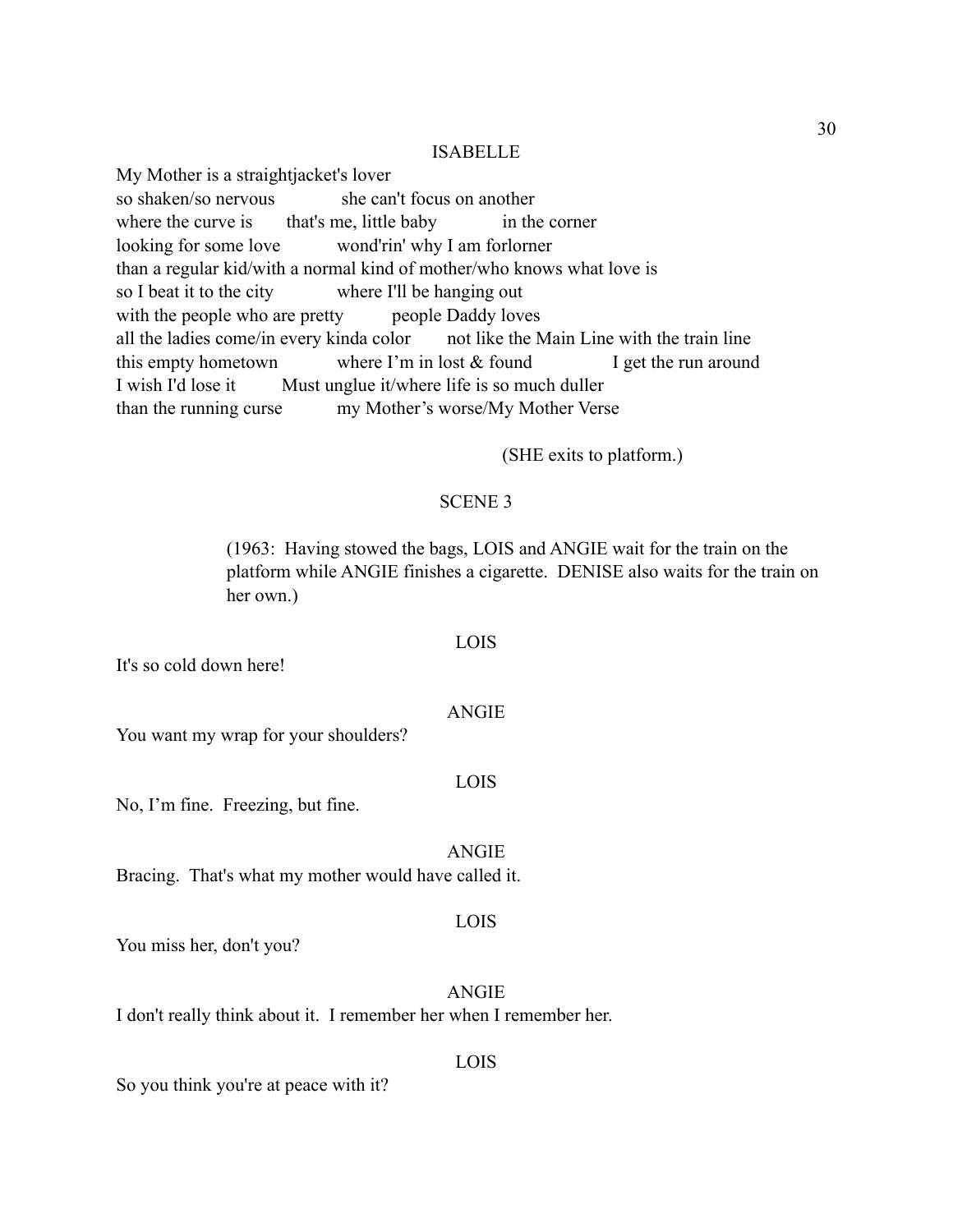ISABELLE

My Mother is a straightjacket's lover
so shaken/so nervous she can't focus on another
where the curve is that's me, little baby in the corner
looking for some love wond'rin' why I am forlorner
than a regular kid/with a normal kind of mother/who knows what love is
so I beat it to the city where I'll be hanging out
with the people who are pretty people Daddy loves
all the ladies come/in every kinda color not like the Main Line with the train line
this empty hometown where I'm in lost & found I get the run around
I wish I'd lose it Must unglue it/where life is so much duller
than the running curse my Mother's worse/My Mother Verse

(SHE exits to platform.)

SCENE 3

(1963: Having stowed the bags, LOIS and ANGIE wait for the train on the platform while ANGIE finishes a cigarette. DENISE also waits for the train on her own.)

LOIS

It's so cold down here!

ANGIE

You want my wrap for your shoulders?

LOIS

No, I'm fine. Freezing, but fine.

ANGIE

Bracing. That's what my mother would have called it.

LOIS

You miss her, don't you?

ANGIE

I don't really think about it. I remember her when I remember her.

LOIS

So you think you're at peace with it?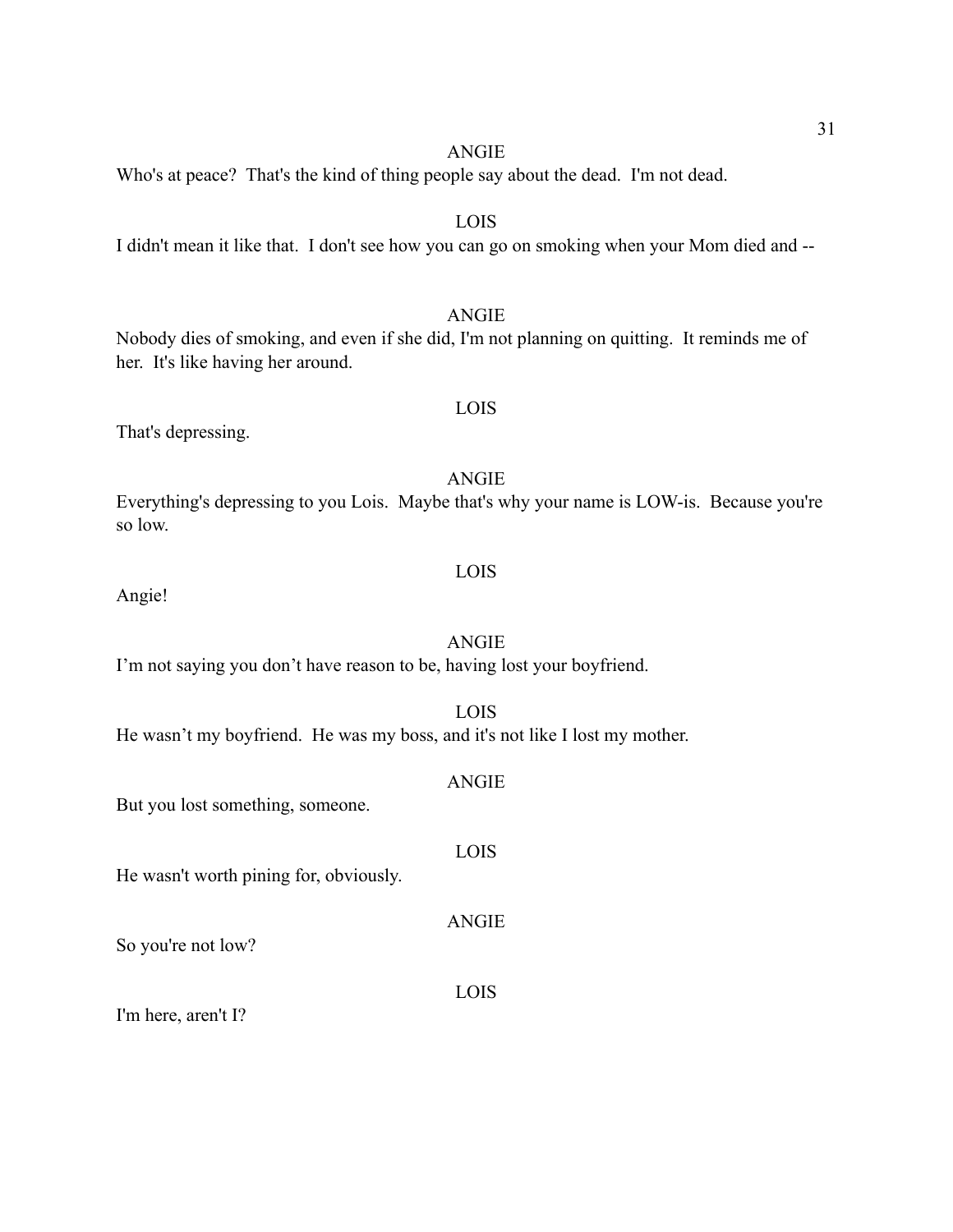ANGIE

Who's at peace? That's the kind of thing people say about the dead. I'm not dead.

LOIS

I didn't mean it like that. I don't see how you can go on smoking when your Mom died and --

ANGIE

Nobody dies of smoking, and even if she did, I'm not planning on quitting. It reminds me of her. It's like having her around.

LOIS

That's depressing.

ANGIE

Everything's depressing to you Lois. Maybe that's why your name is LOW-is. Because you're so low.

LOIS

Angie!

ANGIE

I'm not saying you don't have reason to be, having lost your boyfriend.

LOIS

He wasn't my boyfriend. He was my boss, and it's not like I lost my mother.

ANGIE

But you lost something, someone.

LOIS

He wasn't worth pining for, obviously.

ANGIE

So you're not low?

LOIS

I'm here, aren't I?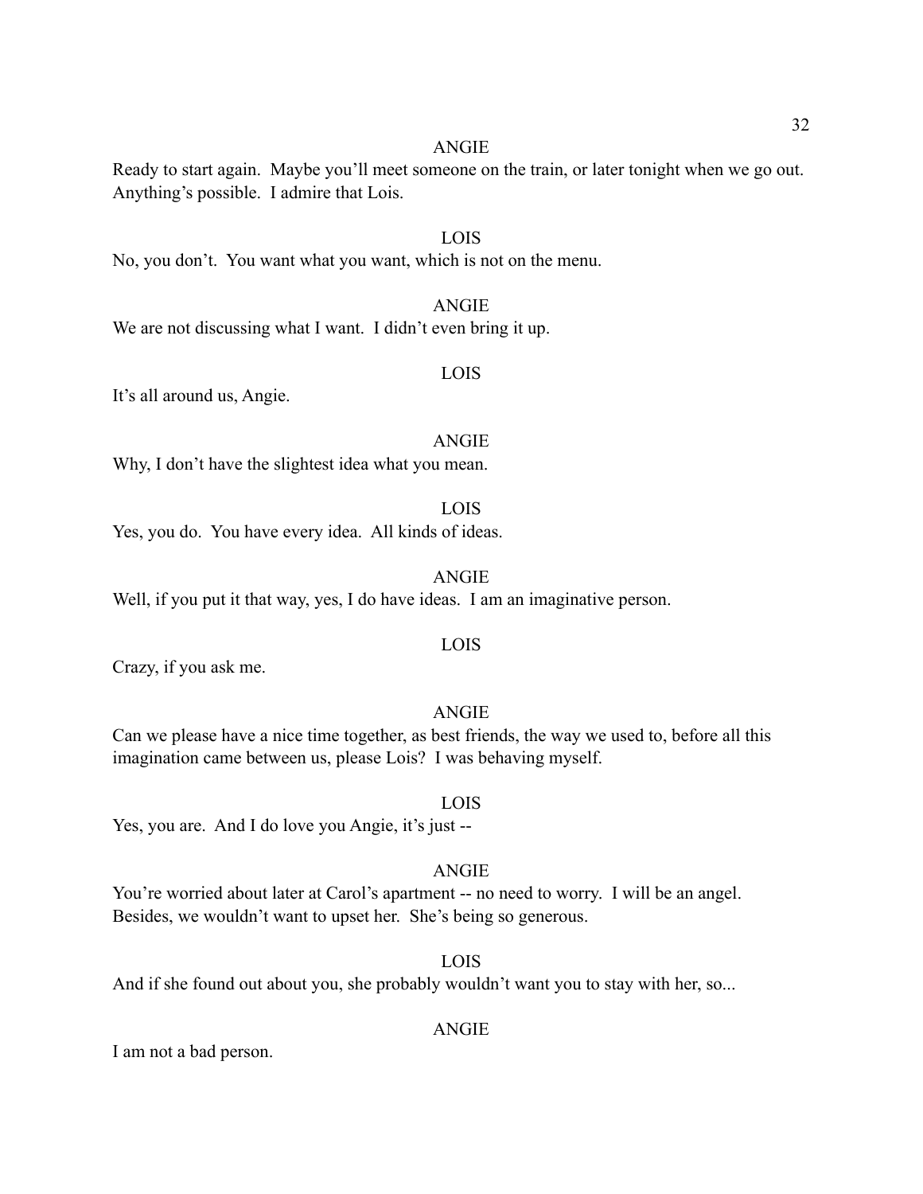ANGIE

Ready to start again. Maybe you'll meet someone on the train, or later tonight when we go out. Anything's possible. I admire that Lois.

LOIS

No, you don't. You want what you want, which is not on the menu.

ANGIE

We are not discussing what I want. I didn't even bring it up.

LOIS

It's all around us, Angie.

ANGIE

Why, I don't have the slightest idea what you mean.

LOIS

Yes, you do. You have every idea. All kinds of ideas.

ANGIE

Well, if you put it that way, yes, I do have ideas. I am an imaginative person.

LOIS

Crazy, if you ask me.

ANGIE

Can we please have a nice time together, as best friends, the way we used to, before all this imagination came between us, please Lois? I was behaving myself.

LOIS

Yes, you are. And I do love you Angie, it's just --

ANGIE

You're worried about later at Carol's apartment -- no need to worry. I will be an angel. Besides, we wouldn't want to upset her. She's being so generous.

LOIS

And if she found out about you, she probably wouldn't want you to stay with her, so...

ANGIE

I am not a bad person.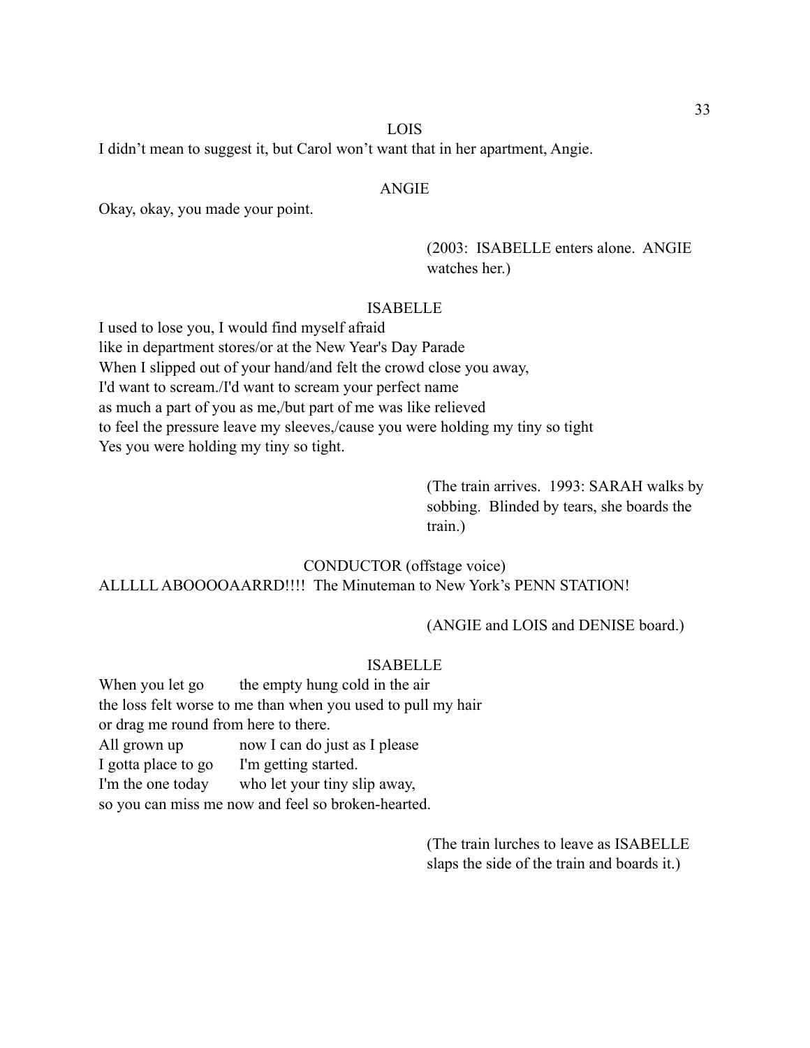LOIS

I didn't mean to suggest it, but Carol won't want that in her apartment, Angie.

ANGIE

Okay, okay, you made your point.

(2003: ISABELLE enters alone. ANGIE watches her.)

ISABELLE

I used to lose you, I would find myself afraid
like in department stores/or at the New Year's Day Parade
When I slipped out of your hand/and felt the crowd close you away,
I'd want to scream./I'd want to scream your perfect name
as much a part of you as me,/but part of me was like relieved
to feel the pressure leave my sleeves,/cause you were holding my tiny so tight
Yes you were holding my tiny so tight.

(The train arrives. 1993: SARAH walks by sobbing. Blinded by tears, she boards the train.)

CONDUCTOR (offstage voice)

ALLLLL ABOOOOAARRD!!!! The Minuteman to New York's PENN STATION!

(ANGIE and LOIS and DENISE board.)

ISABELLE

When you let go	the empty hung cold in the air
the loss felt worse to me than when you used to pull my hair
or drag me round from here to there.
All grown up	now I can do just as I please
I gotta place to go	I'm getting started.
I'm the one today	who let your tiny slip away,
so you can miss me now and feel so broken-hearted.

(The train lurches to leave as ISABELLE slaps the side of the train and boards it.)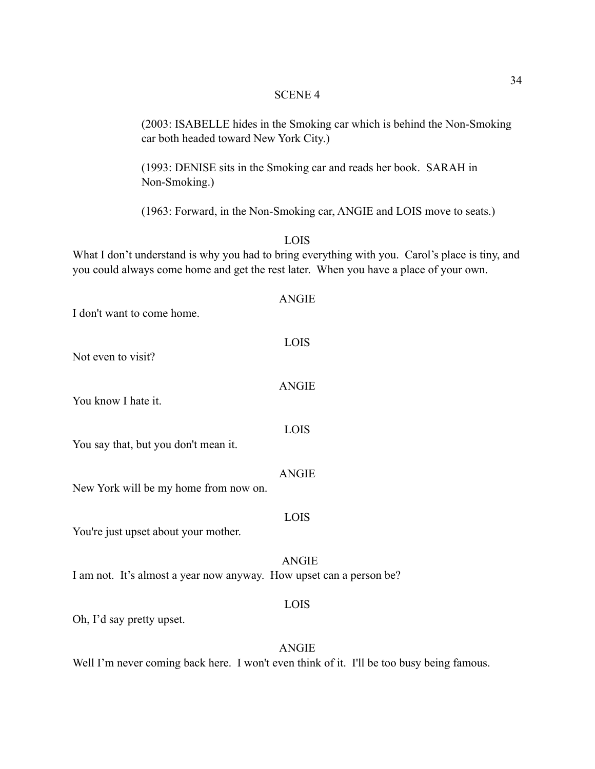SCENE 4

(2003: ISABELLE hides in the Smoking car which is behind the Non-Smoking car both headed toward New York City.)

(1993: DENISE sits in the Smoking car and reads her book. SARAH in Non-Smoking.)

(1963: Forward, in the Non-Smoking car, ANGIE and LOIS move to seats.)

LOIS

What I don't understand is why you had to bring everything with you. Carol's place is tiny, and you could always come home and get the rest later. When you have a place of your own.

ANGIE

I don't want to come home.

LOIS

Not even to visit?

ANGIE

You know I hate it.

LOIS

You say that, but you don't mean it.

ANGIE

New York will be my home from now on.

LOIS

You're just upset about your mother.

ANGIE

I am not. It's almost a year now anyway. How upset can a person be?

LOIS

Oh, I'd say pretty upset.

ANGIE

Well I'm never coming back here. I won't even think of it. I'll be too busy being famous.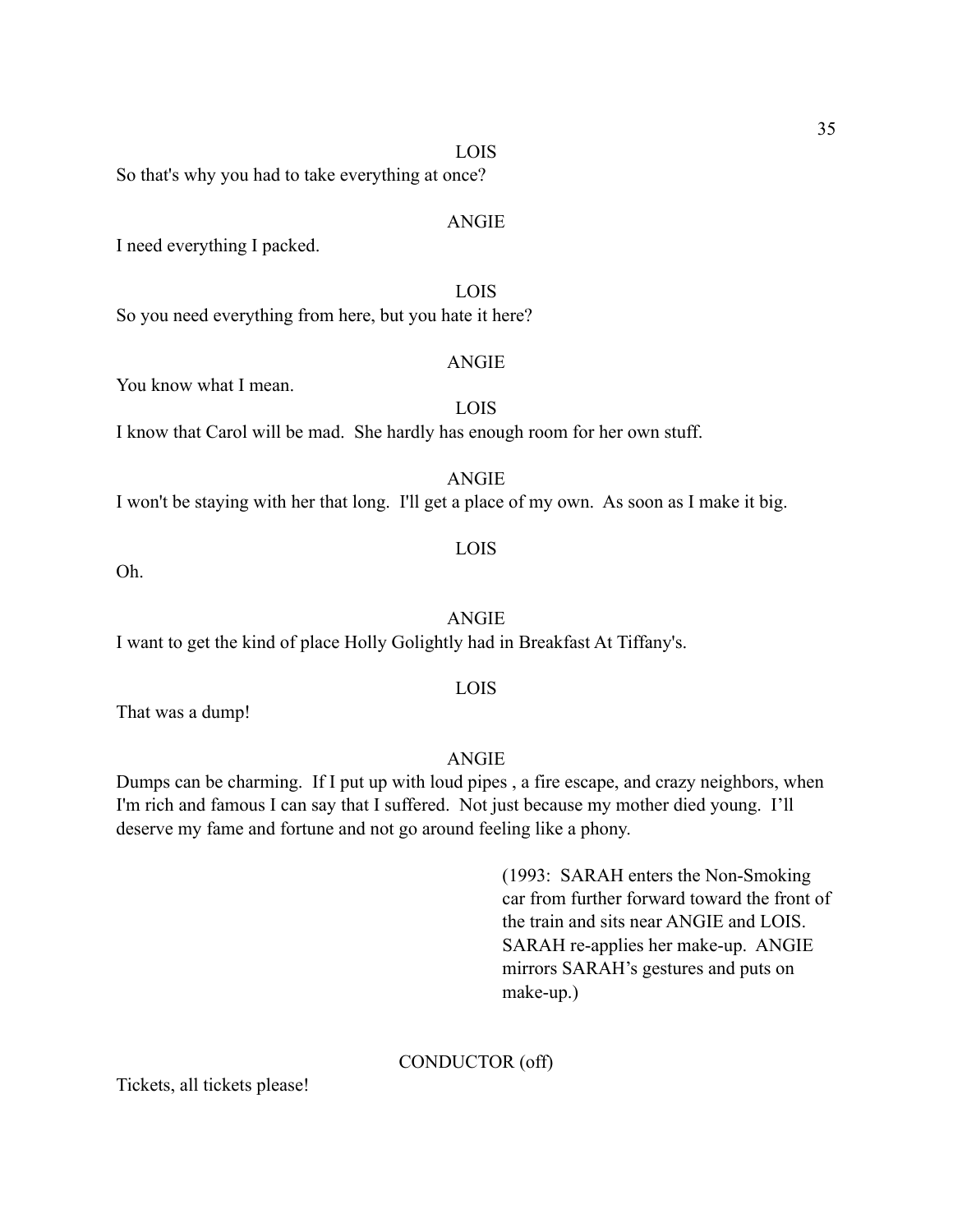LOIS

So that's why you had to take everything at once?

ANGIE

I need everything I packed.

LOIS

So you need everything from here, but you hate it here?

ANGIE

You know what I mean.

LOIS

I know that Carol will be mad. She hardly has enough room for her own stuff.

ANGIE

I won't be staying with her that long. I'll get a place of my own. As soon as I make it big.

LOIS

Oh.

ANGIE

I want to get the kind of place Holly Golightly had in Breakfast At Tiffany's.

LOIS

That was a dump!

ANGIE

Dumps can be charming. If I put up with loud pipes , a fire escape, and crazy neighbors, when I'm rich and famous I can say that I suffered. Not just because my mother died young. I'll deserve my fame and fortune and not go around feeling like a phony.

(1993: SARAH enters the Non-Smoking car from further forward toward the front of the train and sits near ANGIE and LOIS. SARAH re-applies her make-up. ANGIE mirrors SARAH's gestures and puts on make-up.)

CONDUCTOR (off)

Tickets, all tickets please!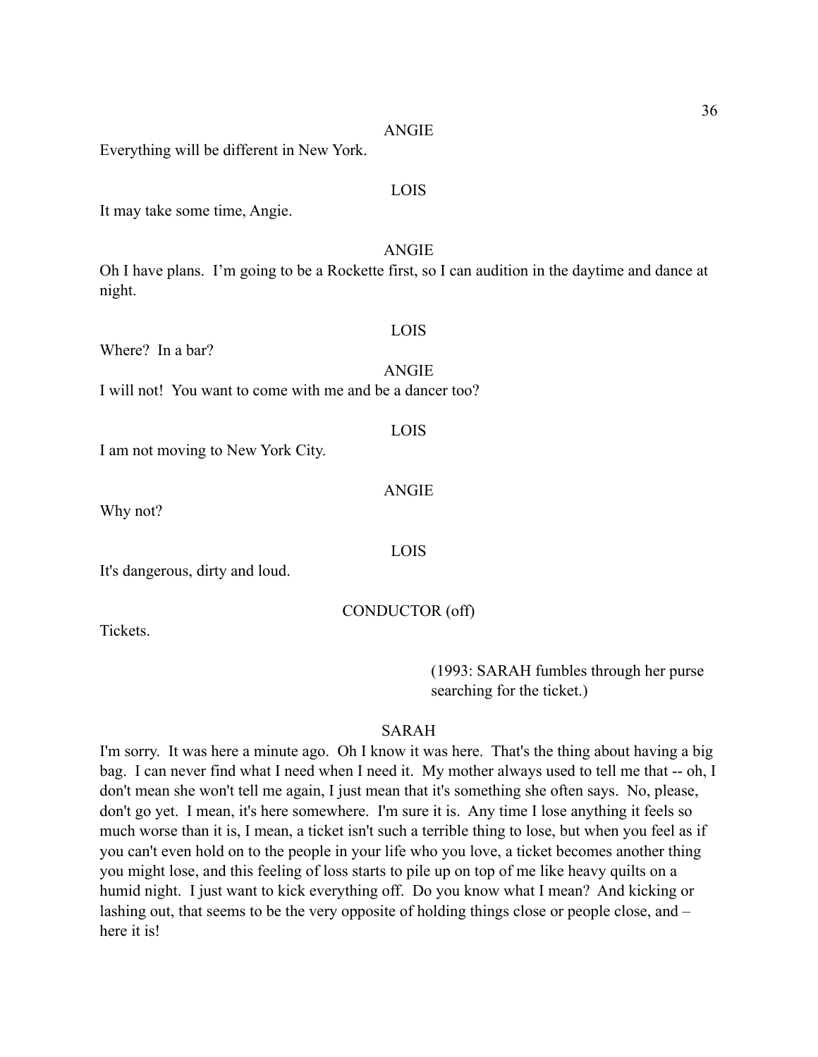ANGIE

Everything will be different in New York.

LOIS

It may take some time, Angie.

ANGIE

Oh I have plans. I'm going to be a Rockette first, so I can audition in the daytime and dance at night.

LOIS

Where? In a bar?

ANGIE

I will not! You want to come with me and be a dancer too?

LOIS

I am not moving to New York City.

ANGIE

Why not?

LOIS

It's dangerous, dirty and loud.

CONDUCTOR (off)

Tickets.

(1993: SARAH fumbles through her purse searching for the ticket.)

SARAH

I'm sorry. It was here a minute ago. Oh I know it was here. That's the thing about having a big bag. I can never find what I need when I need it. My mother always used to tell me that -- oh, I don't mean she won't tell me again, I just mean that it's something she often says. No, please, don't go yet. I mean, it's here somewhere. I'm sure it is. Any time I lose anything it feels so much worse than it is, I mean, a ticket isn't such a terrible thing to lose, but when you feel as if you can't even hold on to the people in your life who you love, a ticket becomes another thing you might lose, and this feeling of loss starts to pile up on top of me like heavy quilts on a humid night. I just want to kick everything off. Do you know what I mean? And kicking or lashing out, that seems to be the very opposite of holding things close or people close, and – here it is!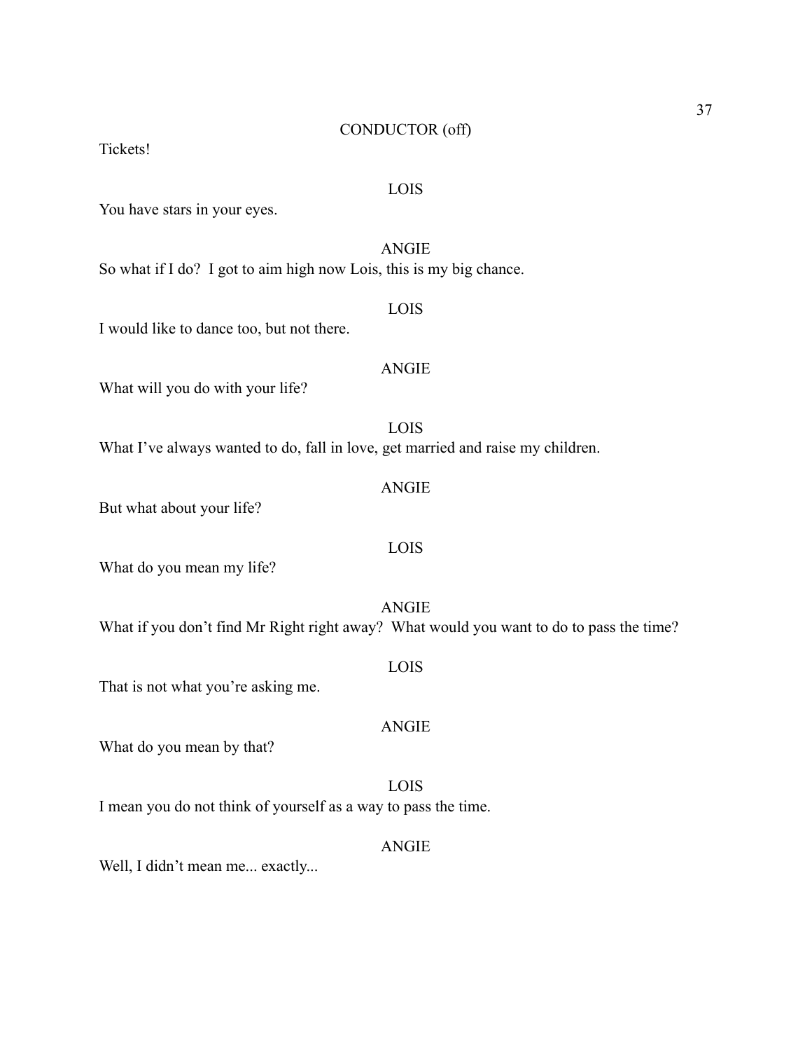CONDUCTOR (off)

Tickets!

LOIS

You have stars in your eyes.

ANGIE

So what if I do? I got to aim high now Lois, this is my big chance.

LOIS

I would like to dance too, but not there.

ANGIE

What will you do with your life?

LOIS

What I've always wanted to do, fall in love, get married and raise my children.

ANGIE

But what about your life?

LOIS

What do you mean my life?

ANGIE

What if you don't find Mr Right right away? What would you want to do to pass the time?

LOIS

That is not what you're asking me.

ANGIE

What do you mean by that?

LOIS

I mean you do not think of yourself as a way to pass the time.

ANGIE

Well, I didn't mean me... exactly...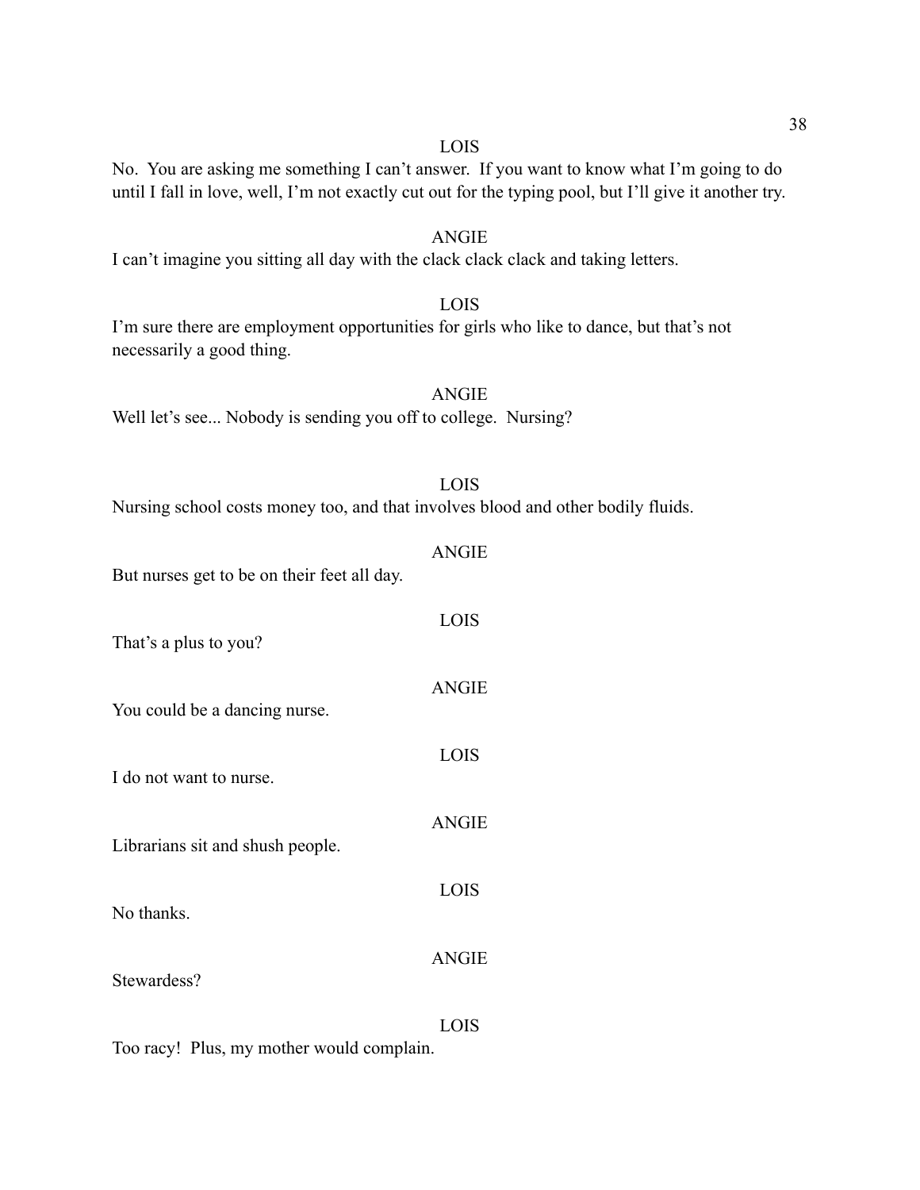LOIS

No. You are asking me something I can't answer. If you want to know what I'm going to do until I fall in love, well, I'm not exactly cut out for the typing pool, but I'll give it another try.

ANGIE

I can't imagine you sitting all day with the clack clack clack and taking letters.

LOIS

I'm sure there are employment opportunities for girls who like to dance, but that's not necessarily a good thing.

ANGIE

Well let's see... Nobody is sending you off to college. Nursing?

LOIS

Nursing school costs money too, and that involves blood and other bodily fluids.

ANGIE

But nurses get to be on their feet all day.

LOIS

That's a plus to you?

ANGIE

You could be a dancing nurse.

LOIS

I do not want to nurse.

ANGIE

Librarians sit and shush people.

LOIS

No thanks.

ANGIE

Stewardess?

LOIS

Too racy! Plus, my mother would complain.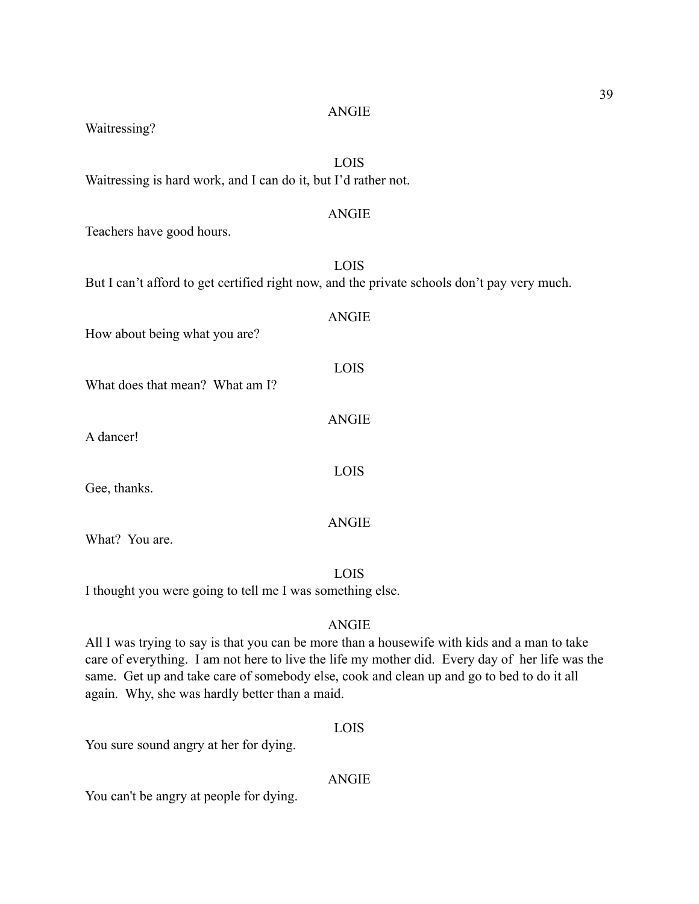ANGIE

Waitressing?

LOIS

Waitressing is hard work, and I can do it, but I'd rather not.

ANGIE

Teachers have good hours.

LOIS

But I can't afford to get certified right now, and the private schools don't pay very much.

ANGIE

How about being what you are?

LOIS

What does that mean? What am I?

ANGIE

A dancer!

LOIS

Gee, thanks.

ANGIE

What? You are.

LOIS

I thought you were going to tell me I was something else.

ANGIE

All I was trying to say is that you can be more than a housewife with kids and a man to take care of everything. I am not here to live the life my mother did. Every day of her life was the same. Get up and take care of somebody else, cook and clean up and go to bed to do it all again. Why, she was hardly better than a maid.

LOIS

You sure sound angry at her for dying.

ANGIE

You can't be angry at people for dying.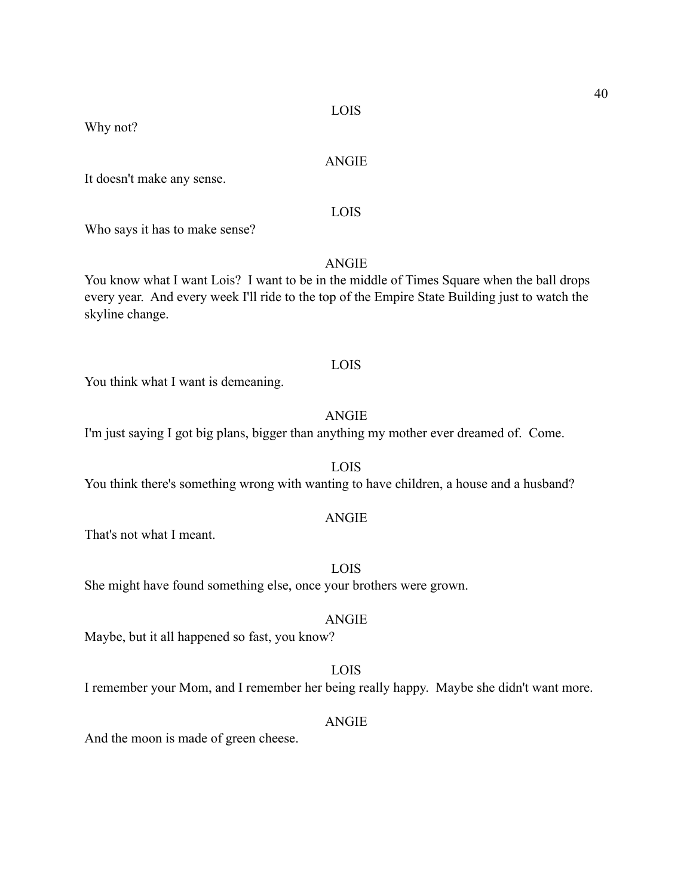LOIS

Why not?

ANGIE

It doesn't make any sense.

LOIS

Who says it has to make sense?

ANGIE

You know what I want Lois? I want to be in the middle of Times Square when the ball drops every year. And every week I'll ride to the top of the Empire State Building just to watch the skyline change.

LOIS

You think what I want is demeaning.

ANGIE

I'm just saying I got big plans, bigger than anything my mother ever dreamed of. Come.

LOIS

You think there's something wrong with wanting to have children, a house and a husband?

ANGIE

That's not what I meant.

LOIS

She might have found something else, once your brothers were grown.

ANGIE

Maybe, but it all happened so fast, you know?

LOIS

I remember your Mom, and I remember her being really happy. Maybe she didn't want more.

ANGIE

And the moon is made of green cheese.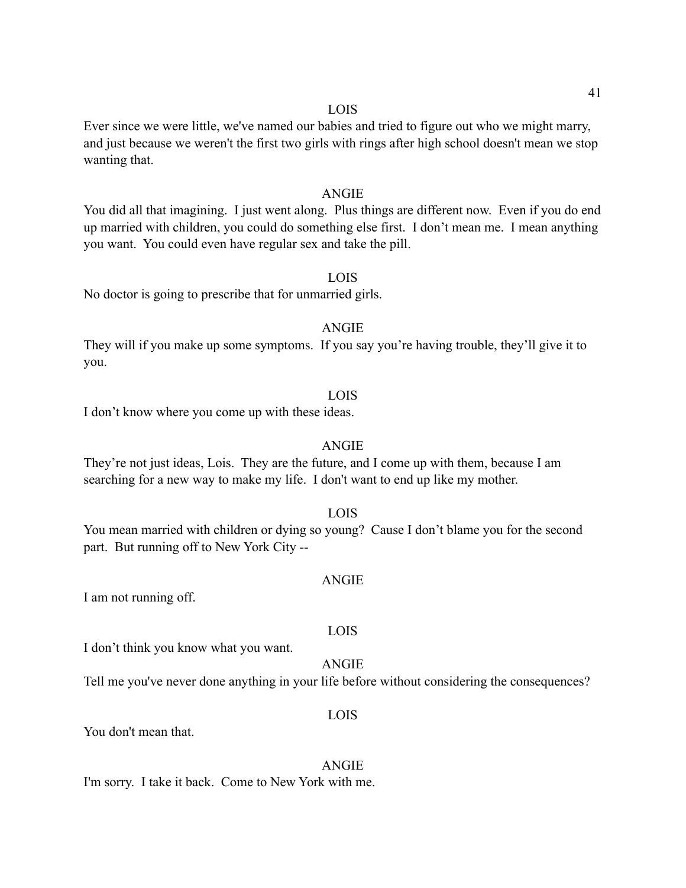LOIS

Ever since we were little, we've named our babies and tried to figure out who we might marry, and just because we weren't the first two girls with rings after high school doesn't mean we stop wanting that.

ANGIE

You did all that imagining. I just went along. Plus things are different now. Even if you do end up married with children, you could do something else first. I don't mean me. I mean anything you want. You could even have regular sex and take the pill.

LOIS

No doctor is going to prescribe that for unmarried girls.

ANGIE

They will if you make up some symptoms. If you say you're having trouble, they'll give it to you.

LOIS

I don't know where you come up with these ideas.

ANGIE

They're not just ideas, Lois. They are the future, and I come up with them, because I am searching for a new way to make my life. I don't want to end up like my mother.

LOIS

You mean married with children or dying so young? Cause I don't blame you for the second part. But running off to New York City --

ANGIE

I am not running off.

LOIS

I don't think you know what you want.

ANGIE

Tell me you've never done anything in your life before without considering the consequences?

LOIS

You don't mean that.

ANGIE

I'm sorry. I take it back. Come to New York with me.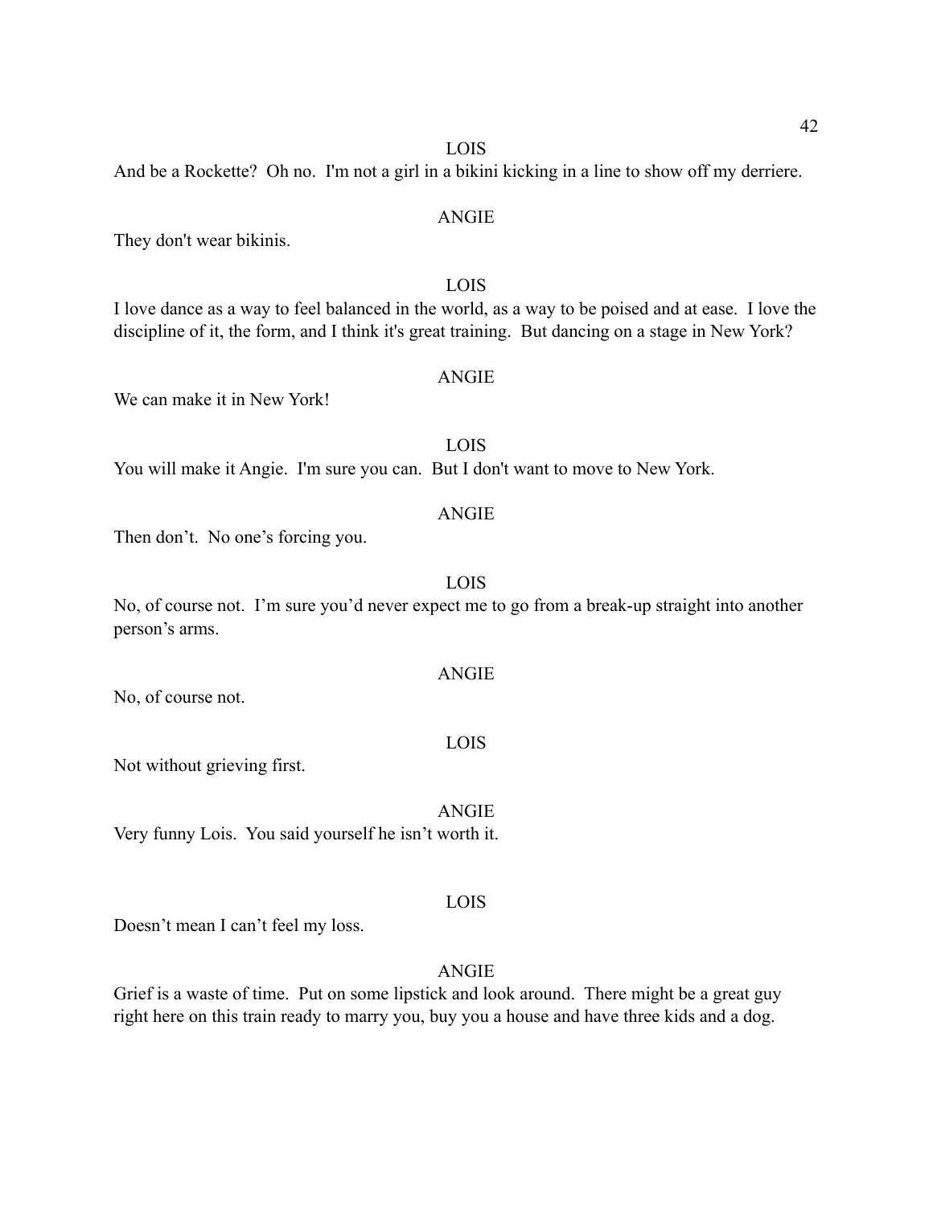LOIS

And be a Rockette? Oh no. I'm not a girl in a bikini kicking in a line to show off my derriere.

ANGIE

They don't wear bikinis.

LOIS

I love dance as a way to feel balanced in the world, as a way to be poised and at ease. I love the discipline of it, the form, and I think it's great training. But dancing on a stage in New York?

ANGIE

We can make it in New York!

LOIS

You will make it Angie. I'm sure you can. But I don't want to move to New York.

ANGIE

Then don't. No one's forcing you.

LOIS

No, of course not. I'm sure you'd never expect me to go from a break-up straight into another person's arms.

ANGIE

No, of course not.

LOIS

Not without grieving first.

ANGIE

Very funny Lois. You said yourself he isn't worth it.

LOIS

Doesn't mean I can't feel my loss.

ANGIE

Grief is a waste of time. Put on some lipstick and look around. There might be a great guy right here on this train ready to marry you, buy you a house and have three kids and a dog.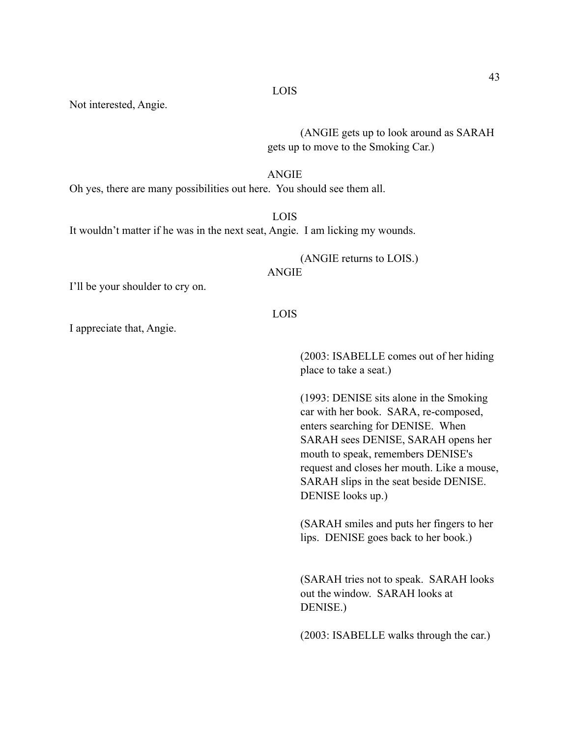LOIS

Not interested, Angie.

(ANGIE gets up to look around as SARAH gets up to move to the Smoking Car.)

ANGIE

Oh yes, there are many possibilities out here. You should see them all.

LOIS

It wouldn't matter if he was in the next seat, Angie. I am licking my wounds.

(ANGIE returns to LOIS.)

ANGIE

I'll be your shoulder to cry on.

LOIS

I appreciate that, Angie.

(2003: ISABELLE comes out of her hiding place to take a seat.)

(1993: DENISE sits alone in the Smoking car with her book. SARA, re-composed, enters searching for DENISE. When SARAH sees DENISE, SARAH opens her mouth to speak, remembers DENISE's request and closes her mouth. Like a mouse, SARAH slips in the seat beside DENISE. DENISE looks up.)

(SARAH smiles and puts her fingers to her lips. DENISE goes back to her book.)

(SARAH tries not to speak. SARAH looks out the window. SARAH looks at DENISE.)

(2003: ISABELLE walks through the car.)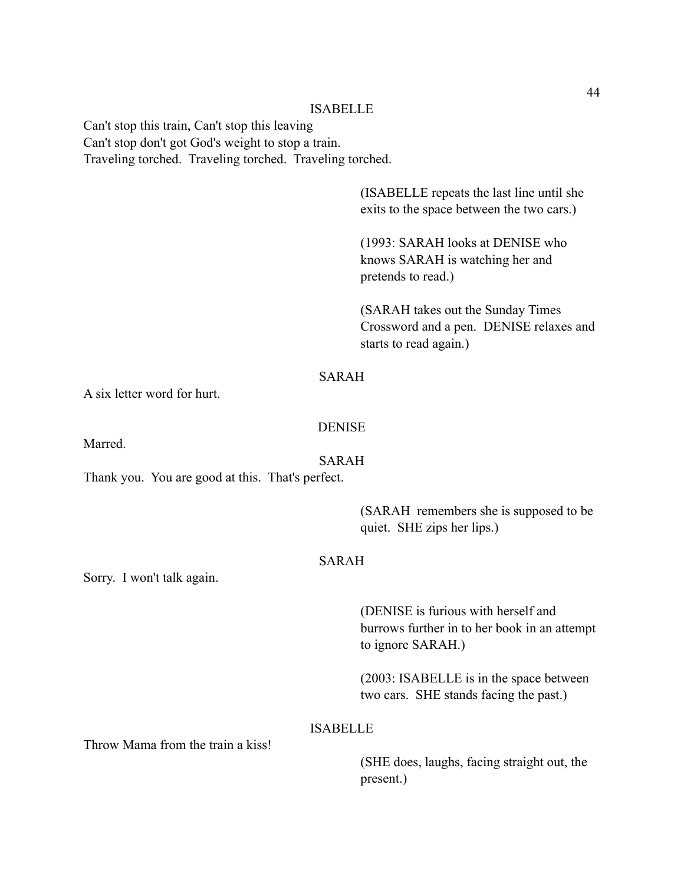ISABELLE

Can't stop this train, Can't stop this leaving
Can't stop don't got God's weight to stop a train.
Traveling torched. Traveling torched. Traveling torched.

(ISABELLE repeats the last line until she exits to the space between the two cars.)

(1993: SARAH looks at DENISE who knows SARAH is watching her and pretends to read.)

(SARAH takes out the Sunday Times Crossword and a pen. DENISE relaxes and starts to read again.)

SARAH

A six letter word for hurt.

DENISE

Marred.

SARAH

Thank you. You are good at this. That's perfect.

(SARAH remembers she is supposed to be quiet. SHE zips her lips.)

SARAH

Sorry. I won't talk again.

(DENISE is furious with herself and burrows further in to her book in an attempt to ignore SARAH.)

(2003: ISABELLE is in the space between two cars. SHE stands facing the past.)

ISABELLE

Throw Mama from the train a kiss!

(SHE does, laughs, facing straight out, the present.)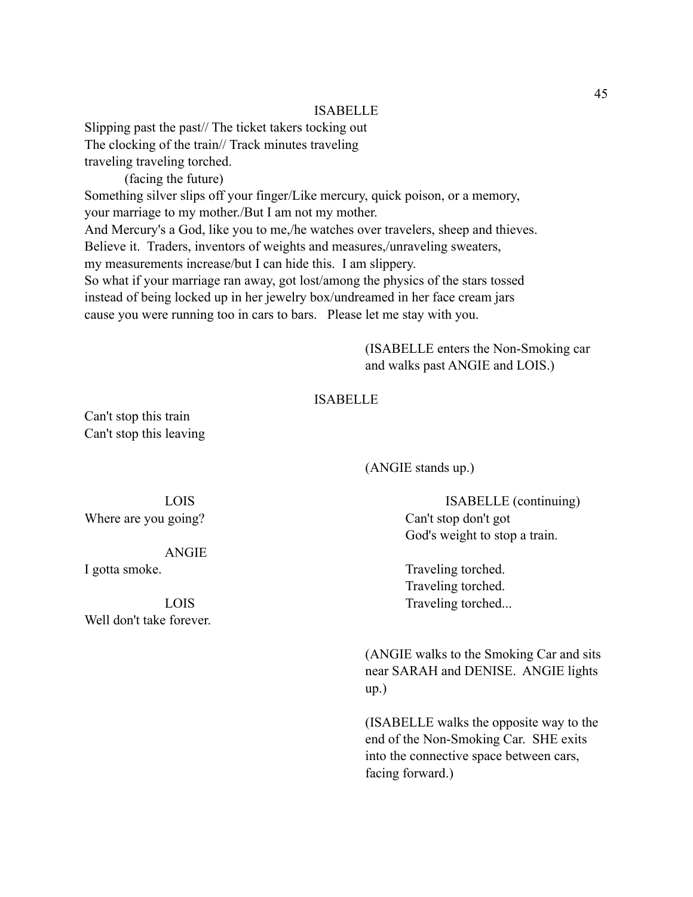ISABELLE

Slipping past the past// The ticket takers tocking out
The clocking of the train// Track minutes traveling
traveling traveling torched.

(facing the future)

Something silver slips off your finger/Like mercury, quick poison, or a memory,
your marriage to my mother./But I am not my mother.
And Mercury's a God, like you to me,/he watches over travelers, sheep and thieves.
Believe it. Traders, inventors of weights and measures,/unraveling sweaters,
my measurements increase/but I can hide this. I am slippery.
So what if your marriage ran away, got lost/among the physics of the stars tossed
instead of being locked up in her jewelry box/undreamed in her face cream jars
cause you were running too in cars to bars. Please let me stay with you.

(ISABELLE enters the Non-Smoking car and walks past ANGIE and LOIS.)

ISABELLE

Can't stop this train
Can't stop this leaving

(ANGIE stands up.)

LOIS

Where are you going?

ISABELLE (continuing)

Can't stop don't got
God's weight to stop a train.

ANGIE

I gotta smoke.

ISABELLE (continuing)

Traveling torched.
Traveling torched.

LOIS

Well don't take forever.

ISABELLE (continuing)

Traveling torched...

(ANGIE walks to the Smoking Car and sits near SARAH and DENISE. ANGIE lights up.)

(ISABELLE walks the opposite way to the end of the Non-Smoking Car. SHE exits into the connective space between cars, facing forward.)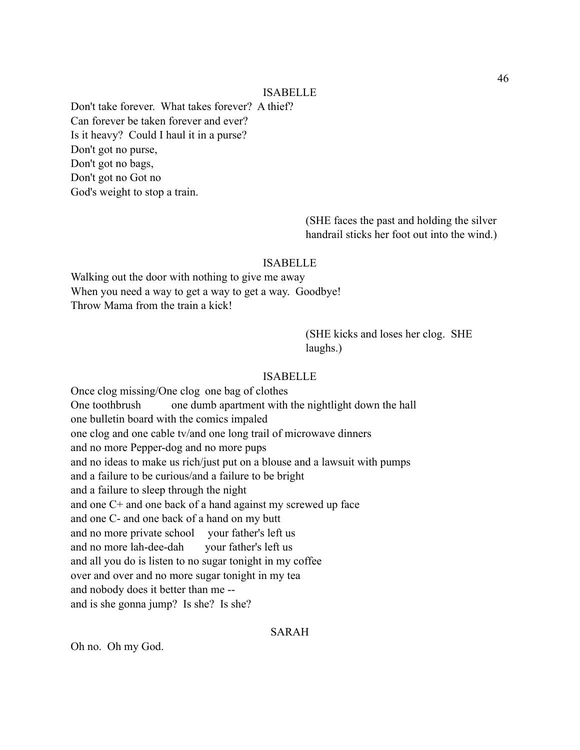ISABELLE

Don't take forever. What takes forever? A thief?
Can forever be taken forever and ever?
Is it heavy? Could I haul it in a purse?
Don't got no purse,
Don't got no bags,
Don't got no Got no
God's weight to stop a train.

(SHE faces the past and holding the silver handrail sticks her foot out into the wind.)

ISABELLE

Walking out the door with nothing to give me away
When you need a way to get a way to get a way. Goodbye!
Throw Mama from the train a kick!

(SHE kicks and loses her clog. SHE laughs.)

ISABELLE

Once clog missing/One clog one bag of clothes
One toothbrush one dumb apartment with the nightlight down the hall
one bulletin board with the comics impaled
one clog and one cable tv/and one long trail of microwave dinners
and no more Pepper-dog and no more pups
and no ideas to make us rich/just put on a blouse and a lawsuit with pumps
and a failure to be curious/and a failure to be bright
and a failure to sleep through the night
and one C+ and one back of a hand against my screwed up face
and one C- and one back of a hand on my butt
and no more private school your father's left us
and no more lah-dee-dah your father's left us
and all you do is listen to no sugar tonight in my coffee
over and over and no more sugar tonight in my tea
and nobody does it better than me --
and is she gonna jump? Is she? Is she?

SARAH

Oh no. Oh my God.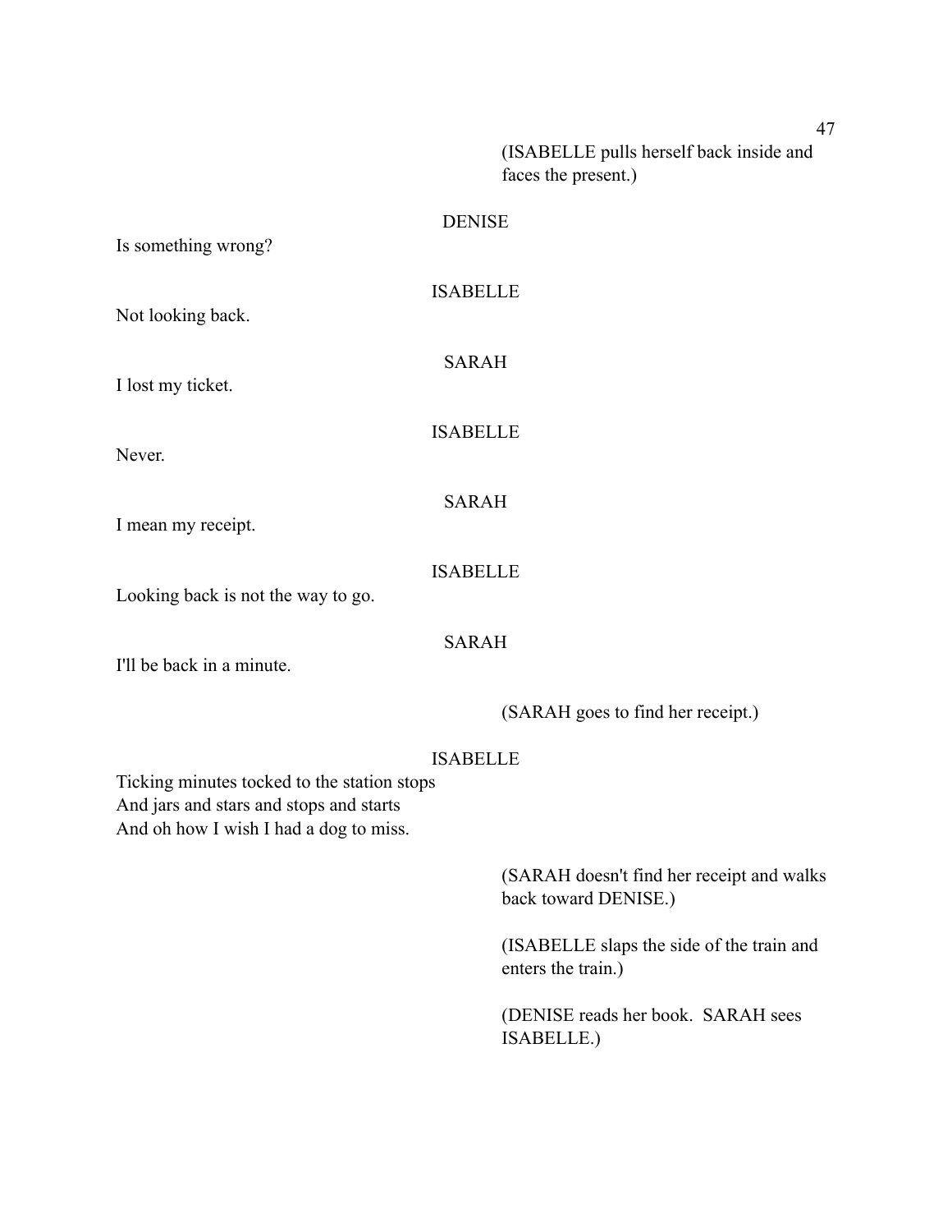(ISABELLE pulls herself back inside and faces the present.)

DENISE

Is something wrong?

ISABELLE

Not looking back.

SARAH

I lost my ticket.

ISABELLE

Never.

SARAH

I mean my receipt.

ISABELLE

Looking back is not the way to go.

SARAH

I'll be back in a minute.

(SARAH goes to find her receipt.)

ISABELLE

Ticking minutes tocked to the station stops  
And jars and stars and stops and starts  
And oh how I wish I had a dog to miss.

(SARAH doesn't find her receipt and walks back toward DENISE.)

(ISABELLE slaps the side of the train and enters the train.)

(DENISE reads her book. SARAH sees ISABELLE.)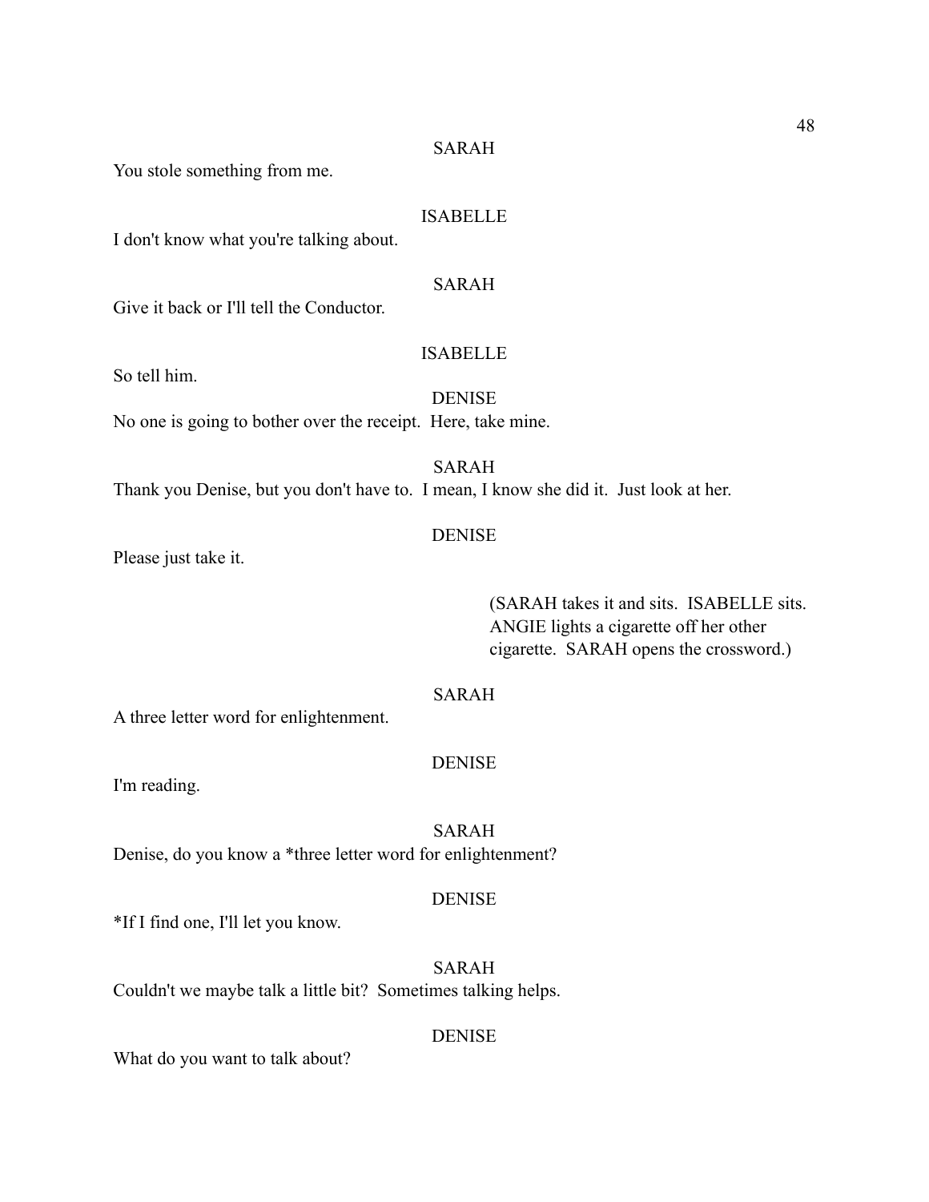SARAH

You stole something from me.

ISABELLE

I don't know what you're talking about.

SARAH

Give it back or I'll tell the Conductor.

ISABELLE

So tell him.

DENISE

No one is going to bother over the receipt. Here, take mine.

SARAH

Thank you Denise, but you don't have to. I mean, I know she did it. Just look at her.

DENISE

Please just take it.

(SARAH takes it and sits. ISABELLE sits. ANGIE lights a cigarette off her other cigarette. SARAH opens the crossword.)

SARAH

A three letter word for enlightenment.

DENISE

I'm reading.

SARAH

Denise, do you know a *three letter word for enlightenment?

DENISE

*If I find one, I'll let you know.

SARAH

Couldn't we maybe talk a little bit? Sometimes talking helps.

DENISE

What do you want to talk about?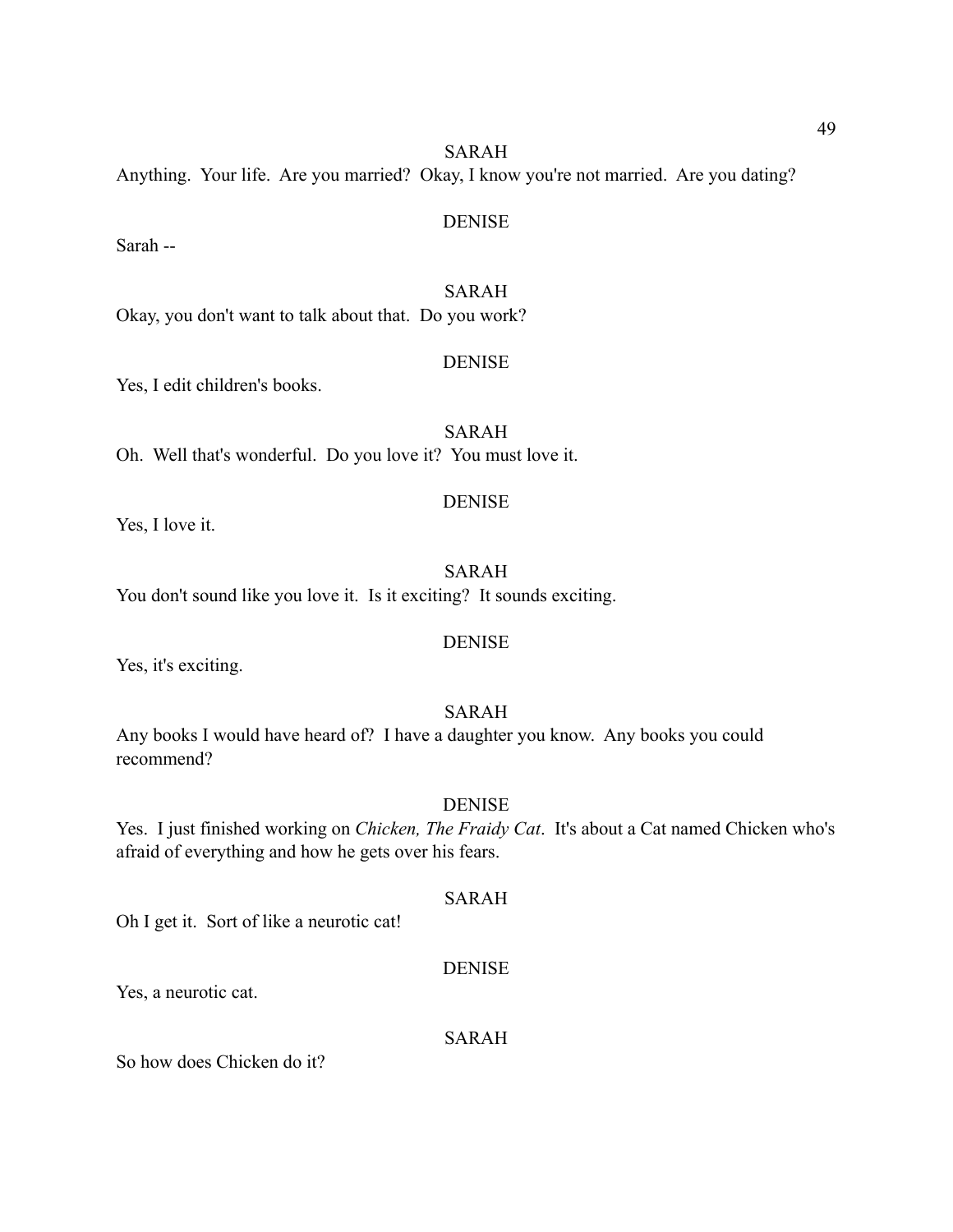SARAH

Anything. Your life. Are you married? Okay, I know you're not married. Are you dating?

DENISE

Sarah --

SARAH

Okay, you don't want to talk about that. Do you work?

DENISE

Yes, I edit children's books.

SARAH

Oh. Well that's wonderful. Do you love it? You must love it.

DENISE

Yes, I love it.

SARAH

You don't sound like you love it. Is it exciting? It sounds exciting.

DENISE

Yes, it's exciting.

SARAH

Any books I would have heard of? I have a daughter you know. Any books you could recommend?

DENISE

Yes. I just finished working on *Chicken, The Fraidy Cat*. It's about a Cat named Chicken who's afraid of everything and how he gets over his fears.

SARAH

Oh I get it. Sort of like a neurotic cat!

DENISE

Yes, a neurotic cat.

SARAH

So how does Chicken do it?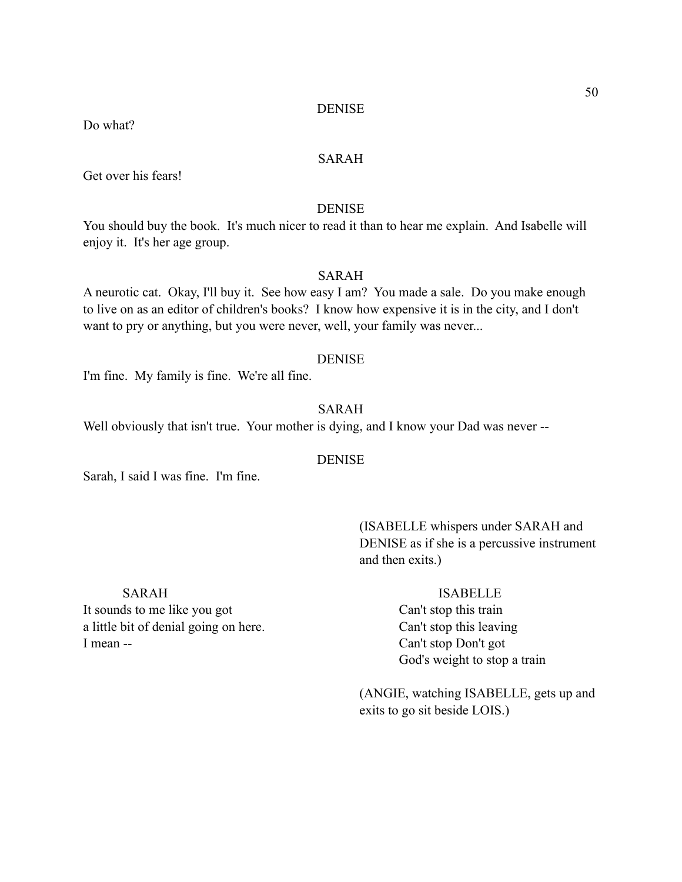DENISE

Do what?

SARAH

Get over his fears!

DENISE

You should buy the book. It's much nicer to read it than to hear me explain. And Isabelle will enjoy it. It's her age group.

SARAH

A neurotic cat. Okay, I'll buy it. See how easy I am? You made a sale. Do you make enough to live on as an editor of children's books? I know how expensive it is in the city, and I don't want to pry or anything, but you were never, well, your family was never...

DENISE

I'm fine. My family is fine. We're all fine.

SARAH

Well obviously that isn't true. Your mother is dying, and I know your Dad was never --

DENISE

Sarah, I said I was fine. I'm fine.

(ISABELLE whispers under SARAH and DENISE as if she is a percussive instrument and then exits.)

SARAH

It sounds to me like you got
a little bit of denial going on here.
I mean --

ISABELLE

Can't stop this train
Can't stop this leaving
Can't stop Don't got
God's weight to stop a train

(ANGIE, watching ISABELLE, gets up and exits to go sit beside LOIS.)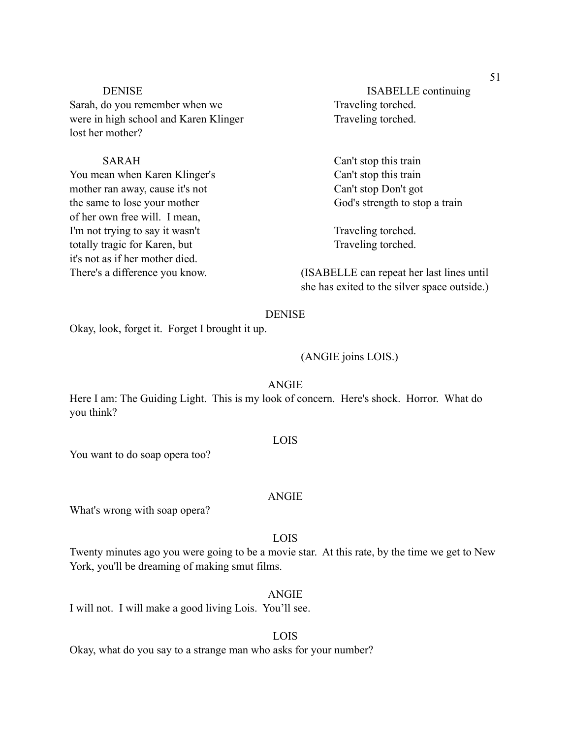DENISE
Sarah, do you remember when we were in high school and Karen Klinger lost her mother?

SARAH
You mean when Karen Klinger's mother ran away, cause it's not the same to lose your mother of her own free will. I mean, I'm not trying to say it wasn't totally tragic for Karen, but it's not as if her mother died. There's a difference you know.

ISABELLE continuing
Traveling torched.
Traveling torched.

Can't stop this train
Can't stop this train
Can't stop Don't got
God's strength to stop a train

Traveling torched.
Traveling torched.

(ISABELLE can repeat her last lines until she has exited to the silver space outside.)

DENISE
Okay, look, forget it. Forget I brought it up.

(ANGIE joins LOIS.)

ANGIE
Here I am: The Guiding Light. This is my look of concern. Here's shock. Horror. What do you think?

LOIS
You want to do soap opera too?

ANGIE
What's wrong with soap opera?

LOIS
Twenty minutes ago you were going to be a movie star. At this rate, by the time we get to New York, you'll be dreaming of making smut films.

ANGIE
I will not. I will make a good living Lois. You'll see.

LOIS
Okay, what do you say to a strange man who asks for your number?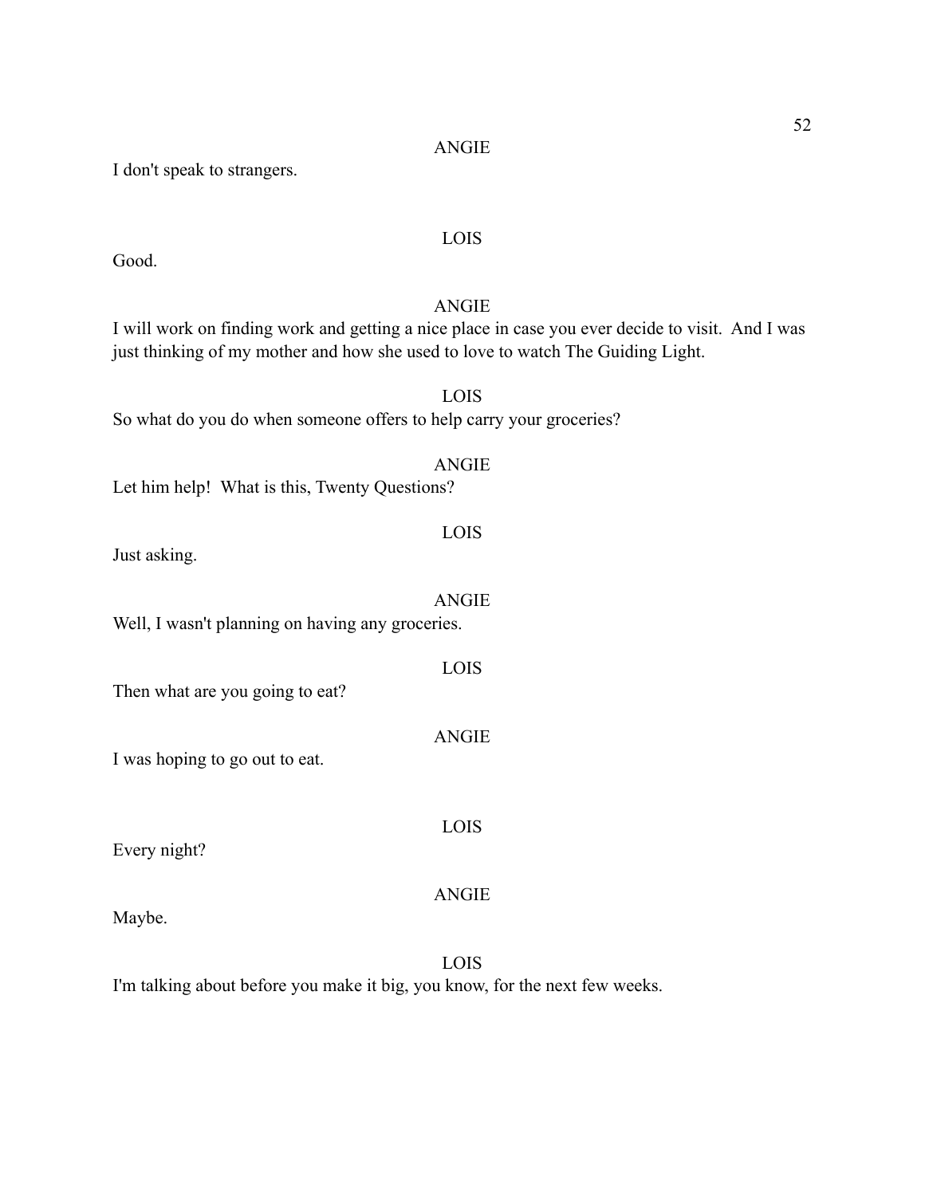ANGIE

I don't speak to strangers.

LOIS

Good.

ANGIE

I will work on finding work and getting a nice place in case you ever decide to visit. And I was just thinking of my mother and how she used to love to watch The Guiding Light.

LOIS

So what do you do when someone offers to help carry your groceries?

ANGIE

Let him help! What is this, Twenty Questions?

LOIS

Just asking.

ANGIE

Well, I wasn't planning on having any groceries.

LOIS

Then what are you going to eat?

ANGIE

I was hoping to go out to eat.

LOIS

Every night?

ANGIE

Maybe.

LOIS

I'm talking about before you make it big, you know, for the next few weeks.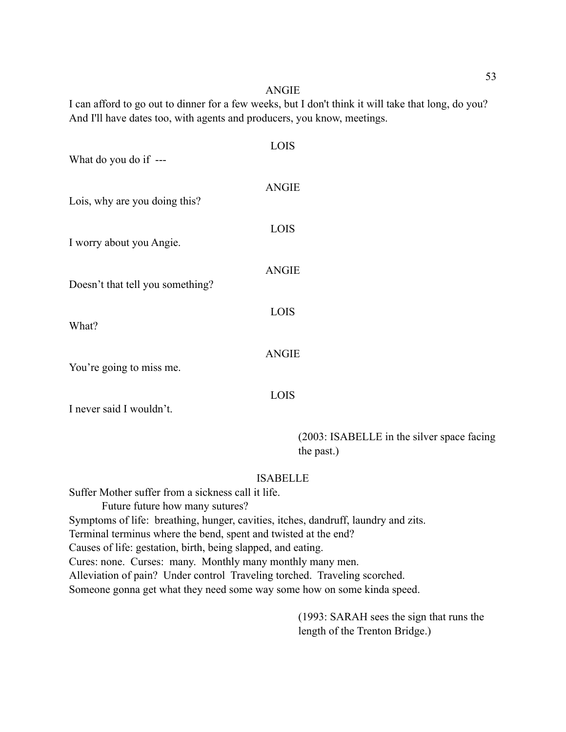ANGIE

I can afford to go out to dinner for a few weeks, but I don't think it will take that long, do you? And I'll have dates too, with agents and producers, you know, meetings.

LOIS

What do you do if ---

ANGIE

Lois, why are you doing this?

LOIS

I worry about you Angie.

ANGIE

Doesn't that tell you something?

LOIS

What?

ANGIE

You're going to miss me.

LOIS

I never said I wouldn't.

(2003: ISABELLE in the silver space facing the past.)

ISABELLE

Suffer Mother suffer from a sickness call it life.
    Future future how many sutures?
Symptoms of life: breathing, hunger, cavities, itches, dandruff, laundry and zits.
Terminal terminus where the bend, spent and twisted at the end?
Causes of life: gestation, birth, being slapped, and eating.
Cures: none. Curses: many. Monthly many monthly many men.
Alleviation of pain? Under control Traveling torched. Traveling scorched.
Someone gonna get what they need some way some how on some kinda speed.

(1993: SARAH sees the sign that runs the length of the Trenton Bridge.)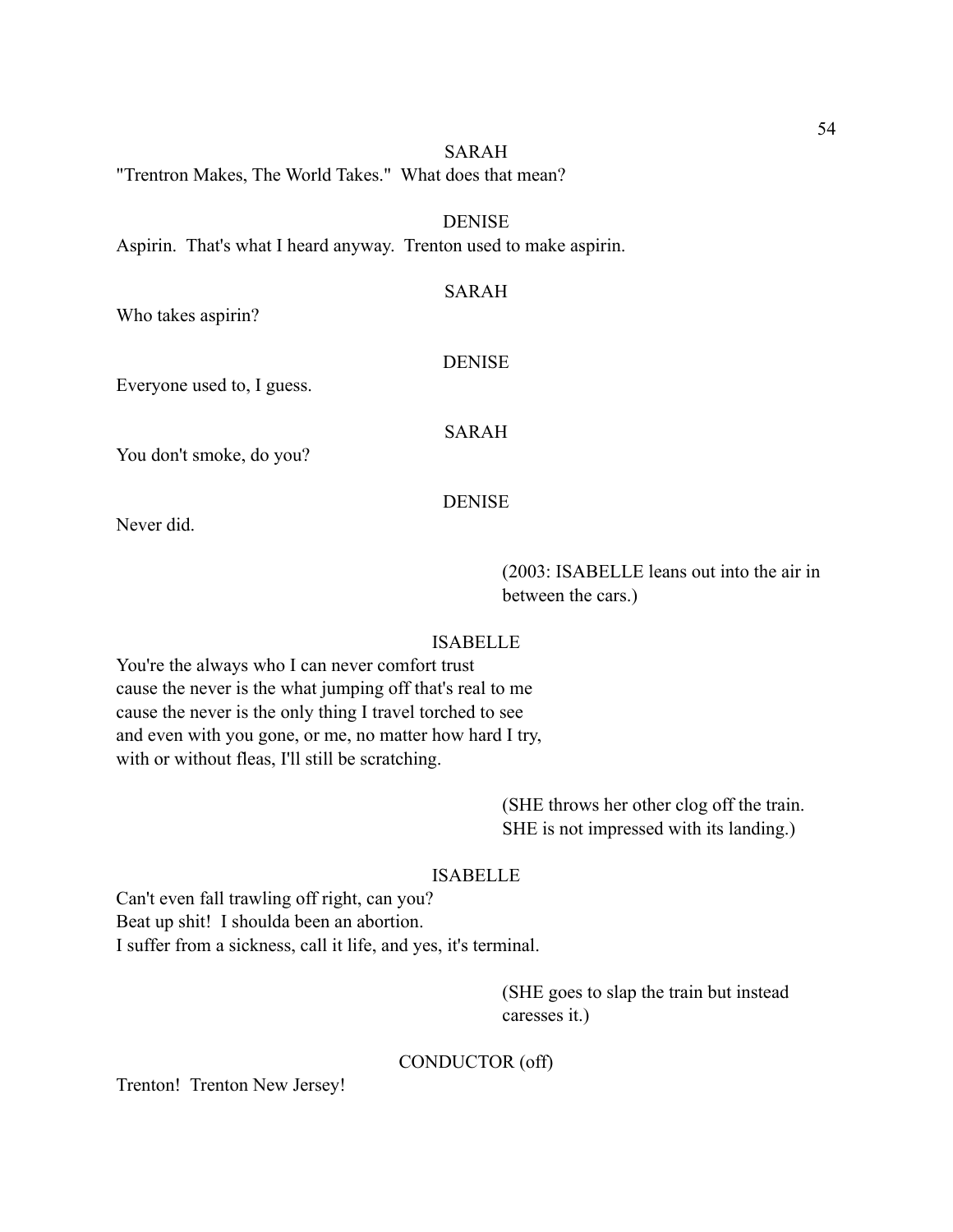SARAH

"Trentron Makes, The World Takes." What does that mean?

DENISE

Aspirin. That's what I heard anyway. Trenton used to make aspirin.

SARAH

Who takes aspirin?

DENISE

Everyone used to, I guess.

SARAH

You don't smoke, do you?

DENISE

Never did.

(2003: ISABELLE leans out into the air in between the cars.)

ISABELLE

You're the always who I can never comfort trust
cause the never is the what jumping off that's real to me
cause the never is the only thing I travel torched to see
and even with you gone, or me, no matter how hard I try,
with or without fleas, I'll still be scratching.

(SHE throws her other clog off the train. SHE is not impressed with its landing.)

ISABELLE

Can't even fall trawling off right, can you?
Beat up shit! I shoulda been an abortion.
I suffer from a sickness, call it life, and yes, it's terminal.

(SHE goes to slap the train but instead caresses it.)

CONDUCTOR (off)

Trenton! Trenton New Jersey!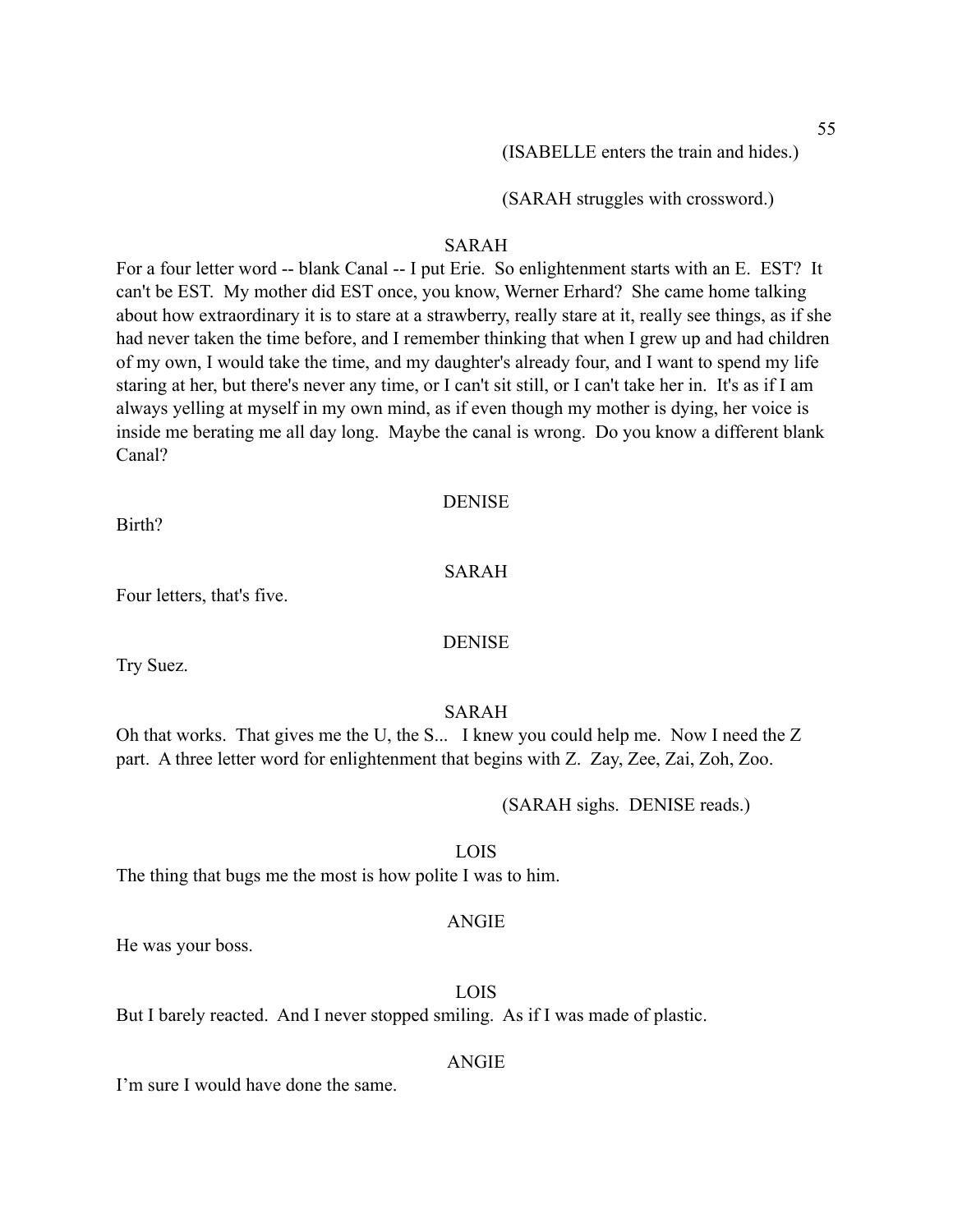(ISABELLE enters the train and hides.)

(SARAH struggles with crossword.)

SARAH

For a four letter word -- blank Canal -- I put Erie. So enlightenment starts with an E. EST? It can't be EST. My mother did EST once, you know, Werner Erhard? She came home talking about how extraordinary it is to stare at a strawberry, really stare at it, really see things, as if she had never taken the time before, and I remember thinking that when I grew up and had children of my own, I would take the time, and my daughter's already four, and I want to spend my life staring at her, but there's never any time, or I can't sit still, or I can't take her in. It's as if I am always yelling at myself in my own mind, as if even though my mother is dying, her voice is inside me berating me all day long. Maybe the canal is wrong. Do you know a different blank Canal?

DENISE

Birth?

SARAH

Four letters, that's five.

DENISE

Try Suez.

SARAH

Oh that works. That gives me the U, the S... I knew you could help me. Now I need the Z part. A three letter word for enlightenment that begins with Z. Zay, Zee, Zai, Zoh, Zoo.

(SARAH sighs. DENISE reads.)

LOIS

The thing that bugs me the most is how polite I was to him.

ANGIE

He was your boss.

LOIS

But I barely reacted. And I never stopped smiling. As if I was made of plastic.

ANGIE

I'm sure I would have done the same.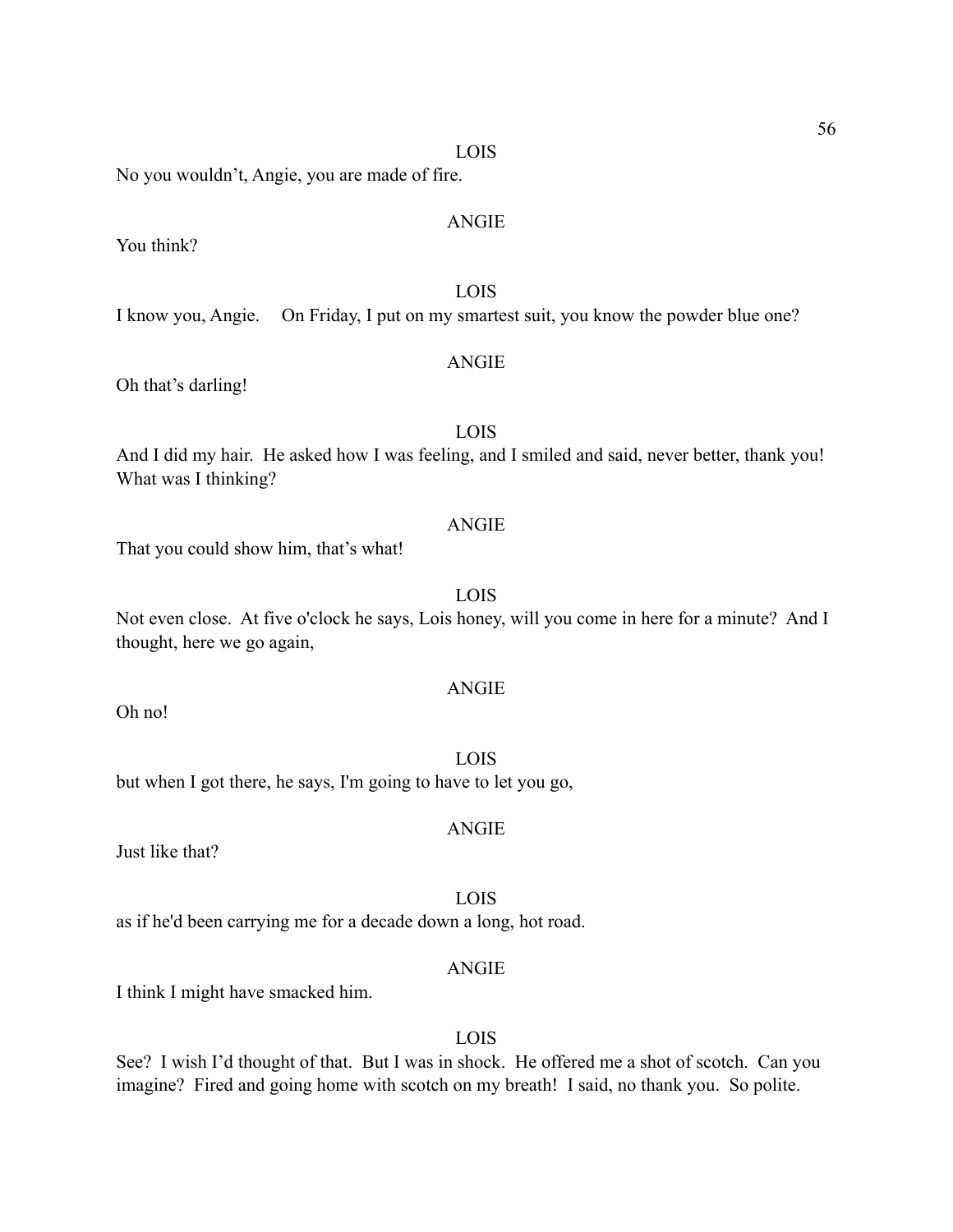LOIS

No you wouldn't, Angie, you are made of fire.

ANGIE

You think?

LOIS

I know you, Angie.    On Friday, I put on my smartest suit, you know the powder blue one?

ANGIE

Oh that's darling!

LOIS

And I did my hair.  He asked how I was feeling, and I smiled and said, never better, thank you!  What was I thinking?

ANGIE

That you could show him, that's what!

LOIS

Not even close.  At five o'clock he says, Lois honey, will you come in here for a minute?  And I thought, here we go again,

ANGIE

Oh no!

LOIS

but when I got there, he says, I'm going to have to let you go,

ANGIE

Just like that?

LOIS

as if he'd been carrying me for a decade down a long, hot road.

ANGIE

I think I might have smacked him.

LOIS

See?  I wish I'd thought of that.  But I was in shock.  He offered me a shot of scotch.  Can you imagine?  Fired and going home with scotch on my breath!  I said, no thank you.  So polite.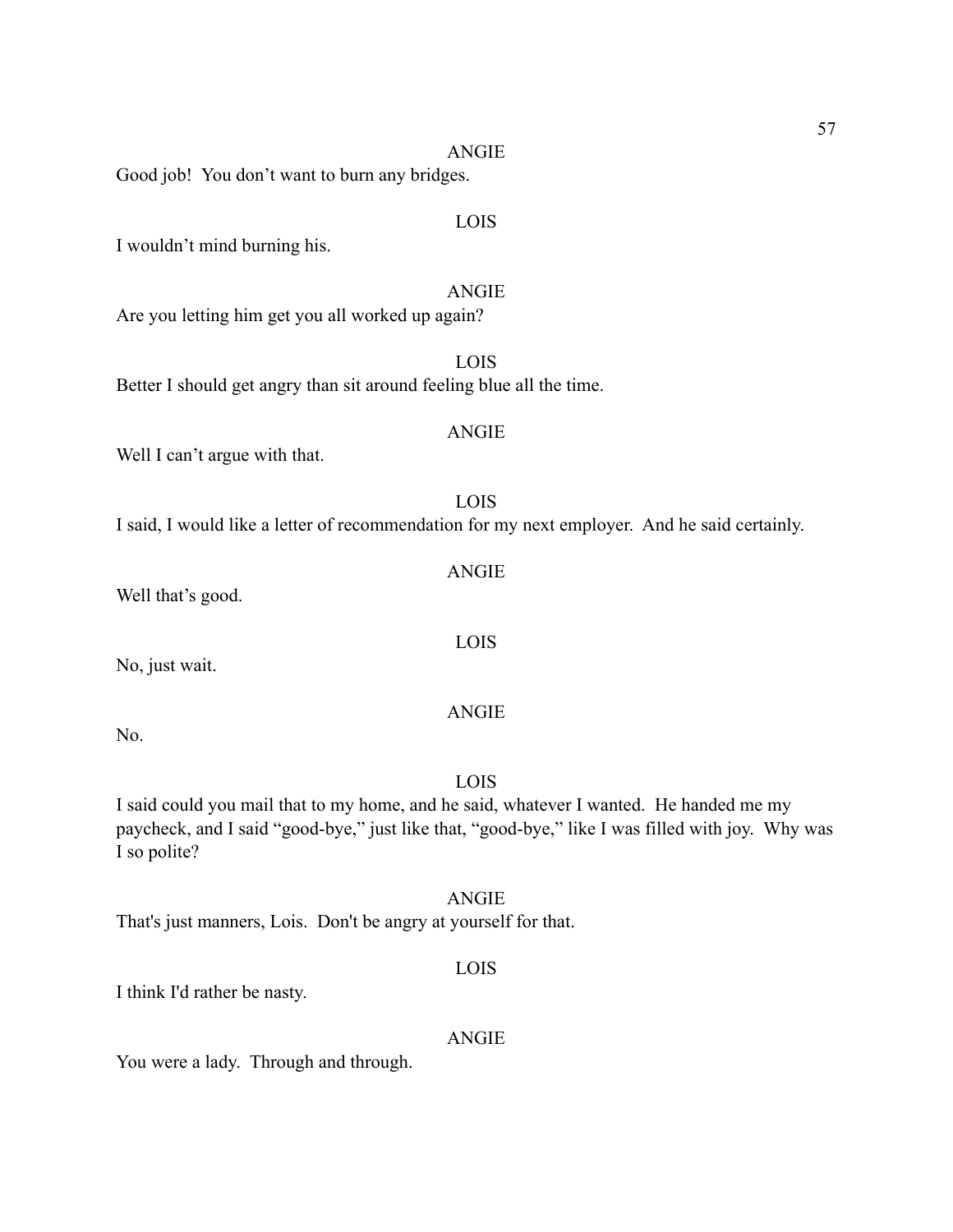ANGIE

Good job!  You don't want to burn any bridges.

LOIS

I wouldn't mind burning his.

ANGIE

Are you letting him get you all worked up again?

LOIS

Better I should get angry than sit around feeling blue all the time.

ANGIE

Well I can't argue with that.

LOIS

I said, I would like a letter of recommendation for my next employer.  And he said certainly.

ANGIE

Well that's good.

LOIS

No, just wait.

ANGIE

No.

LOIS

I said could you mail that to my home, and he said, whatever I wanted.  He handed me my paycheck, and I said "good-bye," just like that, "good-bye," like I was filled with joy.  Why was I so polite?

ANGIE

That's just manners, Lois.  Don't be angry at yourself for that.

LOIS

I think I'd rather be nasty.

ANGIE

You were a lady.  Through and through.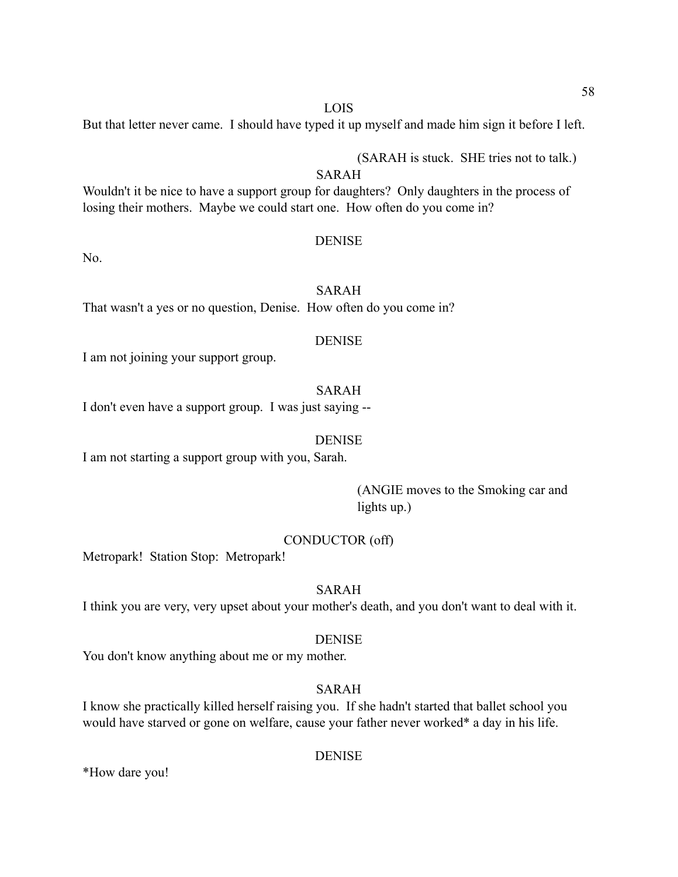LOIS

But that letter never came. I should have typed it up myself and made him sign it before I left.

(SARAH is stuck. SHE tries not to talk.)

SARAH

Wouldn't it be nice to have a support group for daughters? Only daughters in the process of losing their mothers. Maybe we could start one. How often do you come in?

DENISE

No.

SARAH

That wasn't a yes or no question, Denise. How often do you come in?

DENISE

I am not joining your support group.

SARAH

I don't even have a support group. I was just saying --

DENISE

I am not starting a support group with you, Sarah.

(ANGIE moves to the Smoking car and lights up.)

CONDUCTOR (off)

Metropark! Station Stop: Metropark!

SARAH

I think you are very, very upset about your mother's death, and you don't want to deal with it.

DENISE

You don't know anything about me or my mother.

SARAH

I know she practically killed herself raising you. If she hadn't started that ballet school you would have starved or gone on welfare, cause your father never worked* a day in his life.

DENISE

*How dare you!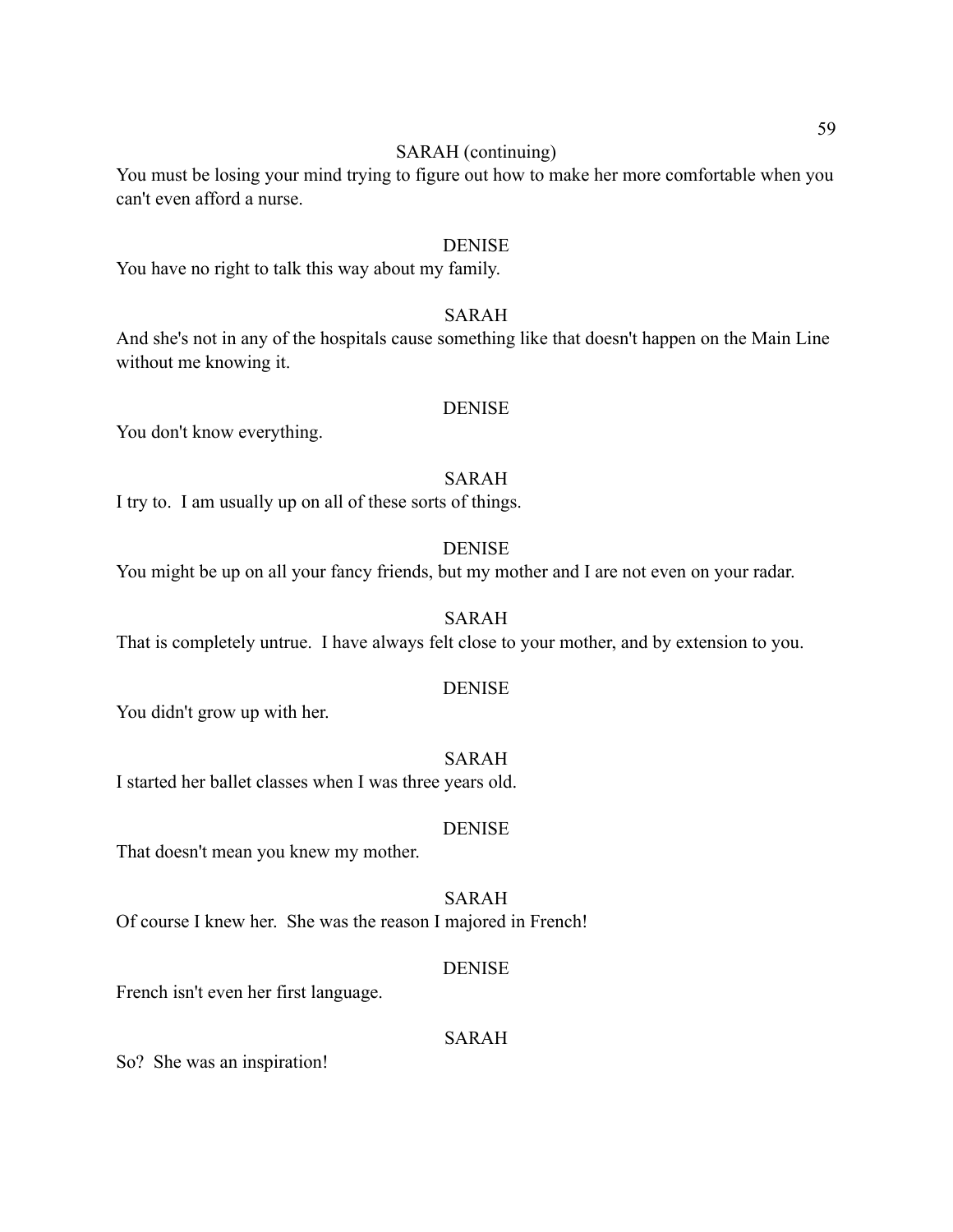SARAH (continuing)

You must be losing your mind trying to figure out how to make her more comfortable when you can't even afford a nurse.

DENISE

You have no right to talk this way about my family.

SARAH

And she's not in any of the hospitals cause something like that doesn't happen on the Main Line without me knowing it.

DENISE

You don't know everything.

SARAH

I try to. I am usually up on all of these sorts of things.

DENISE

You might be up on all your fancy friends, but my mother and I are not even on your radar.

SARAH

That is completely untrue. I have always felt close to your mother, and by extension to you.

DENISE

You didn't grow up with her.

SARAH

I started her ballet classes when I was three years old.

DENISE

That doesn't mean you knew my mother.

SARAH

Of course I knew her. She was the reason I majored in French!

DENISE

French isn't even her first language.

SARAH

So? She was an inspiration!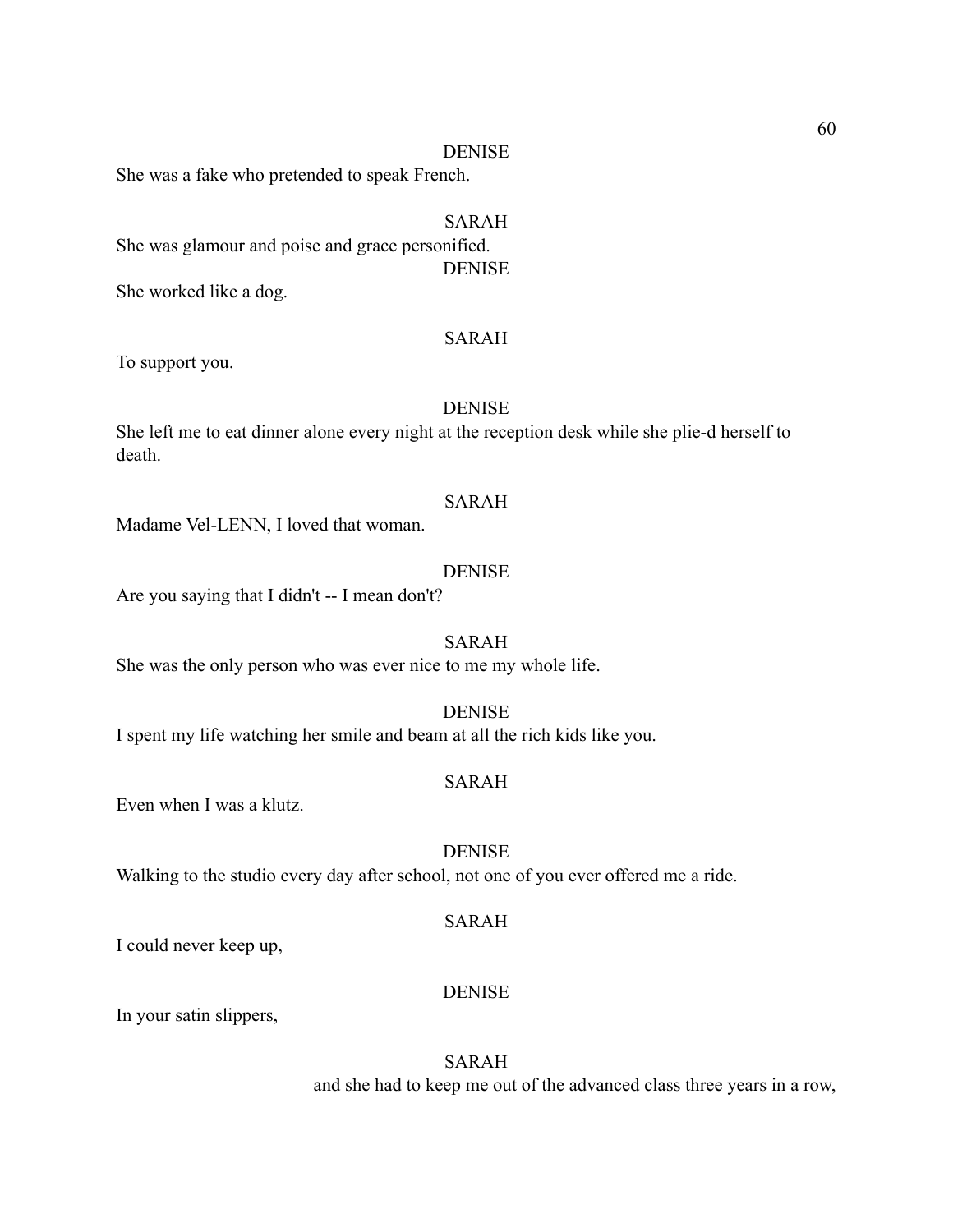DENISE

She was a fake who pretended to speak French.

SARAH

She was glamour and poise and grace personified.

DENISE

She worked like a dog.

SARAH

To support you.

DENISE

She left me to eat dinner alone every night at the reception desk while she plie-d herself to death.

SARAH

Madame Vel-LENN, I loved that woman.

DENISE

Are you saying that I didn't -- I mean don't?

SARAH

She was the only person who was ever nice to me my whole life.

DENISE

I spent my life watching her smile and beam at all the rich kids like you.

SARAH

Even when I was a klutz.

DENISE

Walking to the studio every day after school, not one of you ever offered me a ride.

SARAH

I could never keep up,

DENISE

In your satin slippers,

SARAH

and she had to keep me out of the advanced class three years in a row,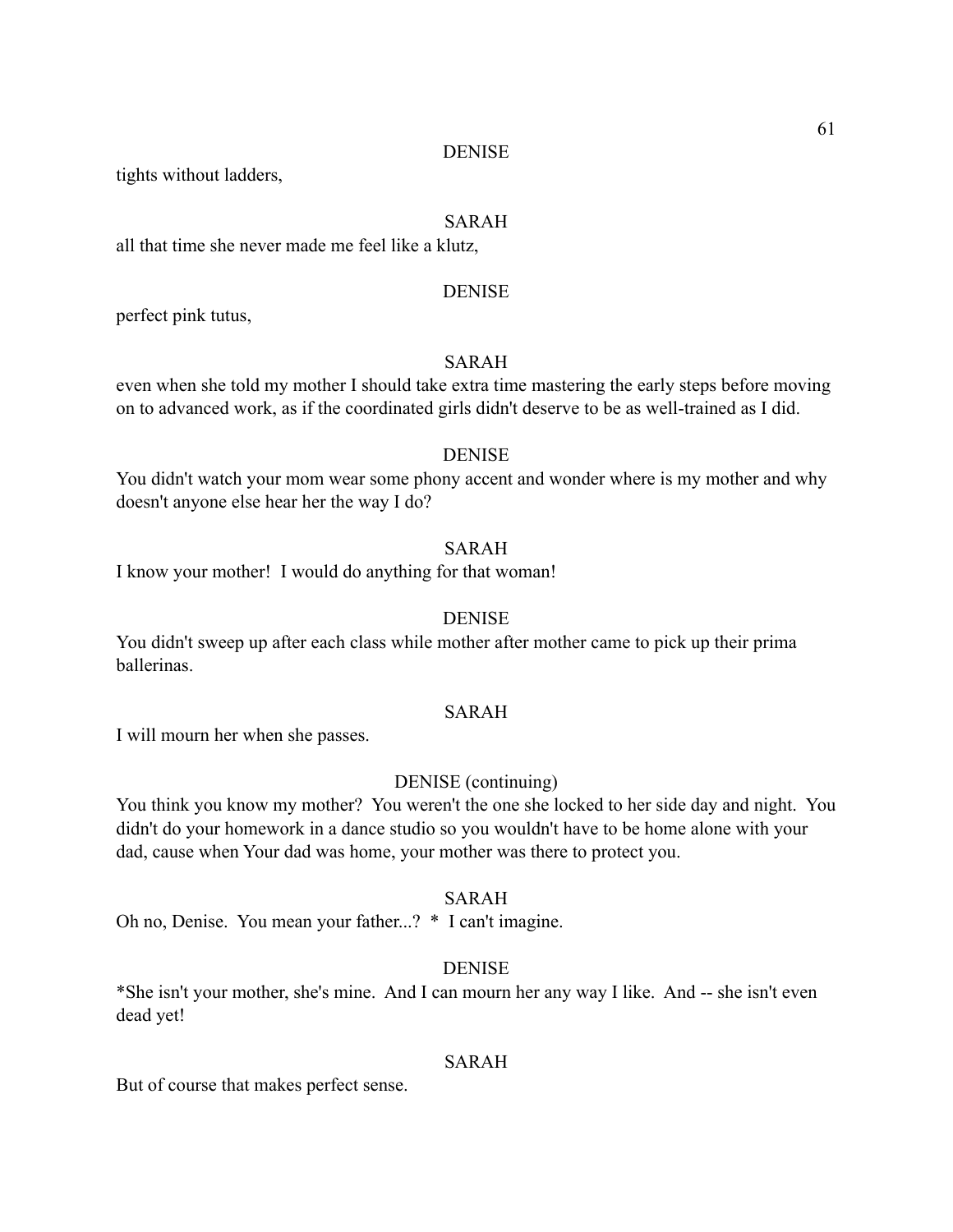DENISE

tights without ladders,

SARAH

all that time she never made me feel like a klutz,

DENISE

perfect pink tutus,

SARAH

even when she told my mother I should take extra time mastering the early steps before moving on to advanced work, as if the coordinated girls didn't deserve to be as well-trained as I did.

DENISE

You didn't watch your mom wear some phony accent and wonder where is my mother and why doesn't anyone else hear her the way I do?

SARAH

I know your mother!  I would do anything for that woman!

DENISE

You didn't sweep up after each class while mother after mother came to pick up their prima ballerinas.

SARAH

I will mourn her when she passes.

DENISE (continuing)

You think you know my mother?  You weren't the one she locked to her side day and night.  You didn't do your homework in a dance studio so you wouldn't have to be home alone with your dad, cause when Your dad was home, your mother was there to protect you.

SARAH

Oh no, Denise.  You mean your father...?  *  I can't imagine.

DENISE

*She isn't your mother, she's mine.  And I can mourn her any way I like.  And -- she isn't even dead yet!

SARAH

But of course that makes perfect sense.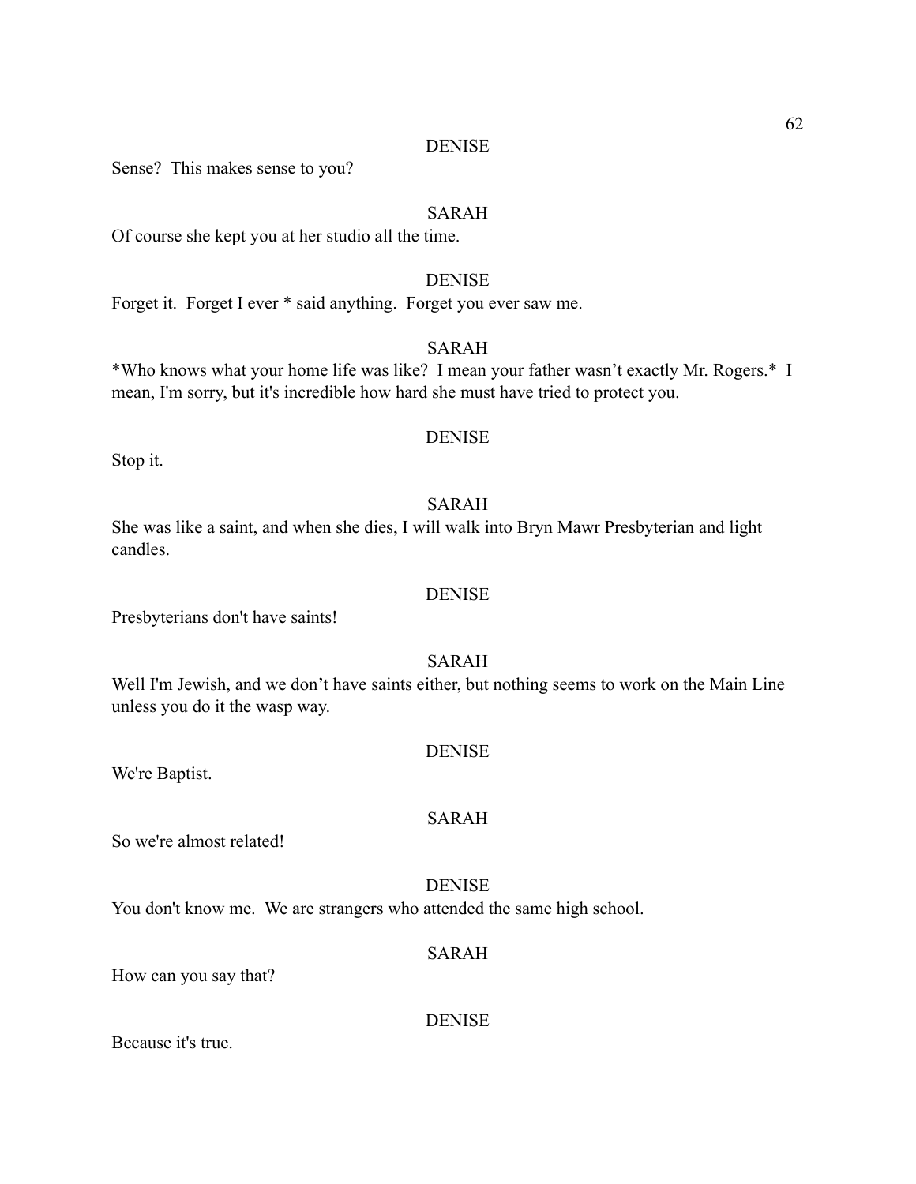DENISE

Sense? This makes sense to you?

SARAH

Of course she kept you at her studio all the time.

DENISE

Forget it. Forget I ever * said anything. Forget you ever saw me.

SARAH

*Who knows what your home life was like? I mean your father wasn't exactly Mr. Rogers.* I mean, I'm sorry, but it's incredible how hard she must have tried to protect you.

DENISE

Stop it.

SARAH

She was like a saint, and when she dies, I will walk into Bryn Mawr Presbyterian and light candles.

DENISE

Presbyterians don't have saints!

SARAH

Well I'm Jewish, and we don't have saints either, but nothing seems to work on the Main Line unless you do it the wasp way.

DENISE

We're Baptist.

SARAH

So we're almost related!

DENISE

You don't know me. We are strangers who attended the same high school.

SARAH

How can you say that?

DENISE

Because it's true.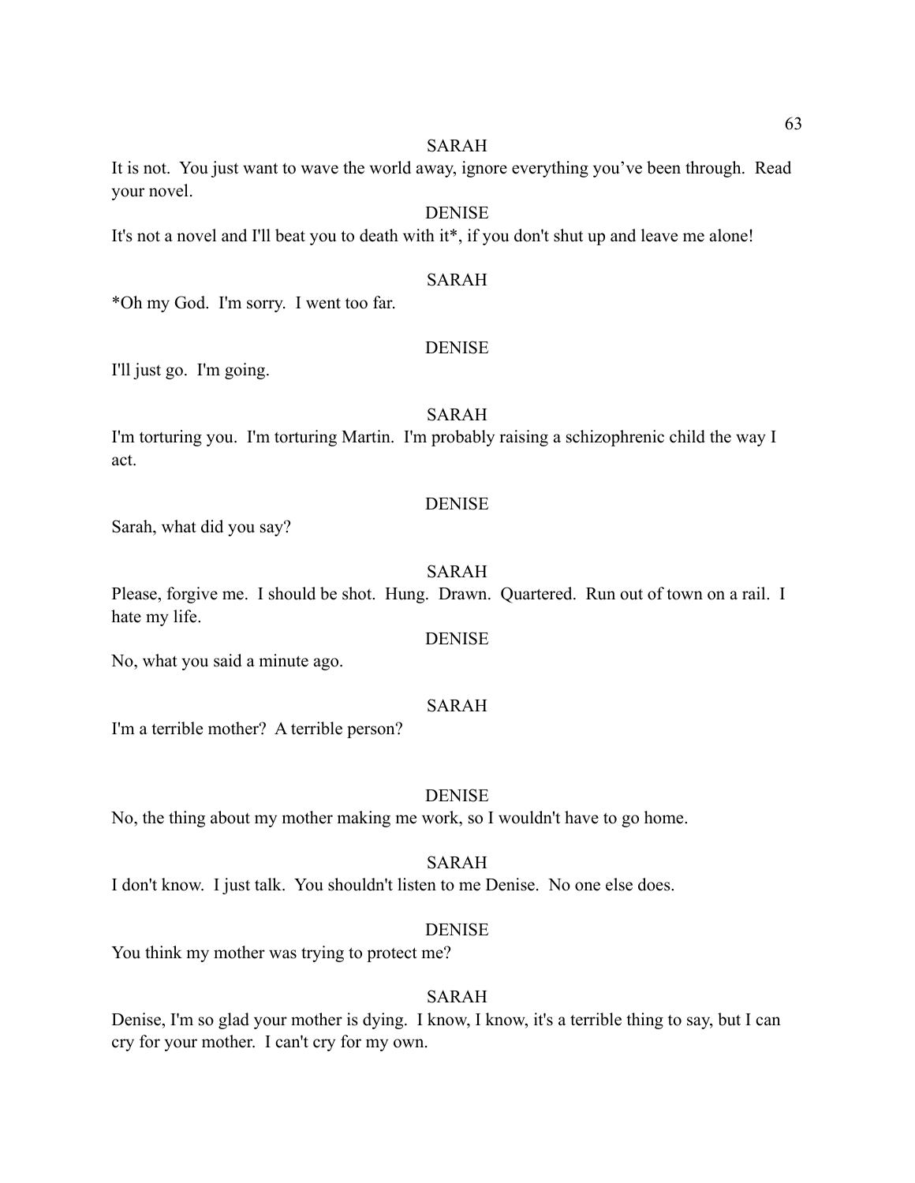SARAH

It is not. You just want to wave the world away, ignore everything you've been through. Read your novel.

DENISE

It's not a novel and I'll beat you to death with it*, if you don't shut up and leave me alone!

SARAH

*Oh my God. I'm sorry. I went too far.

DENISE

I'll just go. I'm going.

SARAH

I'm torturing you. I'm torturing Martin. I'm probably raising a schizophrenic child the way I act.

DENISE

Sarah, what did you say?

SARAH

Please, forgive me. I should be shot. Hung. Drawn. Quartered. Run out of town on a rail. I hate my life.

DENISE

No, what you said a minute ago.

SARAH

I'm a terrible mother? A terrible person?

DENISE

No, the thing about my mother making me work, so I wouldn't have to go home.

SARAH

I don't know. I just talk. You shouldn't listen to me Denise. No one else does.

DENISE

You think my mother was trying to protect me?

SARAH

Denise, I'm so glad your mother is dying. I know, I know, it's a terrible thing to say, but I can cry for your mother. I can't cry for my own.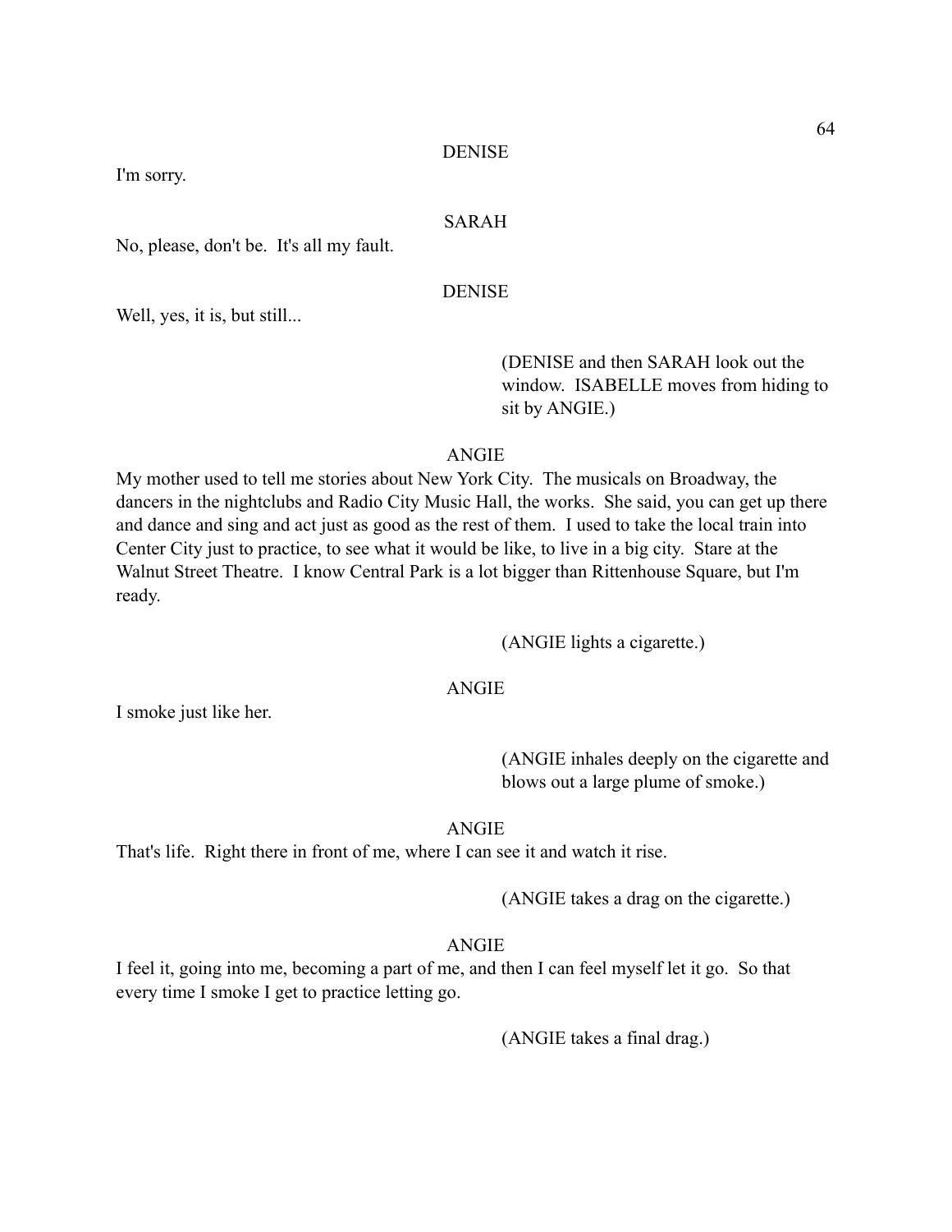DENISE

I'm sorry.

SARAH

No, please, don't be. It's all my fault.

DENISE

Well, yes, it is, but still...

(DENISE and then SARAH look out the window. ISABELLE moves from hiding to sit by ANGIE.)

ANGIE

My mother used to tell me stories about New York City. The musicals on Broadway, the dancers in the nightclubs and Radio City Music Hall, the works. She said, you can get up there and dance and sing and act just as good as the rest of them. I used to take the local train into Center City just to practice, to see what it would be like, to live in a big city. Stare at the Walnut Street Theatre. I know Central Park is a lot bigger than Rittenhouse Square, but I'm ready.

(ANGIE lights a cigarette.)

ANGIE

I smoke just like her.

(ANGIE inhales deeply on the cigarette and blows out a large plume of smoke.)

ANGIE

That's life. Right there in front of me, where I can see it and watch it rise.

(ANGIE takes a drag on the cigarette.)

ANGIE

I feel it, going into me, becoming a part of me, and then I can feel myself let it go. So that every time I smoke I get to practice letting go.

(ANGIE takes a final drag.)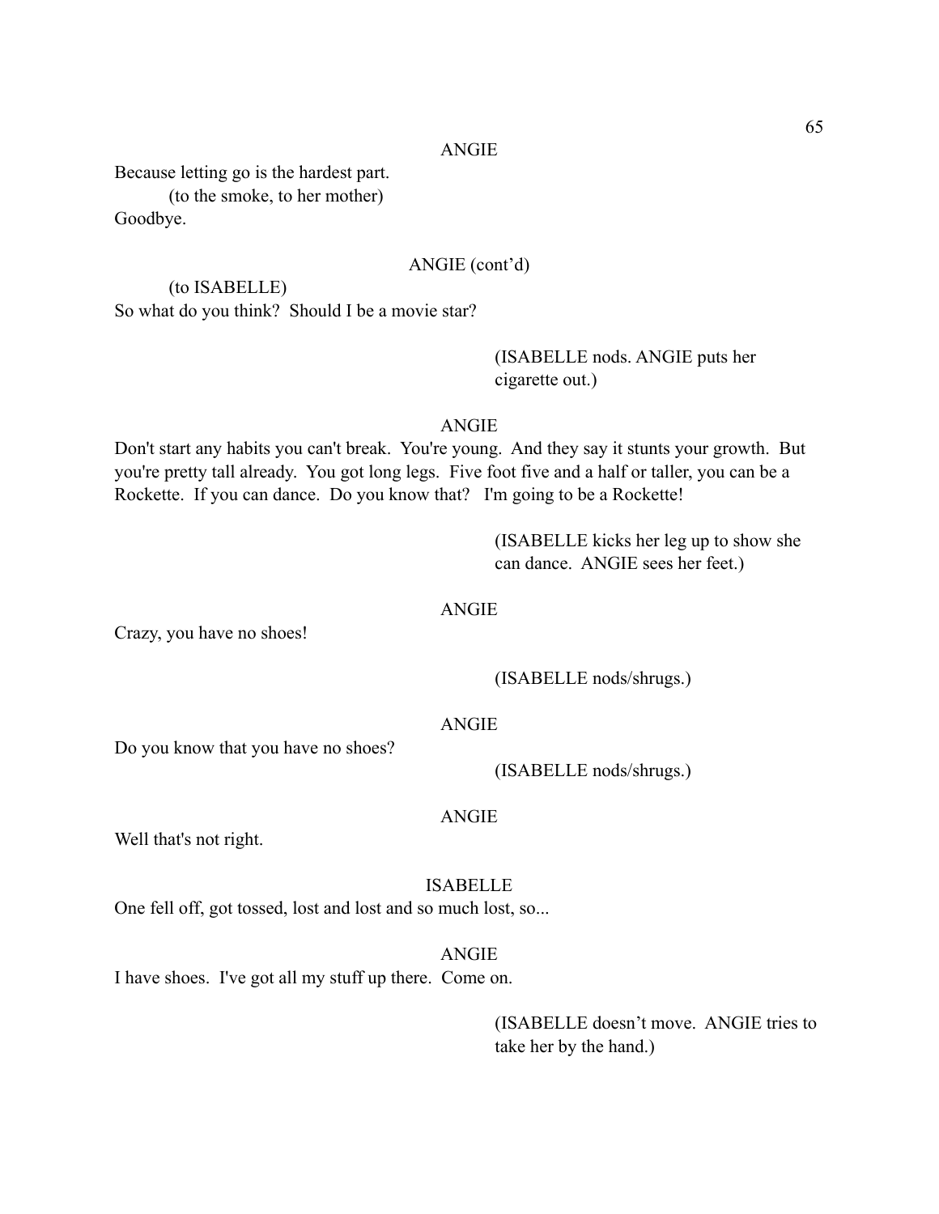ANGIE

Because letting go is the hardest part.

(to the smoke, to her mother)

Goodbye.

ANGIE (cont'd)

(to ISABELLE)

So what do you think? Should I be a movie star?

(ISABELLE nods. ANGIE puts her cigarette out.)

ANGIE

Don't start any habits you can't break. You're young. And they say it stunts your growth. But you're pretty tall already. You got long legs. Five foot five and a half or taller, you can be a Rockette. If you can dance. Do you know that? I'm going to be a Rockette!

(ISABELLE kicks her leg up to show she can dance. ANGIE sees her feet.)

ANGIE

Crazy, you have no shoes!

(ISABELLE nods/shrugs.)

ANGIE

Do you know that you have no shoes?

(ISABELLE nods/shrugs.)

ANGIE

Well that's not right.

ISABELLE

One fell off, got tossed, lost and lost and so much lost, so...

ANGIE

I have shoes. I've got all my stuff up there. Come on.

(ISABELLE doesn't move. ANGIE tries to take her by the hand.)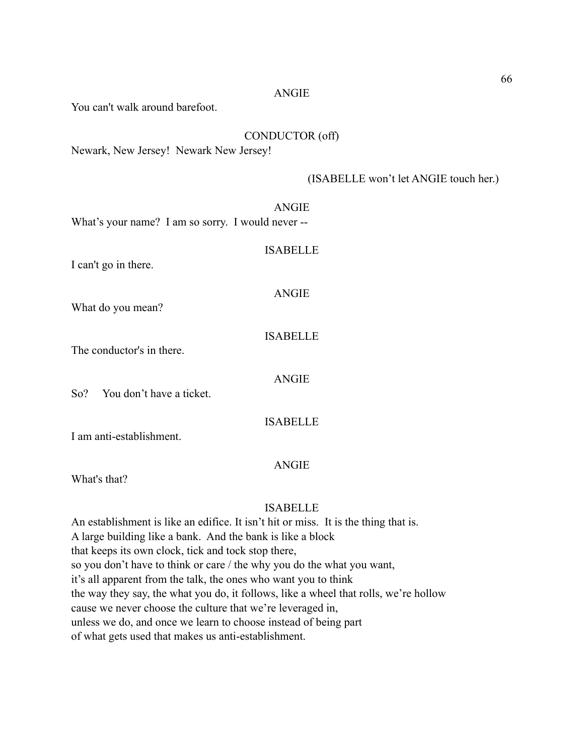ANGIE

You can't walk around barefoot.

CONDUCTOR (off)

Newark, New Jersey!  Newark New Jersey!

(ISABELLE won't let ANGIE touch her.)

ANGIE

What's your name?  I am so sorry.  I would never --

ISABELLE

I can't go in there.

ANGIE

What do you mean?

ISABELLE

The conductor's in there.

ANGIE

So?     You don't have a ticket.

ISABELLE

I am anti-establishment.

ANGIE

What's that?

ISABELLE

An establishment is like an edifice. It isn't hit or miss.  It is the thing that is.
A large building like a bank.  And the bank is like a block
that keeps its own clock, tick and tock stop there,
so you don't have to think or care / the why you do the what you want,
it's all apparent from the talk, the ones who want you to think
the way they say, the what you do, it follows, like a wheel that rolls, we're hollow
cause we never choose the culture that we're leveraged in,
unless we do, and once we learn to choose instead of being part
of what gets used that makes us anti-establishment.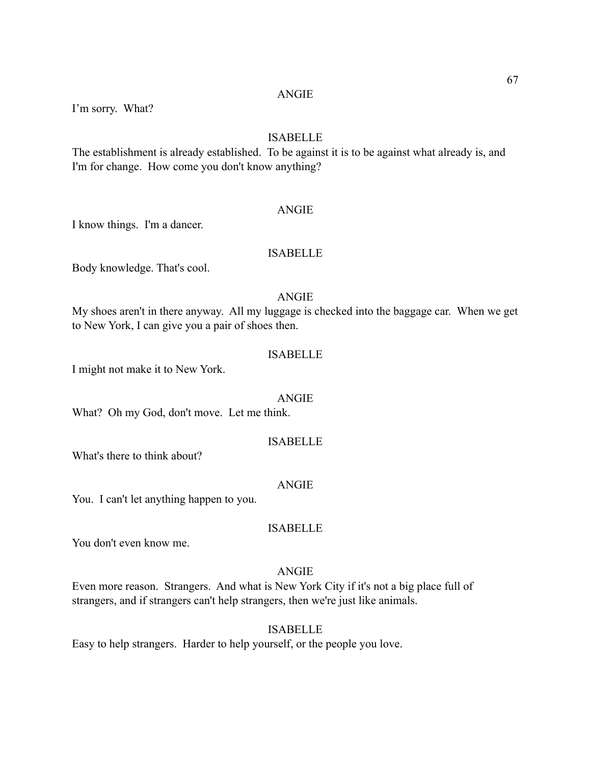ANGIE

I'm sorry. What?

ISABELLE

The establishment is already established. To be against it is to be against what already is, and I'm for change. How come you don't know anything?

ANGIE

I know things. I'm a dancer.

ISABELLE

Body knowledge. That's cool.

ANGIE

My shoes aren't in there anyway. All my luggage is checked into the baggage car. When we get to New York, I can give you a pair of shoes then.

ISABELLE

I might not make it to New York.

ANGIE

What? Oh my God, don't move. Let me think.

ISABELLE

What's there to think about?

ANGIE

You. I can't let anything happen to you.

ISABELLE

You don't even know me.

ANGIE

Even more reason. Strangers. And what is New York City if it's not a big place full of strangers, and if strangers can't help strangers, then we're just like animals.

ISABELLE

Easy to help strangers. Harder to help yourself, or the people you love.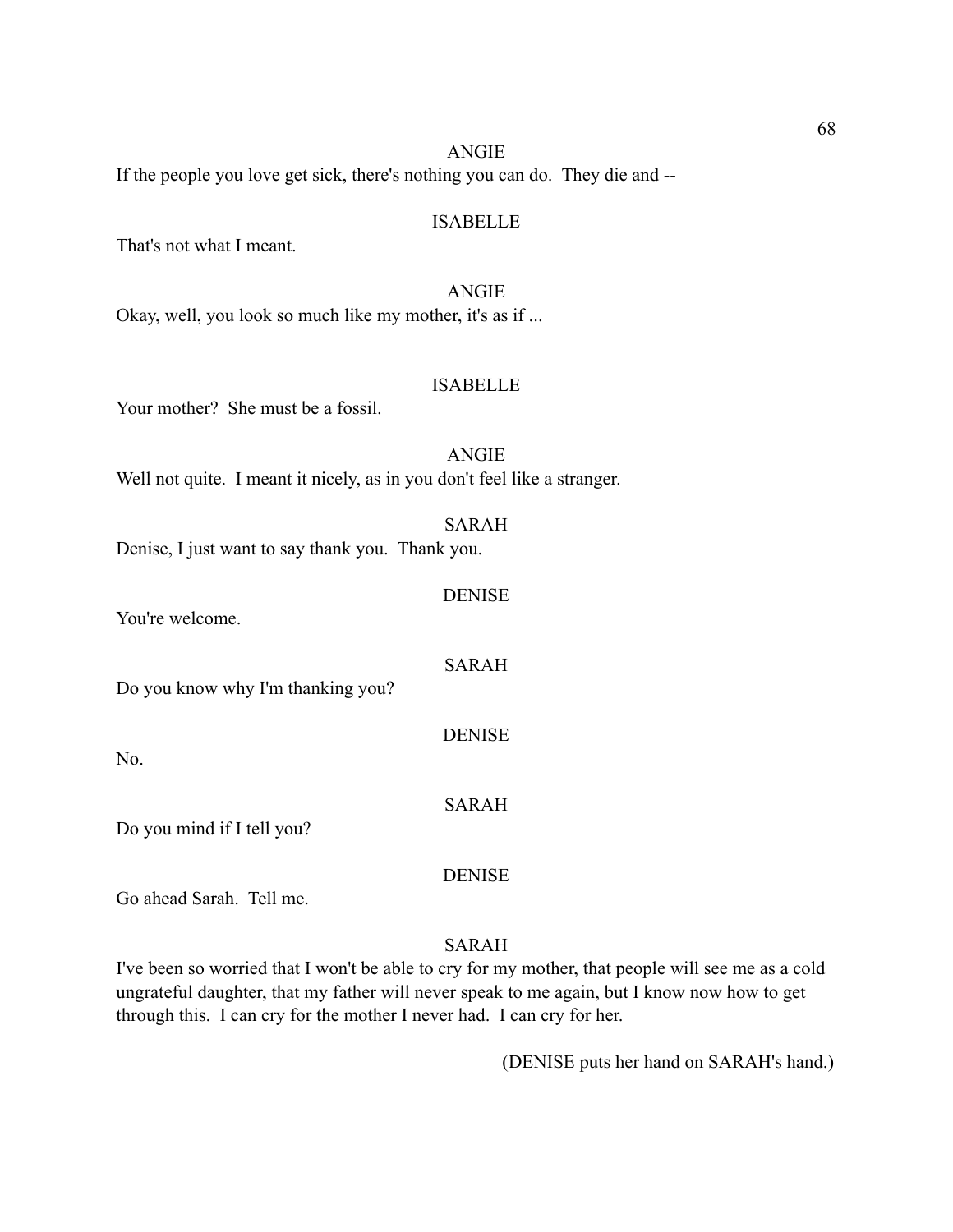ANGIE

If the people you love get sick, there's nothing you can do. They die and --

ISABELLE

That's not what I meant.

ANGIE

Okay, well, you look so much like my mother, it's as if ...

ISABELLE

Your mother? She must be a fossil.

ANGIE

Well not quite. I meant it nicely, as in you don't feel like a stranger.

SARAH

Denise, I just want to say thank you. Thank you.

DENISE

You're welcome.

SARAH

Do you know why I'm thanking you?

DENISE

No.

SARAH

Do you mind if I tell you?

DENISE

Go ahead Sarah. Tell me.

SARAH

I've been so worried that I won't be able to cry for my mother, that people will see me as a cold ungrateful daughter, that my father will never speak to me again, but I know now how to get through this. I can cry for the mother I never had. I can cry for her.

(DENISE puts her hand on SARAH's hand.)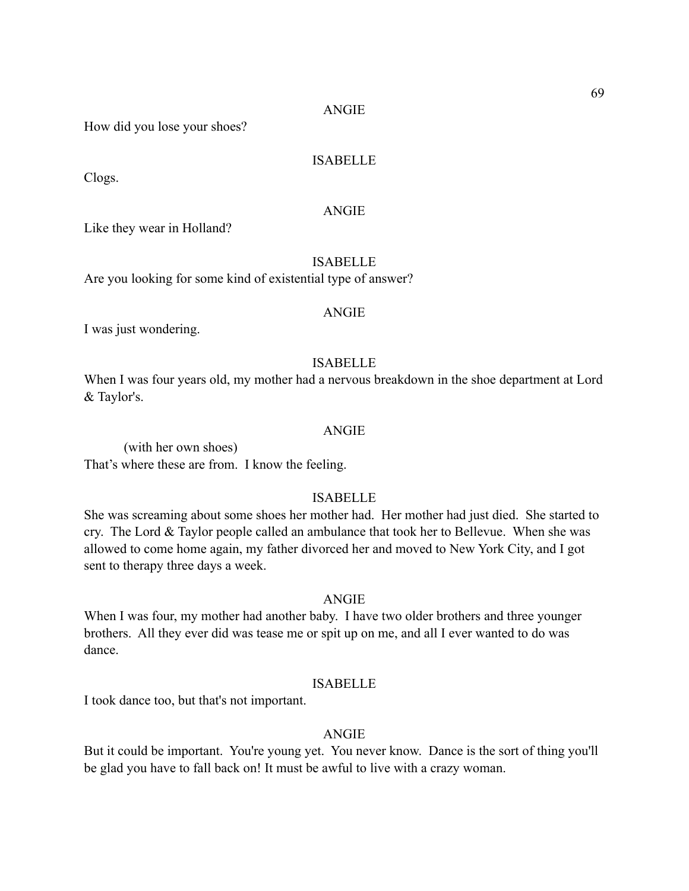ANGIE

How did you lose your shoes?

ISABELLE

Clogs.

ANGIE

Like they wear in Holland?

ISABELLE

Are you looking for some kind of existential type of answer?

ANGIE

I was just wondering.

ISABELLE

When I was four years old, my mother had a nervous breakdown in the shoe department at Lord & Taylor's.

ANGIE

(with her own shoes)

That's where these are from. I know the feeling.

ISABELLE

She was screaming about some shoes her mother had. Her mother had just died. She started to cry. The Lord & Taylor people called an ambulance that took her to Bellevue. When she was allowed to come home again, my father divorced her and moved to New York City, and I got sent to therapy three days a week.

ANGIE

When I was four, my mother had another baby. I have two older brothers and three younger brothers. All they ever did was tease me or spit up on me, and all I ever wanted to do was dance.

ISABELLE

I took dance too, but that's not important.

ANGIE

But it could be important. You're young yet. You never know. Dance is the sort of thing you'll be glad you have to fall back on! It must be awful to live with a crazy woman.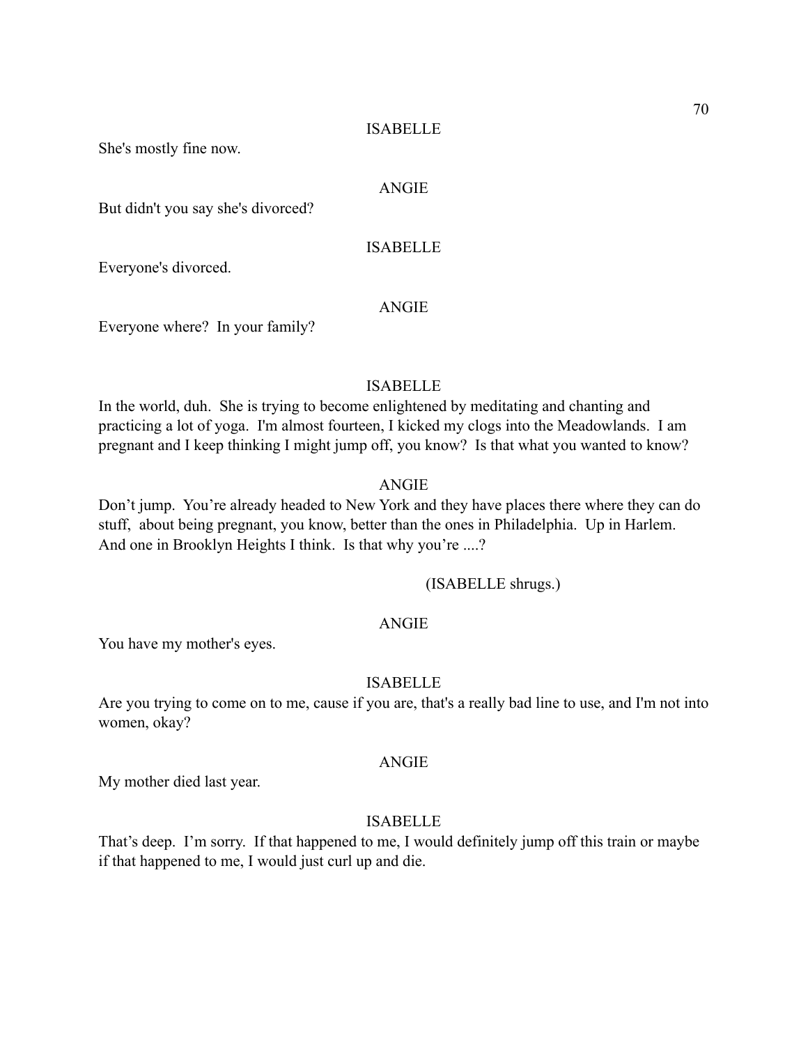ISABELLE

She's mostly fine now.

ANGIE

But didn't you say she's divorced?

ISABELLE

Everyone's divorced.

ANGIE

Everyone where? In your family?

ISABELLE

In the world, duh. She is trying to become enlightened by meditating and chanting and practicing a lot of yoga. I'm almost fourteen, I kicked my clogs into the Meadowlands. I am pregnant and I keep thinking I might jump off, you know? Is that what you wanted to know?

ANGIE

Don't jump. You're already headed to New York and they have places there where they can do stuff, about being pregnant, you know, better than the ones in Philadelphia. Up in Harlem. And one in Brooklyn Heights I think. Is that why you're ....?

(ISABELLE shrugs.)

ANGIE

You have my mother's eyes.

ISABELLE

Are you trying to come on to me, cause if you are, that's a really bad line to use, and I'm not into women, okay?

ANGIE

My mother died last year.

ISABELLE

That's deep. I'm sorry. If that happened to me, I would definitely jump off this train or maybe if that happened to me, I would just curl up and die.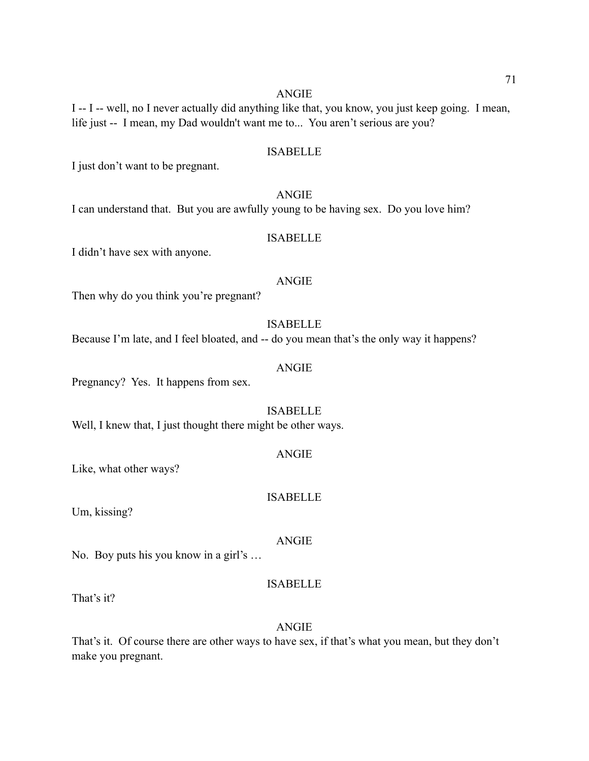ANGIE

I -- I -- well, no I never actually did anything like that, you know, you just keep going. I mean, life just -- I mean, my Dad wouldn't want me to... You aren't serious are you?

ISABELLE

I just don't want to be pregnant.

ANGIE

I can understand that. But you are awfully young to be having sex. Do you love him?

ISABELLE

I didn't have sex with anyone.

ANGIE

Then why do you think you're pregnant?

ISABELLE

Because I'm late, and I feel bloated, and -- do you mean that's the only way it happens?

ANGIE

Pregnancy? Yes. It happens from sex.

ISABELLE

Well, I knew that, I just thought there might be other ways.

ANGIE

Like, what other ways?

ISABELLE

Um, kissing?

ANGIE

No. Boy puts his you know in a girl's …

ISABELLE

That's it?

ANGIE

That's it. Of course there are other ways to have sex, if that's what you mean, but they don't make you pregnant.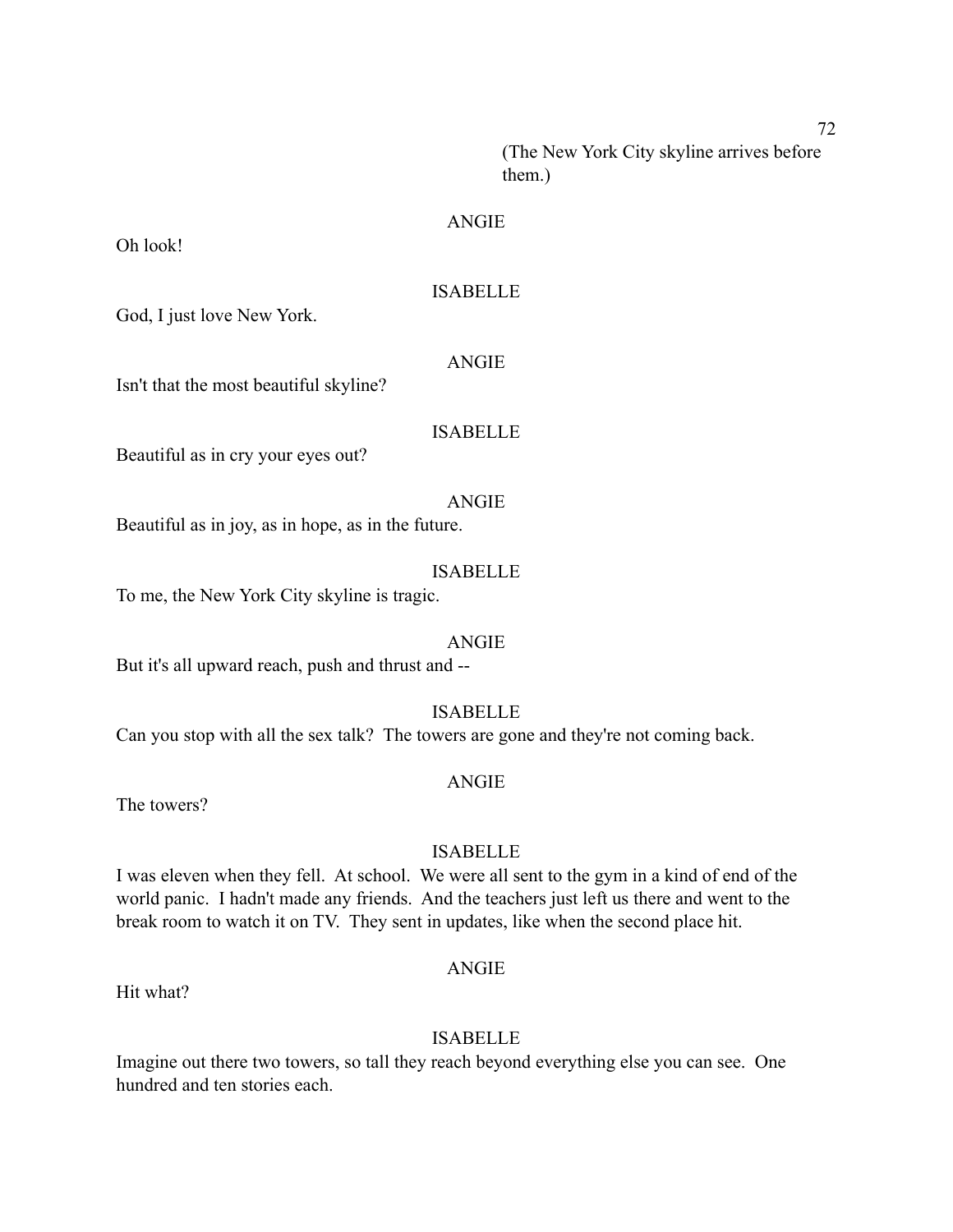(The New York City skyline arrives before them.)

ANGIE

Oh look!

ISABELLE

God, I just love New York.

ANGIE

Isn't that the most beautiful skyline?

ISABELLE

Beautiful as in cry your eyes out?

ANGIE

Beautiful as in joy, as in hope, as in the future.

ISABELLE

To me, the New York City skyline is tragic.

ANGIE

But it's all upward reach, push and thrust and --

ISABELLE

Can you stop with all the sex talk? The towers are gone and they're not coming back.

ANGIE

The towers?

ISABELLE

I was eleven when they fell. At school. We were all sent to the gym in a kind of end of the world panic. I hadn't made any friends. And the teachers just left us there and went to the break room to watch it on TV. They sent in updates, like when the second place hit.

ANGIE

Hit what?

ISABELLE

Imagine out there two towers, so tall they reach beyond everything else you can see. One hundred and ten stories each.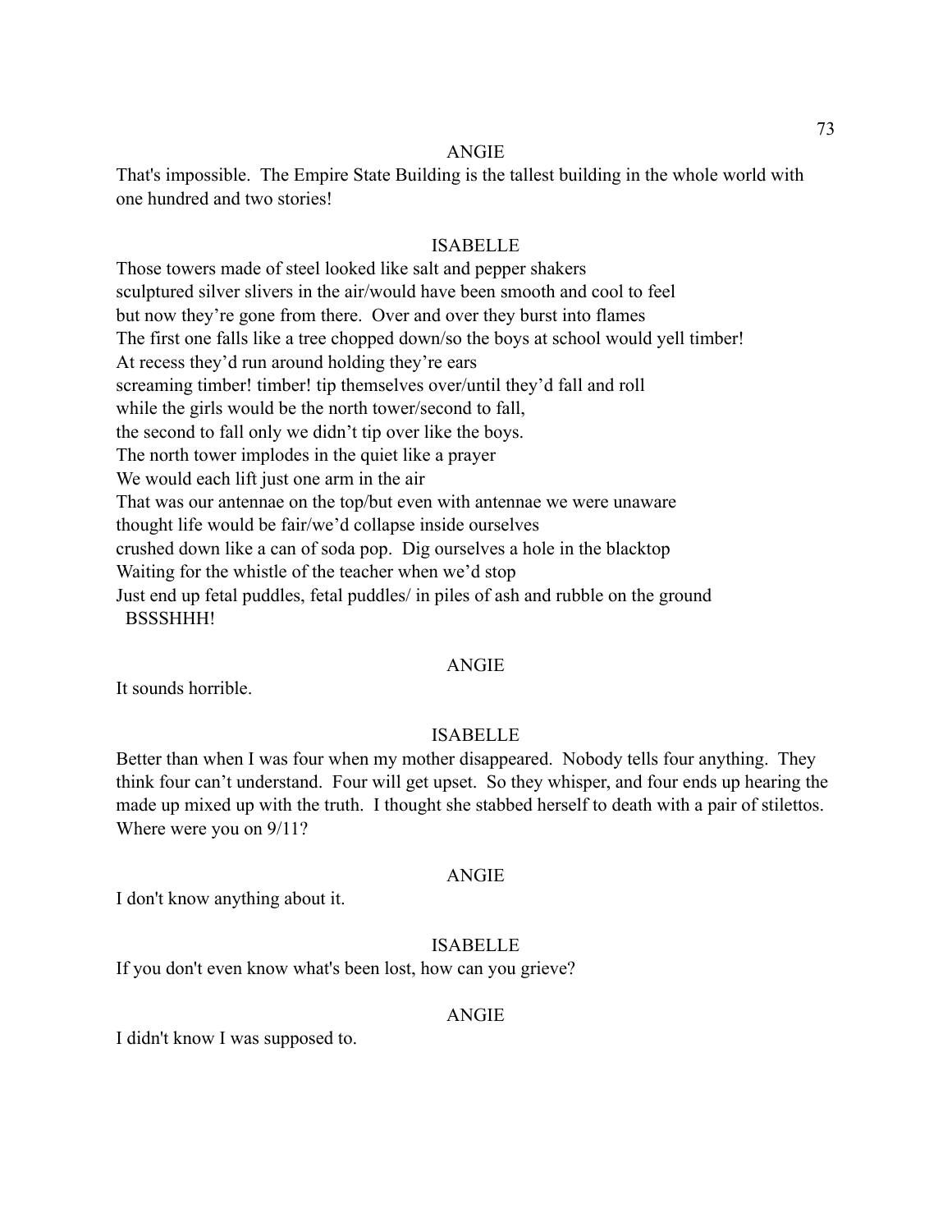ANGIE

That's impossible. The Empire State Building is the tallest building in the whole world with one hundred and two stories!

ISABELLE

Those towers made of steel looked like salt and pepper shakers
sculptured silver slivers in the air/would have been smooth and cool to feel
but now they're gone from there. Over and over they burst into flames
The first one falls like a tree chopped down/so the boys at school would yell timber!
At recess they'd run around holding they're ears
screaming timber! timber! tip themselves over/until they'd fall and roll
while the girls would be the north tower/second to fall,
the second to fall only we didn't tip over like the boys.
The north tower implodes in the quiet like a prayer
We would each lift just one arm in the air
That was our antennae on the top/but even with antennae we were unaware
thought life would be fair/we'd collapse inside ourselves
crushed down like a can of soda pop. Dig ourselves a hole in the blacktop
Waiting for the whistle of the teacher when we'd stop
Just end up fetal puddles, fetal puddles/ in piles of ash and rubble on the ground
BSSSHHH!

ANGIE

It sounds horrible.

ISABELLE

Better than when I was four when my mother disappeared. Nobody tells four anything. They think four can't understand. Four will get upset. So they whisper, and four ends up hearing the made up mixed up with the truth. I thought she stabbed herself to death with a pair of stilettos. Where were you on 9/11?

ANGIE

I don't know anything about it.

ISABELLE

If you don't even know what's been lost, how can you grieve?

ANGIE

I didn't know I was supposed to.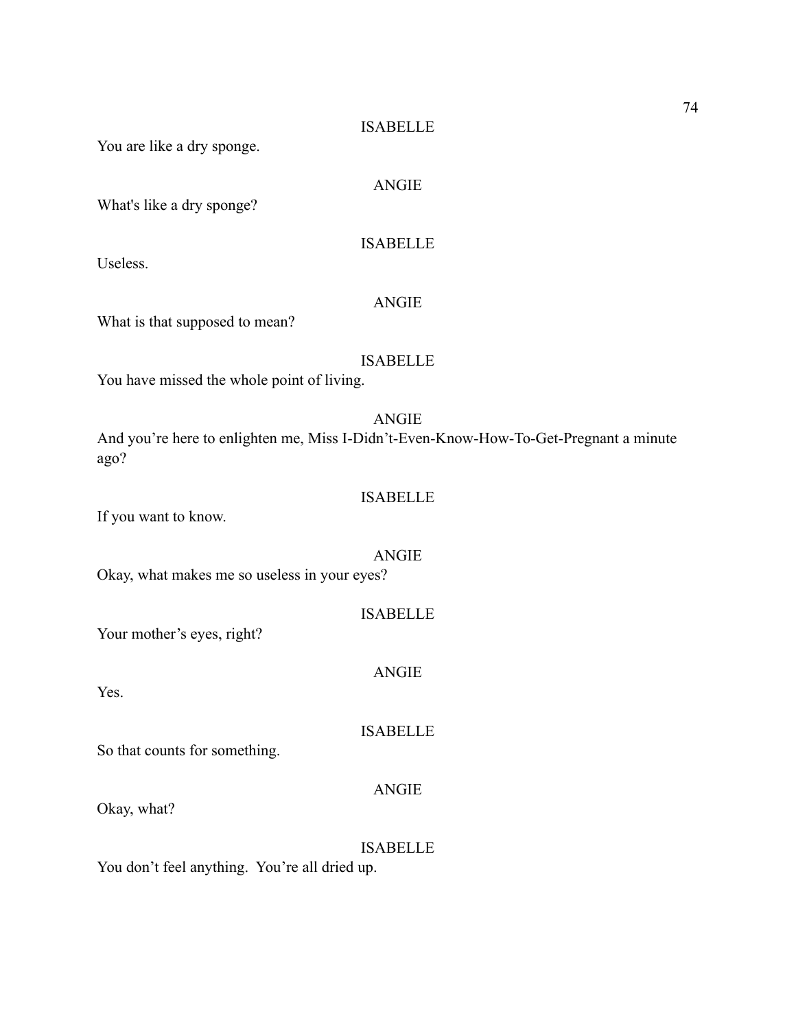ISABELLE

You are like a dry sponge.

ANGIE

What's like a dry sponge?

ISABELLE

Useless.

ANGIE

What is that supposed to mean?

ISABELLE

You have missed the whole point of living.

ANGIE

And you're here to enlighten me, Miss I-Didn't-Even-Know-How-To-Get-Pregnant a minute ago?

ISABELLE

If you want to know.

ANGIE

Okay, what makes me so useless in your eyes?

ISABELLE

Your mother's eyes, right?

ANGIE

Yes.

ISABELLE

So that counts for something.

ANGIE

Okay, what?

ISABELLE

You don't feel anything. You're all dried up.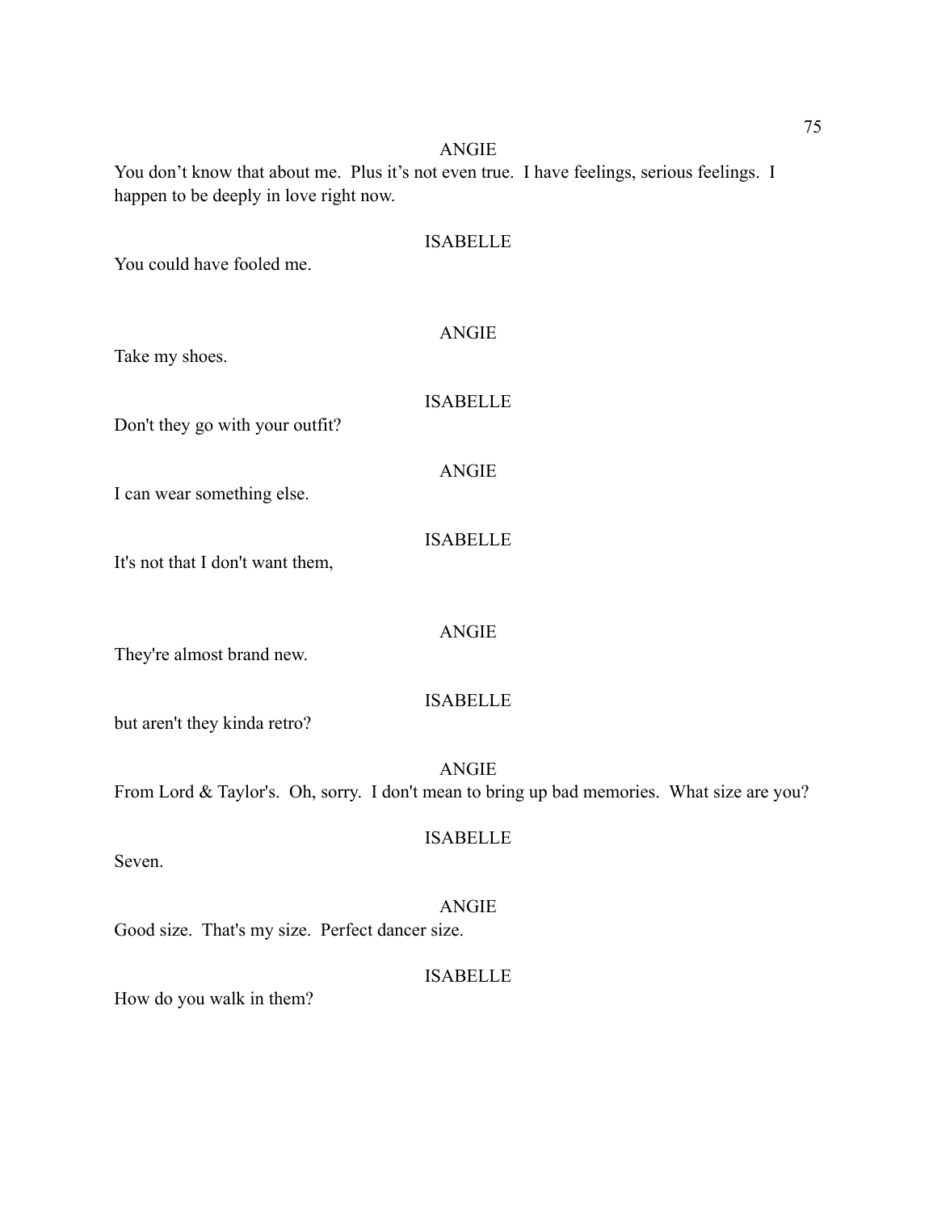ANGIE

You don't know that about me. Plus it's not even true. I have feelings, serious feelings. I happen to be deeply in love right now.

ISABELLE

You could have fooled me.

ANGIE

Take my shoes.

ISABELLE

Don't they go with your outfit?

ANGIE

I can wear something else.

ISABELLE

It's not that I don't want them,

ANGIE

They're almost brand new.

ISABELLE

but aren't they kinda retro?

ANGIE

From Lord & Taylor's. Oh, sorry. I don't mean to bring up bad memories. What size are you?

ISABELLE

Seven.

ANGIE

Good size. That's my size. Perfect dancer size.

ISABELLE

How do you walk in them?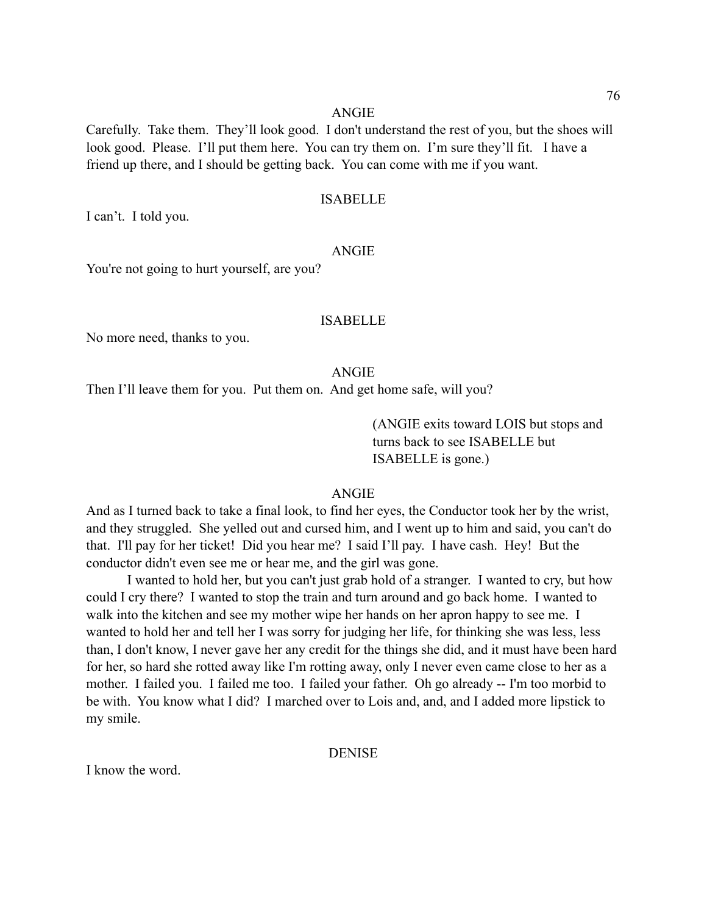ANGIE

Carefully. Take them. They'll look good. I don't understand the rest of you, but the shoes will look good. Please. I'll put them here. You can try them on. I'm sure they'll fit. I have a friend up there, and I should be getting back. You can come with me if you want.

ISABELLE

I can't. I told you.

ANGIE

You're not going to hurt yourself, are you?

ISABELLE

No more need, thanks to you.

ANGIE

Then I'll leave them for you. Put them on. And get home safe, will you?

(ANGIE exits toward LOIS but stops and turns back to see ISABELLE but ISABELLE is gone.)

ANGIE

And as I turned back to take a final look, to find her eyes, the Conductor took her by the wrist, and they struggled. She yelled out and cursed him, and I went up to him and said, you can't do that. I'll pay for her ticket! Did you hear me? I said I'll pay. I have cash. Hey! But the conductor didn't even see me or hear me, and the girl was gone.

I wanted to hold her, but you can't just grab hold of a stranger. I wanted to cry, but how could I cry there? I wanted to stop the train and turn around and go back home. I wanted to walk into the kitchen and see my mother wipe her hands on her apron happy to see me. I wanted to hold her and tell her I was sorry for judging her life, for thinking she was less, less than, I don't know, I never gave her any credit for the things she did, and it must have been hard for her, so hard she rotted away like I'm rotting away, only I never even came close to her as a mother. I failed you. I failed me too. I failed your father. Oh go already -- I'm too morbid to be with. You know what I did? I marched over to Lois and, and, and I added more lipstick to my smile.

DENISE

I know the word.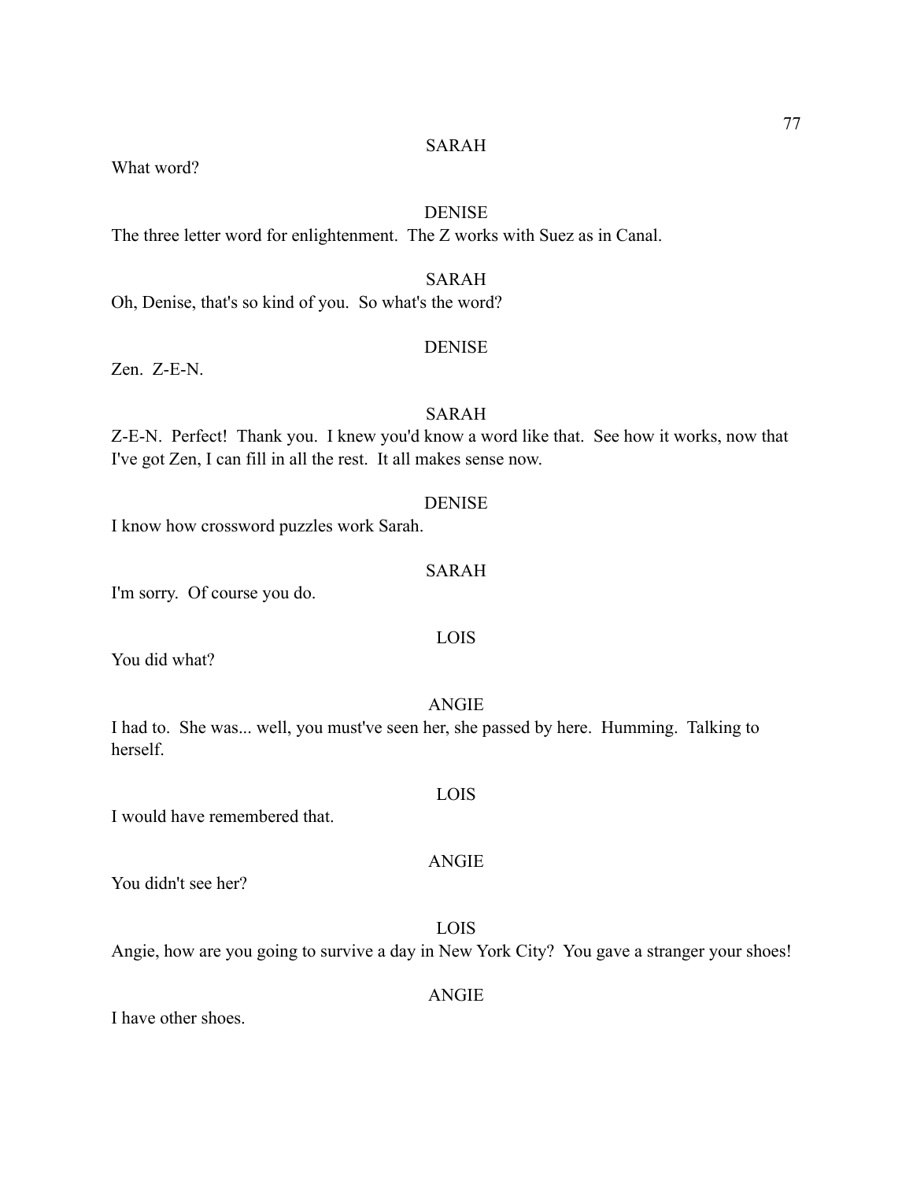SARAH

What word?

DENISE

The three letter word for enlightenment.  The Z works with Suez as in Canal.

SARAH

Oh, Denise, that's so kind of you.  So what's the word?

DENISE

Zen.  Z-E-N.

SARAH

Z-E-N.  Perfect!  Thank you.  I knew you'd know a word like that.  See how it works, now that I've got Zen, I can fill in all the rest.  It all makes sense now.

DENISE

I know how crossword puzzles work Sarah.

SARAH

I'm sorry.  Of course you do.

LOIS

You did what?

ANGIE

I had to.  She was... well, you must've seen her, she passed by here.  Humming.  Talking to herself.

LOIS

I would have remembered that.

ANGIE

You didn't see her?

LOIS

Angie, how are you going to survive a day in New York City?  You gave a stranger your shoes!

ANGIE

I have other shoes.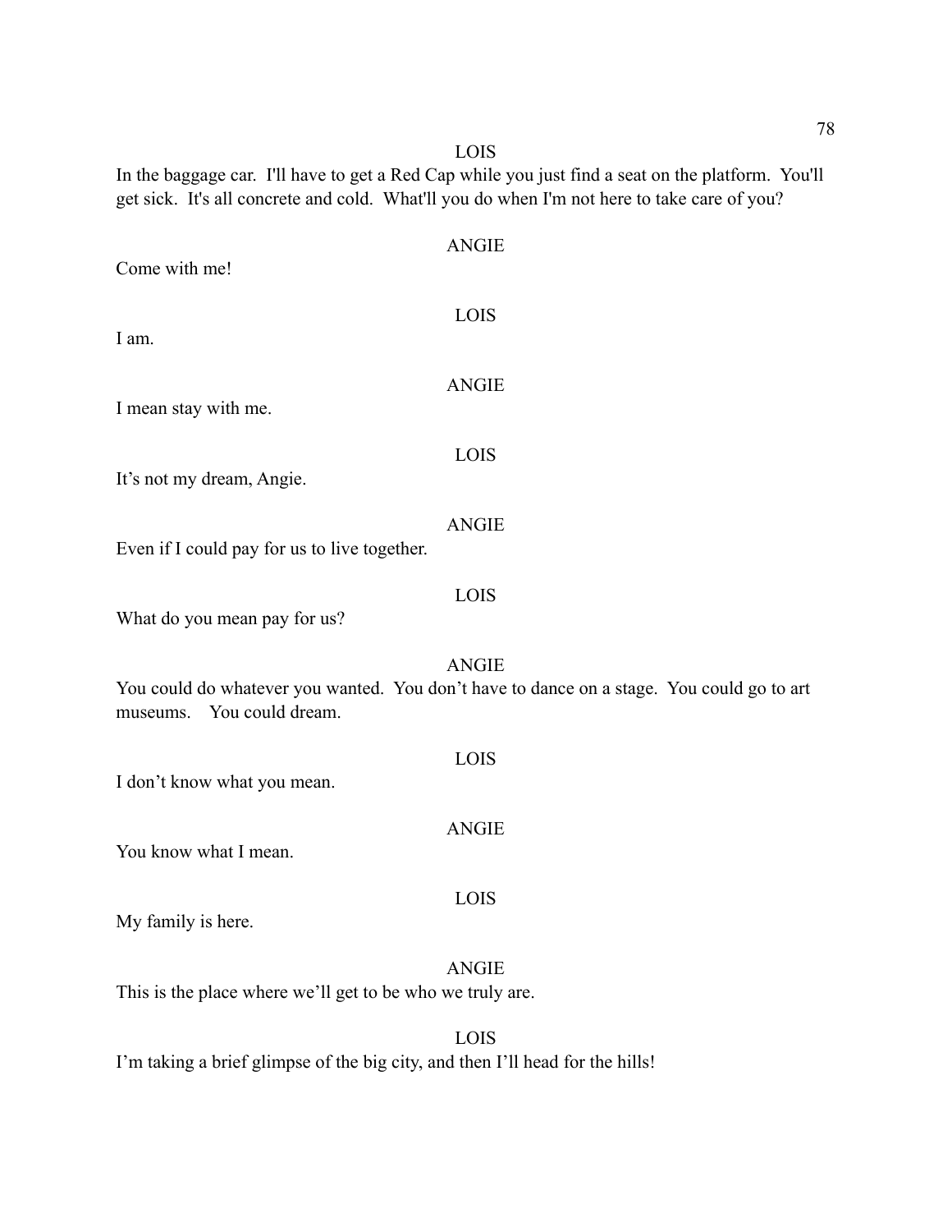LOIS

In the baggage car. I'll have to get a Red Cap while you just find a seat on the platform. You'll get sick. It's all concrete and cold. What'll you do when I'm not here to take care of you?

ANGIE

Come with me!

LOIS

I am.

ANGIE

I mean stay with me.

LOIS

It's not my dream, Angie.

ANGIE

Even if I could pay for us to live together.

LOIS

What do you mean pay for us?

ANGIE

You could do whatever you wanted. You don't have to dance on a stage. You could go to art museums. You could dream.

LOIS

I don't know what you mean.

ANGIE

You know what I mean.

LOIS

My family is here.

ANGIE

This is the place where we'll get to be who we truly are.

LOIS

I'm taking a brief glimpse of the big city, and then I'll head for the hills!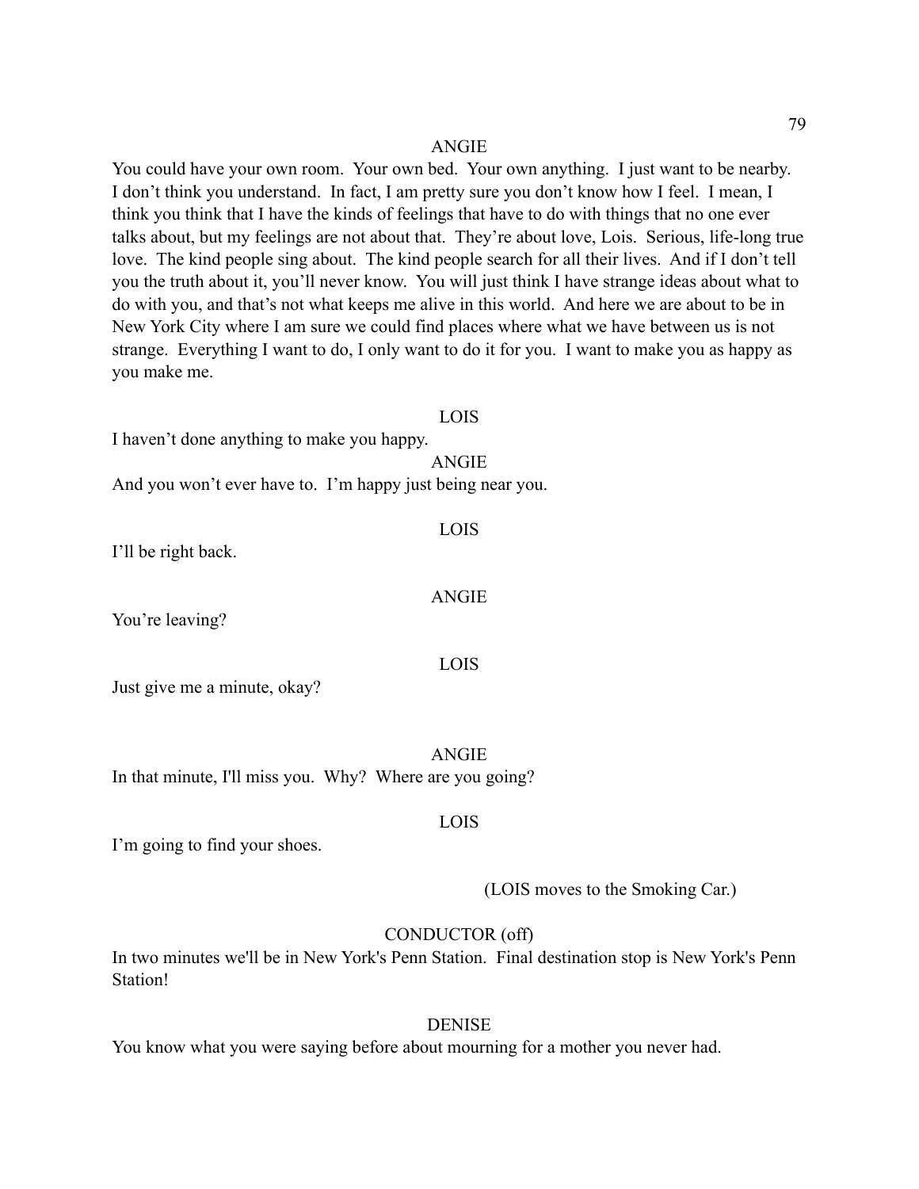ANGIE

You could have your own room. Your own bed. Your own anything. I just want to be nearby. I don't think you understand. In fact, I am pretty sure you don't know how I feel. I mean, I think you think that I have the kinds of feelings that have to do with things that no one ever talks about, but my feelings are not about that. They're about love, Lois. Serious, life-long true love. The kind people sing about. The kind people search for all their lives. And if I don't tell you the truth about it, you'll never know. You will just think I have strange ideas about what to do with you, and that's not what keeps me alive in this world. And here we are about to be in New York City where I am sure we could find places where what we have between us is not strange. Everything I want to do, I only want to do it for you. I want to make you as happy as you make me.

LOIS

I haven't done anything to make you happy.

ANGIE

And you won't ever have to. I'm happy just being near you.

LOIS

I'll be right back.

ANGIE

You're leaving?

LOIS

Just give me a minute, okay?

ANGIE

In that minute, I'll miss you. Why? Where are you going?

LOIS

I'm going to find your shoes.

(LOIS moves to the Smoking Car.)

CONDUCTOR (off)

In two minutes we'll be in New York's Penn Station. Final destination stop is New York's Penn Station!

DENISE

You know what you were saying before about mourning for a mother you never had.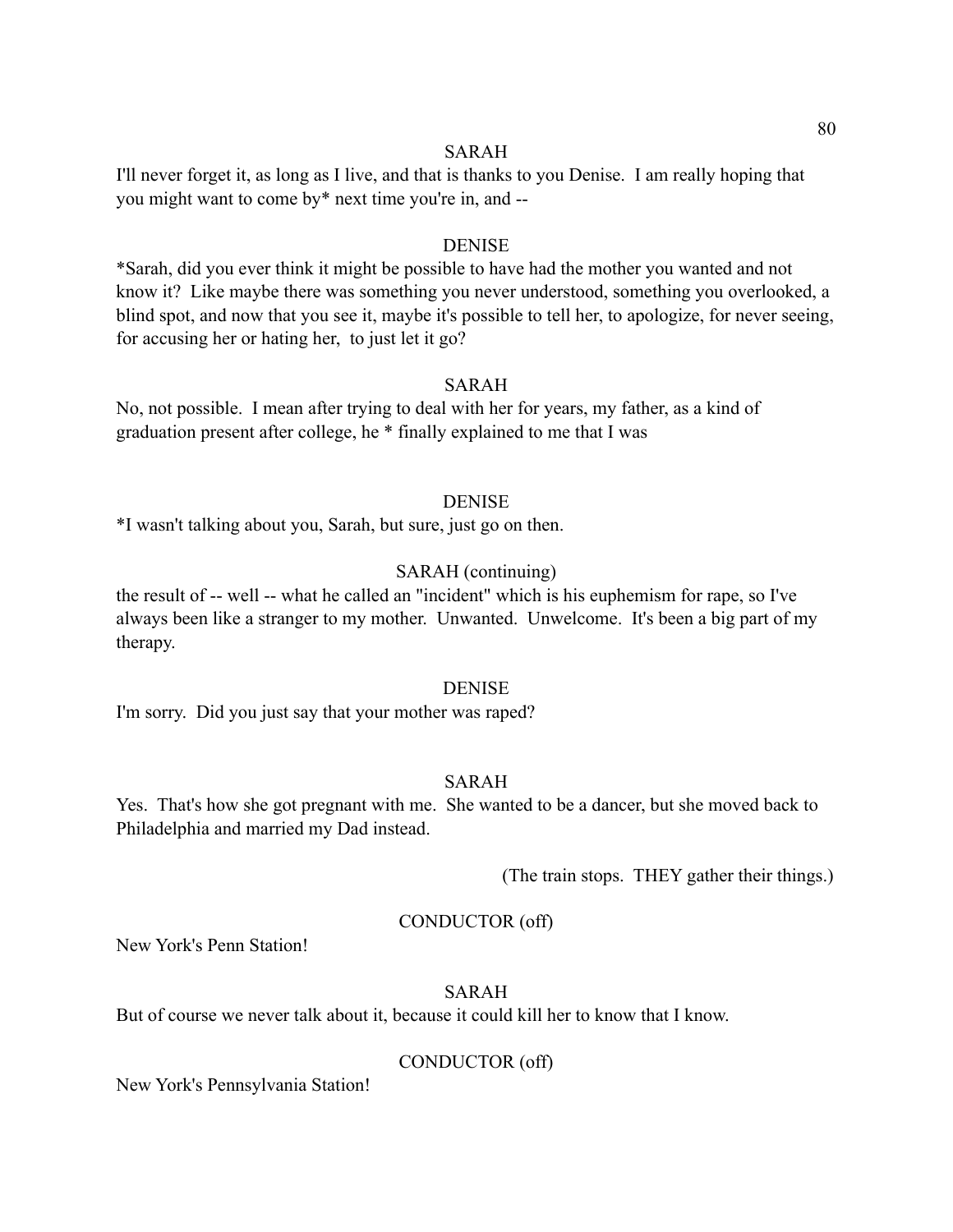SARAH

I'll never forget it, as long as I live, and that is thanks to you Denise. I am really hoping that you might want to come by* next time you're in, and --

DENISE

*Sarah, did you ever think it might be possible to have had the mother you wanted and not know it? Like maybe there was something you never understood, something you overlooked, a blind spot, and now that you see it, maybe it's possible to tell her, to apologize, for never seeing, for accusing her or hating her, to just let it go?

SARAH

No, not possible. I mean after trying to deal with her for years, my father, as a kind of graduation present after college, he * finally explained to me that I was

DENISE

*I wasn't talking about you, Sarah, but sure, just go on then.

SARAH (continuing)

the result of -- well -- what he called an "incident" which is his euphemism for rape, so I've always been like a stranger to my mother. Unwanted. Unwelcome. It's been a big part of my therapy.

DENISE

I'm sorry. Did you just say that your mother was raped?

SARAH

Yes. That's how she got pregnant with me. She wanted to be a dancer, but she moved back to Philadelphia and married my Dad instead.

(The train stops. THEY gather their things.)

CONDUCTOR (off)

New York's Penn Station!

SARAH

But of course we never talk about it, because it could kill her to know that I know.

CONDUCTOR (off)

New York's Pennsylvania Station!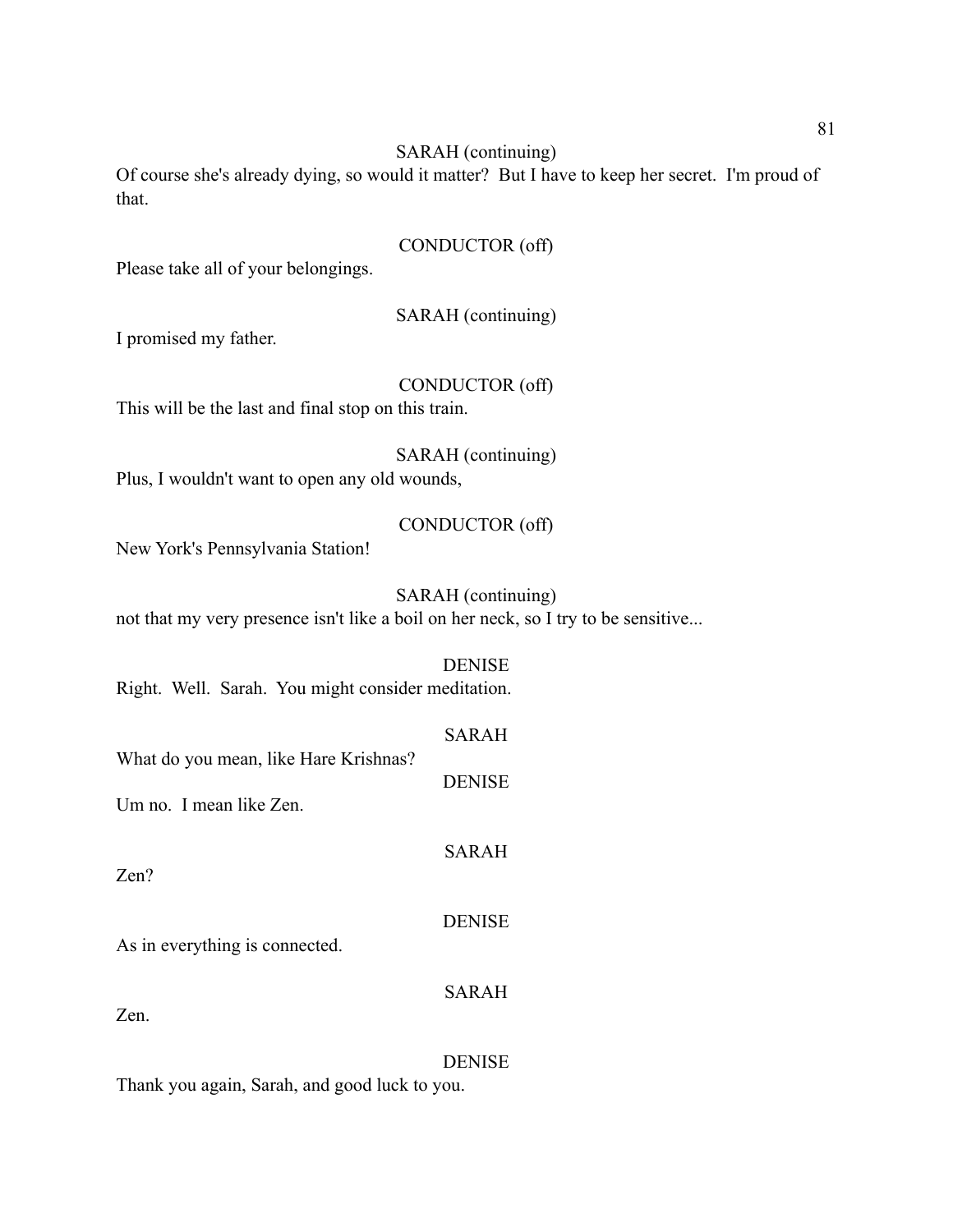SARAH (continuing)

Of course she's already dying, so would it matter? But I have to keep her secret. I'm proud of that.

CONDUCTOR (off)

Please take all of your belongings.

SARAH (continuing)

I promised my father.

CONDUCTOR (off)

This will be the last and final stop on this train.

SARAH (continuing)

Plus, I wouldn't want to open any old wounds,

CONDUCTOR (off)

New York's Pennsylvania Station!

SARAH (continuing)

not that my very presence isn't like a boil on her neck, so I try to be sensitive...

DENISE

Right. Well. Sarah. You might consider meditation.

SARAH

What do you mean, like Hare Krishnas?

DENISE

Um no. I mean like Zen.

SARAH

Zen?

DENISE

As in everything is connected.

SARAH

Zen.

DENISE

Thank you again, Sarah, and good luck to you.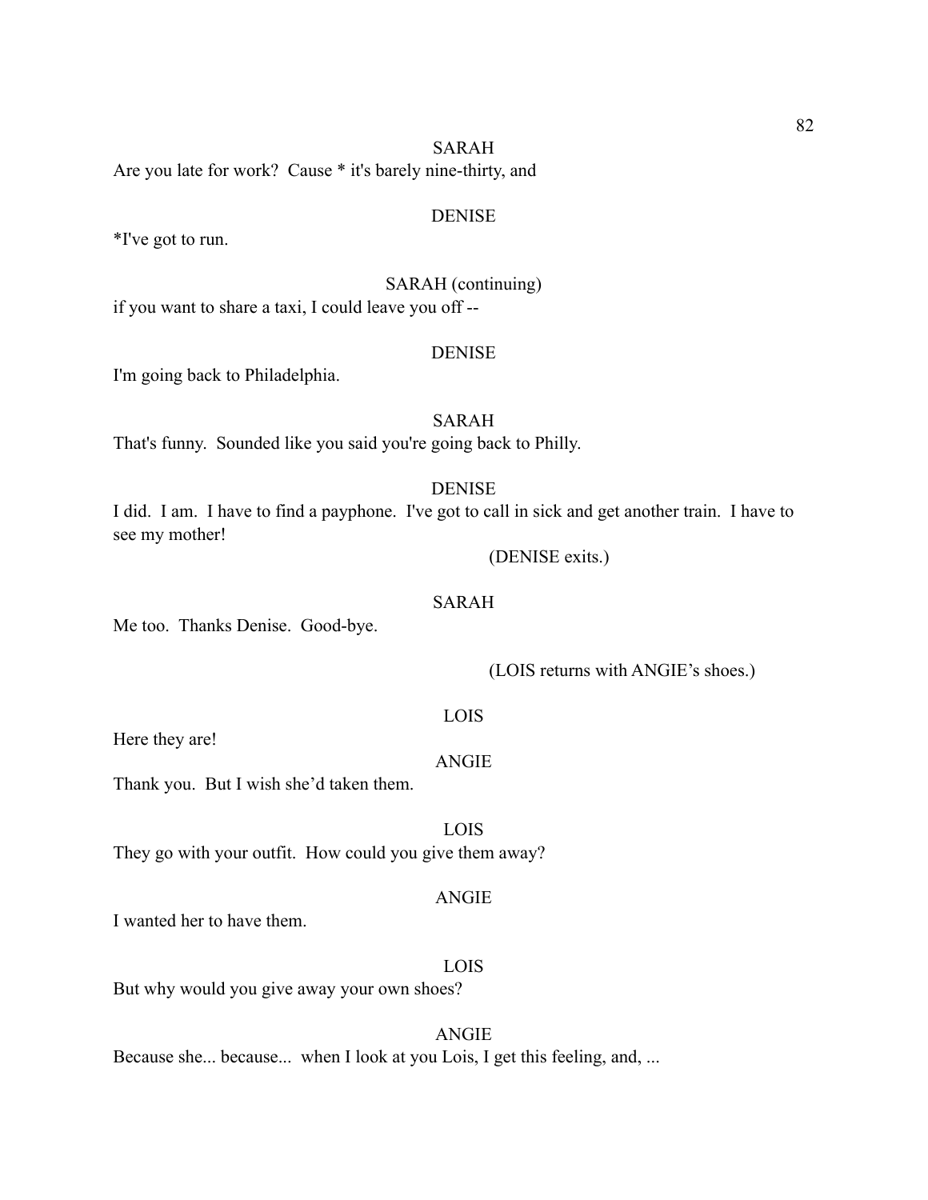SARAH

Are you late for work? Cause * it's barely nine-thirty, and

DENISE

*I've got to run.

SARAH (continuing)

if you want to share a taxi, I could leave you off --

DENISE

I'm going back to Philadelphia.

SARAH

That's funny. Sounded like you said you're going back to Philly.

DENISE

I did. I am. I have to find a payphone. I've got to call in sick and get another train. I have to see my mother!

(DENISE exits.)

SARAH

Me too. Thanks Denise. Good-bye.

(LOIS returns with ANGIE's shoes.)

LOIS

Here they are!

ANGIE

Thank you. But I wish she'd taken them.

LOIS

They go with your outfit. How could you give them away?

ANGIE

I wanted her to have them.

LOIS

But why would you give away your own shoes?

ANGIE

Because she... because... when I look at you Lois, I get this feeling, and, ...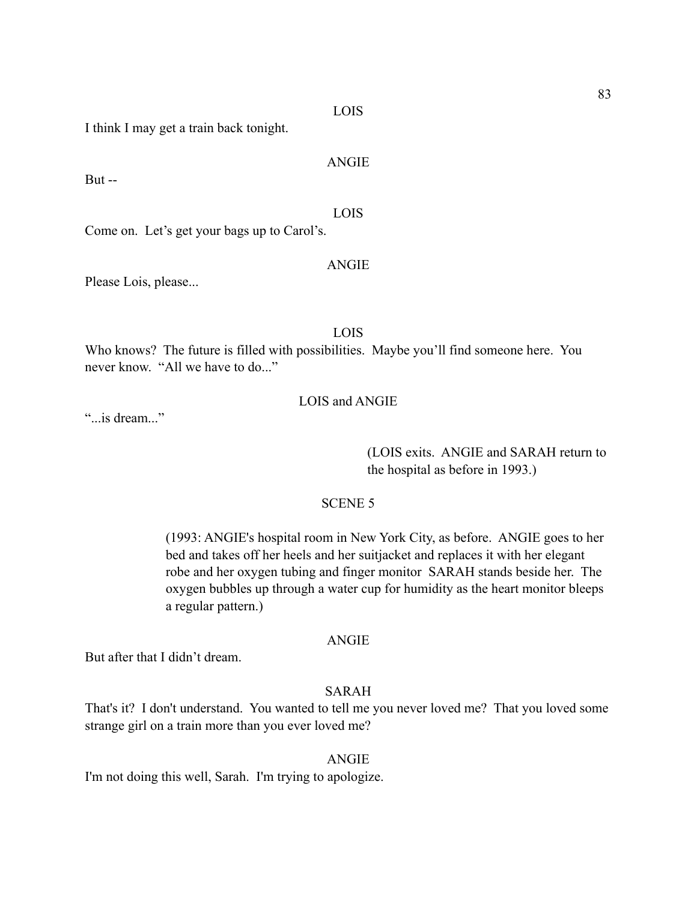LOIS

I think I may get a train back tonight.

ANGIE

But --

LOIS

Come on.  Let's get your bags up to Carol's.

ANGIE

Please Lois, please...

LOIS

Who knows?  The future is filled with possibilities.  Maybe you'll find someone here.  You never know.  "All we have to do..."

LOIS and ANGIE

"...is dream..."

(LOIS exits.  ANGIE and SARAH return to the hospital as before in 1993.)

SCENE 5

(1993: ANGIE's hospital room in New York City, as before.  ANGIE goes to her bed and takes off her heels and her suitjacket and replaces it with her elegant robe and her oxygen tubing and finger monitor  SARAH stands beside her.  The oxygen bubbles up through a water cup for humidity as the heart monitor bleeps a regular pattern.)

ANGIE

But after that I didn't dream.

SARAH

That's it?  I don't understand.  You wanted to tell me you never loved me?  That you loved some strange girl on a train more than you ever loved me?

ANGIE

I'm not doing this well, Sarah.  I'm trying to apologize.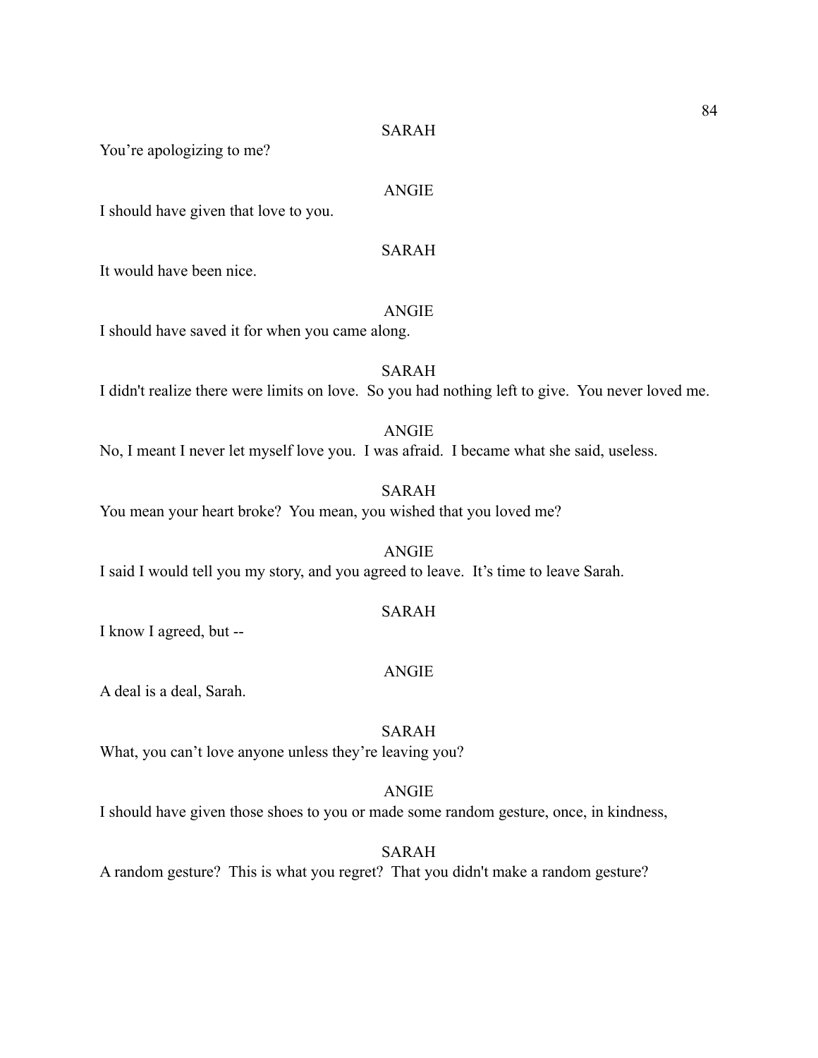SARAH

You're apologizing to me?

ANGIE

I should have given that love to you.

SARAH

It would have been nice.

ANGIE

I should have saved it for when you came along.

SARAH

I didn't realize there were limits on love.  So you had nothing left to give.  You never loved me.

ANGIE

No, I meant I never let myself love you.  I was afraid.  I became what she said, useless.

SARAH

You mean your heart broke?  You mean, you wished that you loved me?

ANGIE

I said I would tell you my story, and you agreed to leave.  It's time to leave Sarah.

SARAH

I know I agreed, but --

ANGIE

A deal is a deal, Sarah.

SARAH

What, you can't love anyone unless they're leaving you?

ANGIE

I should have given those shoes to you or made some random gesture, once, in kindness,

SARAH

A random gesture?  This is what you regret?  That you didn't make a random gesture?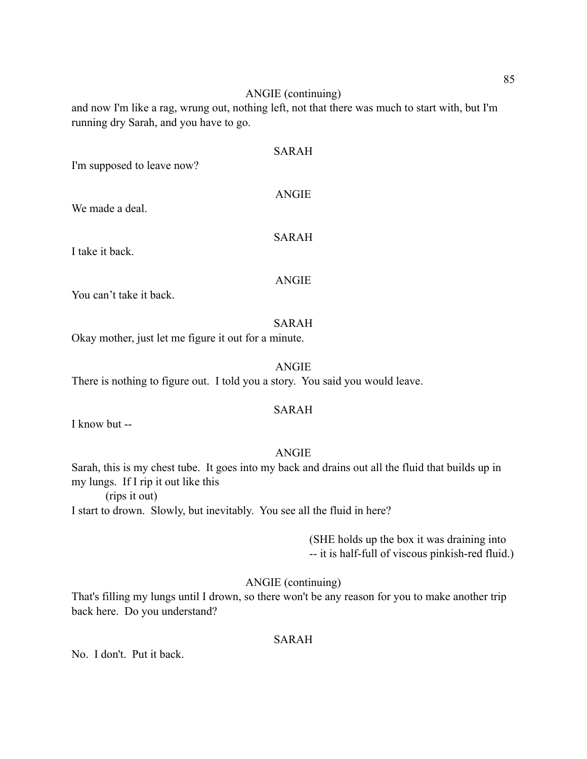ANGIE (continuing)

and now I'm like a rag, wrung out, nothing left, not that there was much to start with, but I'm running dry Sarah, and you have to go.

SARAH

I'm supposed to leave now?

ANGIE

We made a deal.

SARAH

I take it back.

ANGIE

You can't take it back.

SARAH

Okay mother, just let me figure it out for a minute.

ANGIE

There is nothing to figure out. I told you a story. You said you would leave.

SARAH

I know but --

ANGIE

Sarah, this is my chest tube. It goes into my back and drains out all the fluid that builds up in my lungs. If I rip it out like this

(rips it out)

I start to drown. Slowly, but inevitably. You see all the fluid in here?

(SHE holds up the box it was draining into -- it is half-full of viscous pinkish-red fluid.)

ANGIE (continuing)

That's filling my lungs until I drown, so there won't be any reason for you to make another trip back here. Do you understand?

SARAH

No. I don't. Put it back.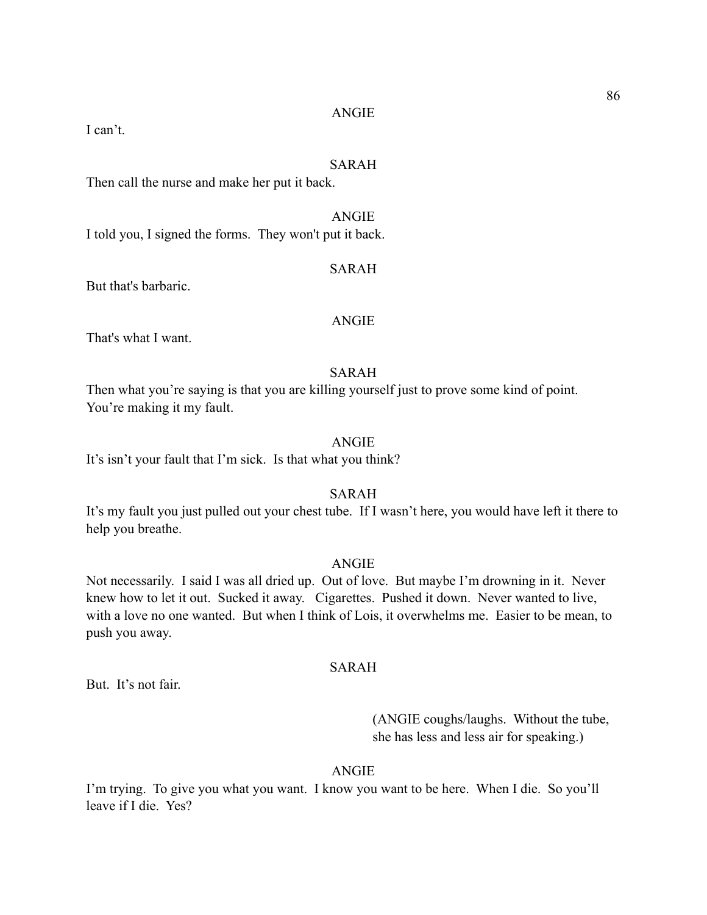ANGIE

I can't.

SARAH

Then call the nurse and make her put it back.

ANGIE

I told you, I signed the forms. They won't put it back.

SARAH

But that's barbaric.

ANGIE

That's what I want.

SARAH

Then what you're saying is that you are killing yourself just to prove some kind of point. You're making it my fault.

ANGIE

It's isn't your fault that I'm sick. Is that what you think?

SARAH

It's my fault you just pulled out your chest tube. If I wasn't here, you would have left it there to help you breathe.

ANGIE

Not necessarily. I said I was all dried up. Out of love. But maybe I'm drowning in it. Never knew how to let it out. Sucked it away. Cigarettes. Pushed it down. Never wanted to live, with a love no one wanted. But when I think of Lois, it overwhelms me. Easier to be mean, to push you away.

SARAH

But. It's not fair.

(ANGIE coughs/laughs. Without the tube, she has less and less air for speaking.)

ANGIE

I'm trying. To give you what you want. I know you want to be here. When I die. So you'll leave if I die. Yes?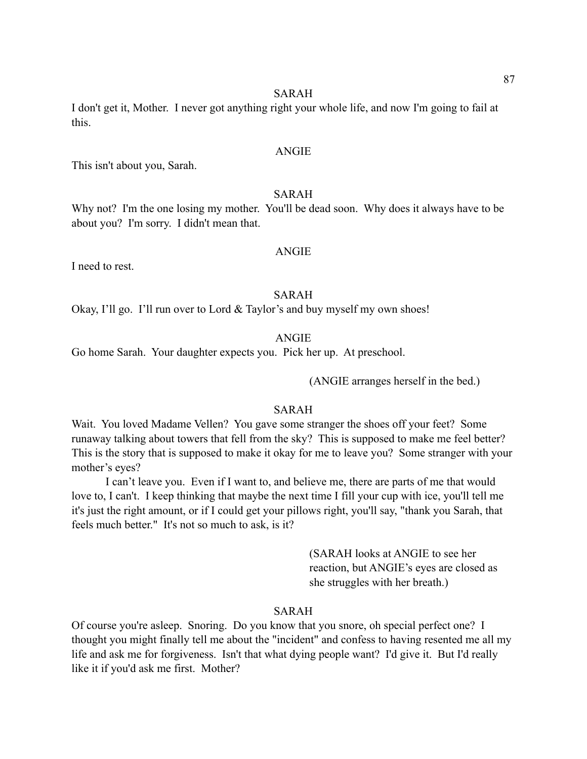SARAH

I don't get it, Mother. I never got anything right your whole life, and now I'm going to fail at this.

ANGIE

This isn't about you, Sarah.

SARAH

Why not? I'm the one losing my mother. You'll be dead soon. Why does it always have to be about you? I'm sorry. I didn't mean that.

ANGIE

I need to rest.

SARAH

Okay, I'll go. I'll run over to Lord & Taylor's and buy myself my own shoes!

ANGIE

Go home Sarah. Your daughter expects you. Pick her up. At preschool.

(ANGIE arranges herself in the bed.)

SARAH

Wait. You loved Madame Vellen? You gave some stranger the shoes off your feet? Some runaway talking about towers that fell from the sky? This is supposed to make me feel better? This is the story that is supposed to make it okay for me to leave you? Some stranger with your mother's eyes?

I can't leave you. Even if I want to, and believe me, there are parts of me that would love to, I can't. I keep thinking that maybe the next time I fill your cup with ice, you'll tell me it's just the right amount, or if I could get your pillows right, you'll say, "thank you Sarah, that feels much better." It's not so much to ask, is it?

(SARAH looks at ANGIE to see her reaction, but ANGIE's eyes are closed as she struggles with her breath.)

SARAH

Of course you're asleep. Snoring. Do you know that you snore, oh special perfect one? I thought you might finally tell me about the "incident" and confess to having resented me all my life and ask me for forgiveness. Isn't that what dying people want? I'd give it. But I'd really like it if you'd ask me first. Mother?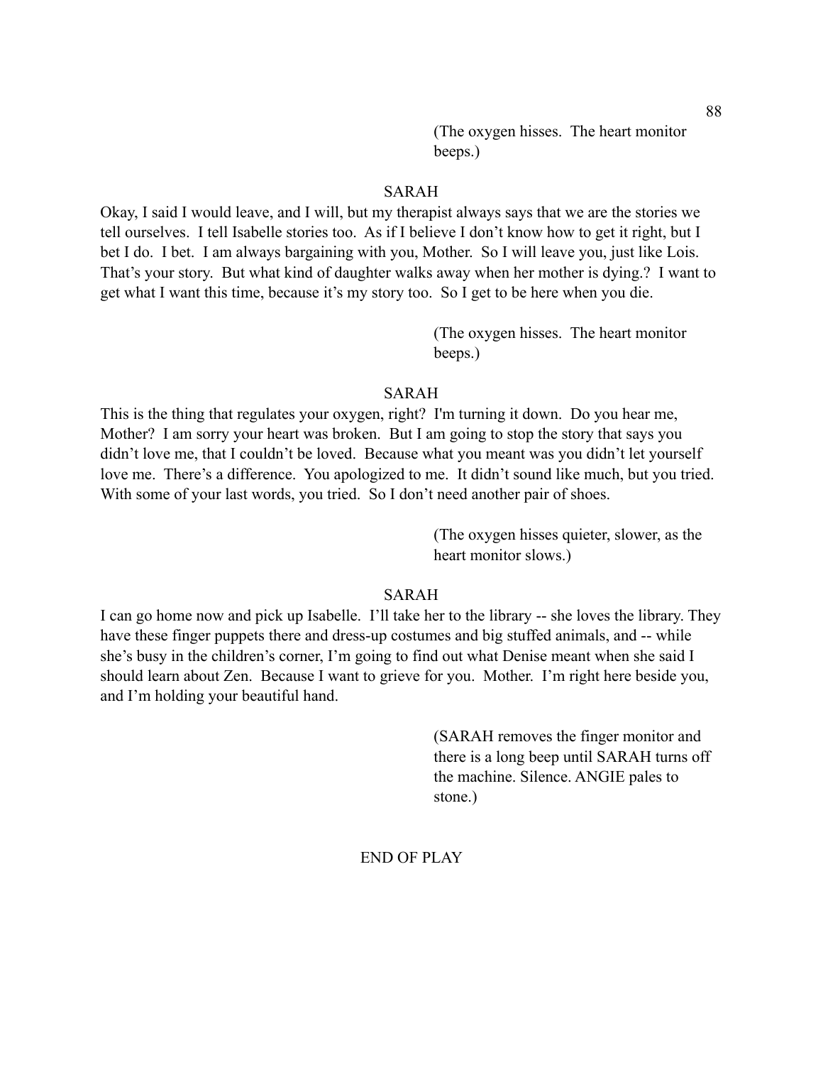(The oxygen hisses. The heart monitor beeps.)

SARAH

Okay, I said I would leave, and I will, but my therapist always says that we are the stories we tell ourselves. I tell Isabelle stories too. As if I believe I don't know how to get it right, but I bet I do. I bet. I am always bargaining with you, Mother. So I will leave you, just like Lois. That's your story. But what kind of daughter walks away when her mother is dying.? I want to get what I want this time, because it's my story too. So I get to be here when you die.

(The oxygen hisses. The heart monitor beeps.)

SARAH

This is the thing that regulates your oxygen, right? I'm turning it down. Do you hear me, Mother? I am sorry your heart was broken. But I am going to stop the story that says you didn't love me, that I couldn't be loved. Because what you meant was you didn't let yourself love me. There's a difference. You apologized to me. It didn't sound like much, but you tried. With some of your last words, you tried. So I don't need another pair of shoes.

(The oxygen hisses quieter, slower, as the heart monitor slows.)

SARAH

I can go home now and pick up Isabelle. I'll take her to the library -- she loves the library. They have these finger puppets there and dress-up costumes and big stuffed animals, and -- while she's busy in the children's corner, I'm going to find out what Denise meant when she said I should learn about Zen. Because I want to grieve for you. Mother. I'm right here beside you, and I'm holding your beautiful hand.

(SARAH removes the finger monitor and there is a long beep until SARAH turns off the machine. Silence. ANGIE pales to stone.)

END OF PLAY